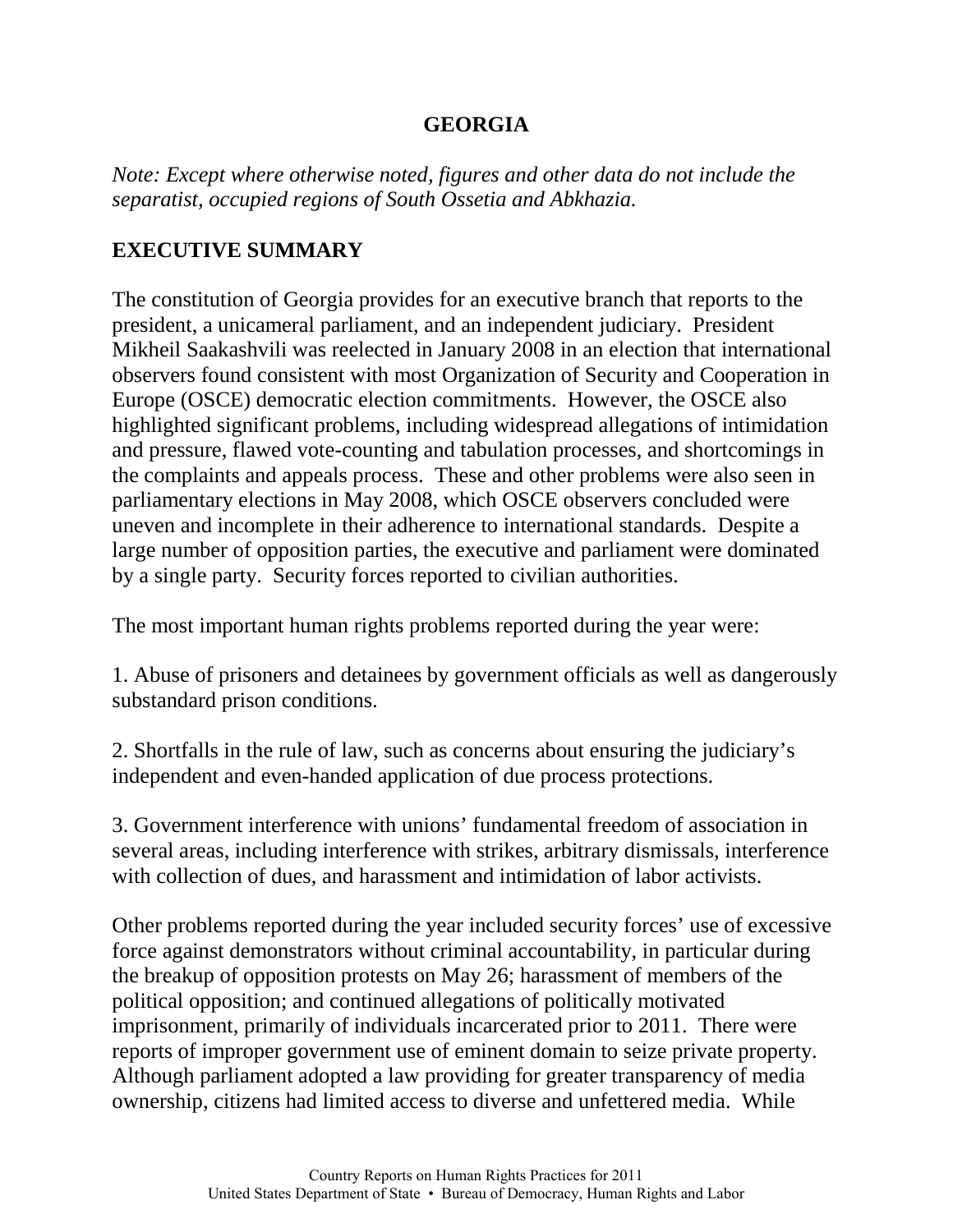# GEORGIA

*Note: Except where otherwise noted, figures and other data do not include the separatist, occupied regions of South Ossetia and Abkhazia.*

## EXECUTIVE SUMMARY

The constitution of Georgia provides for an executive branch that reports to the president, a unicameral parliament, and an independent judiciary. President Mikheil Saakashvili was reelected in January 2008 in an election that international observers found consistent with most Organization of Security and Cooperation in Europe (OSCE) democratic election commitments. However, the OSCE also highlighted significant problems, including widespread allegations of intimidation and pressure, flawed vote-counting and tabulation processes, and shortcomings in the complaints and appeals process. These and other problems were also seen in parliamentary elections in May 2008, which OSCE observers concluded were uneven and incomplete in their adherence to international standards. Despite a large number of opposition parties, the executive and parliament were dominated by a single party. Security forces reported to civilian authorities.

The most important human rights problems reported during the year were:

1. Abuse of prisoners and detainees by government officials as well as dangerously substandard prison conditions.

2. Shortfalls in the rule of law, such as concerns about ensuring the judiciary's independent and even-handed application of due process protections.

3. Government interference with unions' fundamental freedom of association in several areas, including interference with strikes, arbitrary dismissals, interference with collection of dues, and harassment and intimidation of labor activists.

Other problems reported during the year included security forces' use of excessive force against demonstrators without criminal accountability, in particular during the breakup of opposition protests on May 26; harassment of members of the political opposition; and continued allegations of politically motivated imprisonment, primarily of individuals incarcerated prior to 2011. There were reports of improper government use of eminent domain to seize private property. Although parliament adopted a law providing for greater transparency of media ownership, citizens had limited access to diverse and unfettered media. While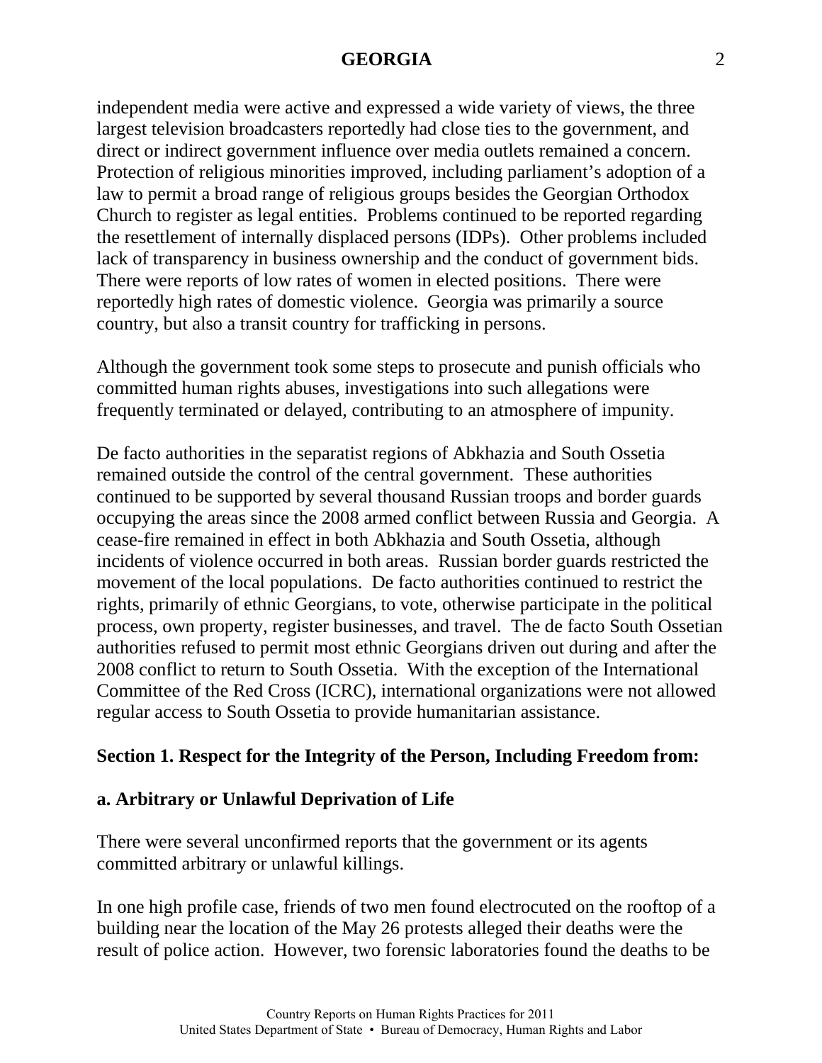independent media were active and expressed a wide variety of views, the three largest television broadcasters reportedly had close ties to the government, and direct or indirect government influence over media outlets remained a concern. Protection of religious minorities improved, including parliament's adoption of a law to permit a broad range of religious groups besides the Georgian Orthodox Church to register as legal entities. Problems continued to be reported regarding the resettlement of internally displaced persons (IDPs). Other problems included lack of transparency in business ownership and the conduct of government bids. There were reports of low rates of women in elected positions. There were reportedly high rates of domestic violence. Georgia was primarily a source country, but also a transit country for trafficking in persons.

Although the government took some steps to prosecute and punish officials who committed human rights abuses, investigations into such allegations were frequently terminated or delayed, contributing to an atmosphere of impunity.

De facto authorities in the separatist regions of Abkhazia and South Ossetia remained outside the control of the central government. These authorities continued to be supported by several thousand Russian troops and border guards occupying the areas since the 2008 armed conflict between Russia and Georgia. A cease-fire remained in effect in both Abkhazia and South Ossetia, although incidents of violence occurred in both areas. Russian border guards restricted the movement of the local populations. De facto authorities continued to restrict the rights, primarily of ethnic Georgians, to vote, otherwise participate in the political process, own property, register businesses, and travel. The de facto South Ossetian authorities refused to permit most ethnic Georgians driven out during and after the 2008 conflict to return to South Ossetia. With the exception of the International Committee of the Red Cross (ICRC), international organizations were not allowed regular access to South Ossetia to provide humanitarian assistance.

## Section 1. Respect for the Integrity of the Person, Including Freedom from:

### a. Arbitrary or Unlawful Deprivation of Life

There were several unconfirmed reports that the government or its agents committed arbitrary or unlawful killings.

In one high profile case, friends of two men found electrocuted on the rooftop of a building near the location of the May 26 protests alleged their deaths were the result of police action. However, two forensic laboratories found the deaths to be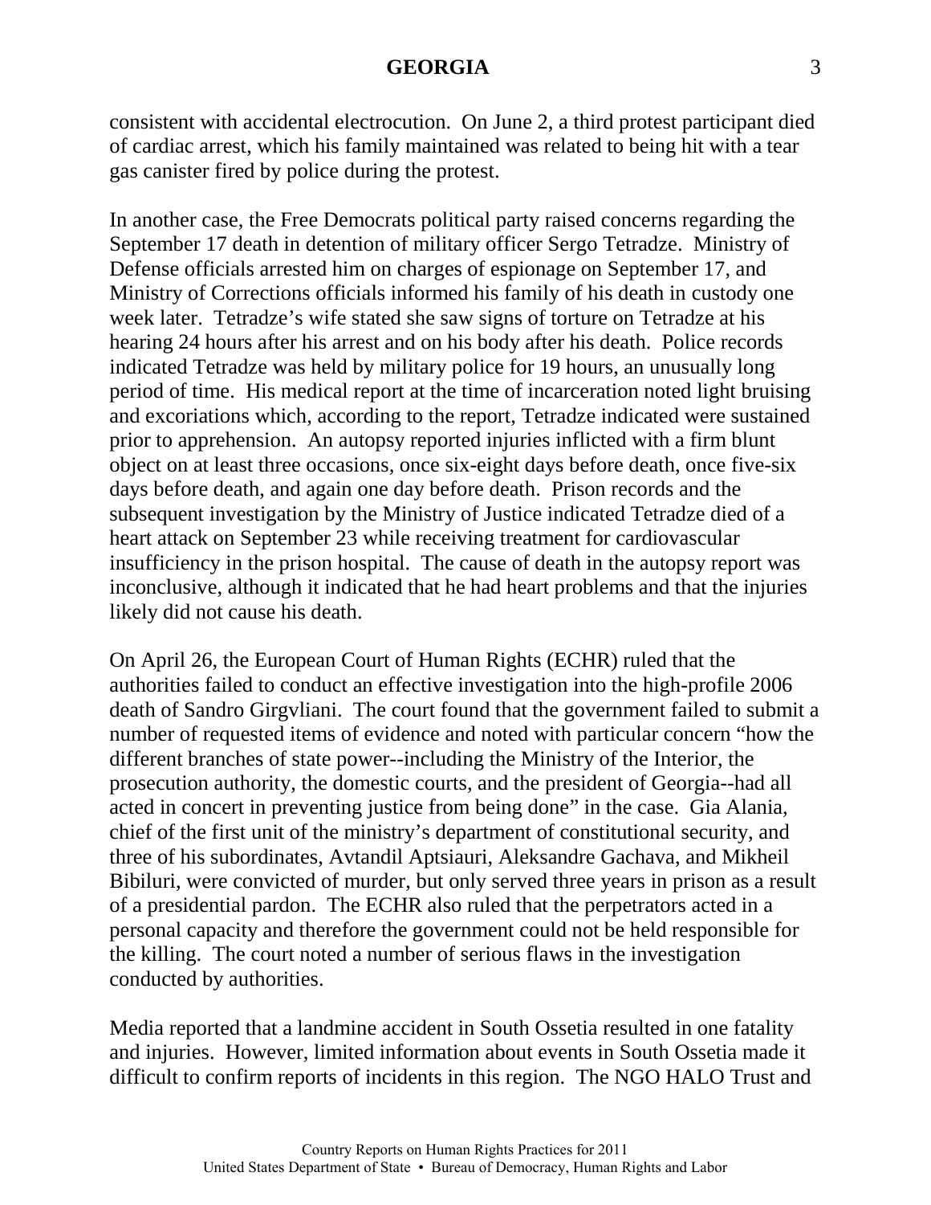consistent with accidental electrocution. On June 2, a third protest participant died of cardiac arrest, which his family maintained was related to being hit with a tear gas canister fired by police during the protest.

In another case, the Free Democrats political party raised concerns regarding the September 17 death in detention of military officer Sergo Tetradze. Ministry of Defense officials arrested him on charges of espionage on September 17, and Ministry of Corrections officials informed his family of his death in custody one week later. Tetradze's wife stated she saw signs of torture on Tetradze at his hearing 24 hours after his arrest and on his body after his death. Police records indicated Tetradze was held by military police for 19 hours, an unusually long period of time. His medical report at the time of incarceration noted light bruising and excoriations which, according to the report, Tetradze indicated were sustained prior to apprehension. An autopsy reported injuries inflicted with a firm blunt object on at least three occasions, once six-eight days before death, once five-six days before death, and again one day before death. Prison records and the subsequent investigation by the Ministry of Justice indicated Tetradze died of a heart attack on September 23 while receiving treatment for cardiovascular insufficiency in the prison hospital. The cause of death in the autopsy report was inconclusive, although it indicated that he had heart problems and that the injuries likely did not cause his death.

On April 26, the European Court of Human Rights (ECHR) ruled that the authorities failed to conduct an effective investigation into the high-profile 2006 death of Sandro Girgvliani. The court found that the government failed to submit a number of requested items of evidence and noted with particular concern "how the different branches of state power--including the Ministry of the Interior, the prosecution authority, the domestic courts, and the president of Georgia--had all acted in concert in preventing justice from being done" in the case. Gia Alania, chief of the first unit of the ministry's department of constitutional security, and three of his subordinates, Avtandil Aptsiauri, Aleksandre Gachava, and Mikheil Bibiluri, were convicted of murder, but only served three years in prison as a result of a presidential pardon. The ECHR also ruled that the perpetrators acted in a personal capacity and therefore the government could not be held responsible for the killing. The court noted a number of serious flaws in the investigation conducted by authorities.

Media reported that a landmine accident in South Ossetia resulted in one fatality and injuries. However, limited information about events in South Ossetia made it difficult to confirm reports of incidents in this region. The NGO HALO Trust and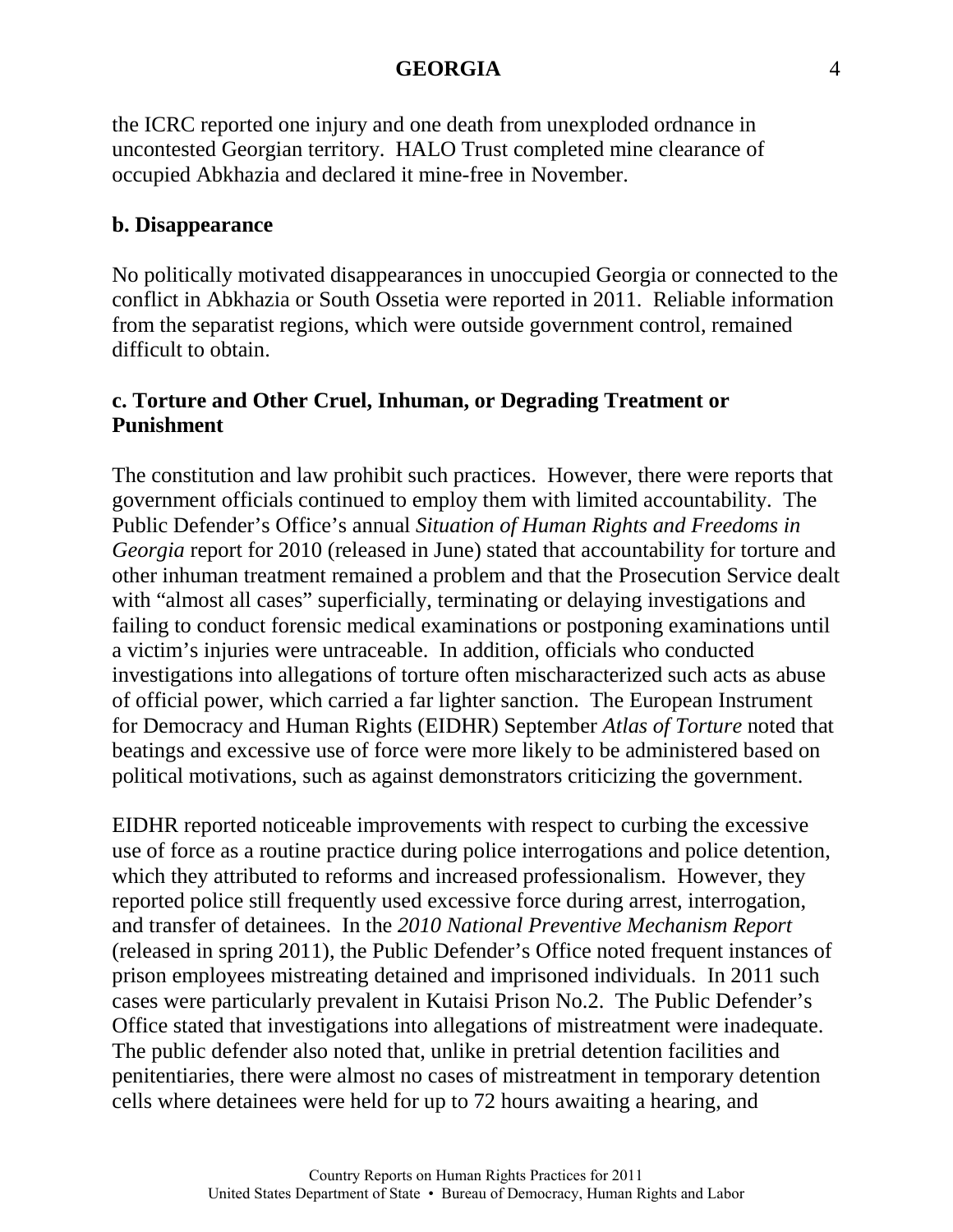the ICRC reported one injury and one death from unexploded ordnance in uncontested Georgian territory. HALO Trust completed mine clearance of occupied Abkhazia and declared it mine-free in November.

**b. Disappearance**

No politically motivated disappearances in unoccupied Georgia or connected to the conflict in Abkhazia or South Ossetia were reported in 2011. Reliable information from the separatist regions, which were outside government control, remained difficult to obtain.

**c. Torture and Other Cruel, Inhuman, or Degrading Treatment or Punishment**

The constitution and law prohibit such practices. However, there were reports that government officials continued to employ them with limited accountability. The Public Defender's Office's annual *Situation of Human Rights and Freedoms in Georgia* report for 2010 (released in June) stated that accountability for torture and other inhuman treatment remained a problem and that the Prosecution Service dealt with "almost all cases" superficially, terminating or delaying investigations and failing to conduct forensic medical examinations or postponing examinations until a victim's injuries were untraceable. In addition, officials who conducted investigations into allegations of torture often mischaracterized such acts as abuse of official power, which carried a far lighter sanction. The European Instrument for Democracy and Human Rights (EIDHR) September *Atlas of Torture* noted that beatings and excessive use of force were more likely to be administered based on political motivations, such as against demonstrators criticizing the government.

EIDHR reported noticeable improvements with respect to curbing the excessive use of force as a routine practice during police interrogations and police detention, which they attributed to reforms and increased professionalism. However, they reported police still frequently used excessive force during arrest, interrogation, and transfer of detainees. In the *2010 National Preventive Mechanism Report* (released in spring 2011), the Public Defender's Office noted frequent instances of prison employees mistreating detained and imprisoned individuals. In 2011 such cases were particularly prevalent in Kutaisi Prison No.2. The Public Defender's Office stated that investigations into allegations of mistreatment were inadequate. The public defender also noted that, unlike in pretrial detention facilities and penitentiaries, there were almost no cases of mistreatment in temporary detention cells where detainees were held for up to 72 hours awaiting a hearing, and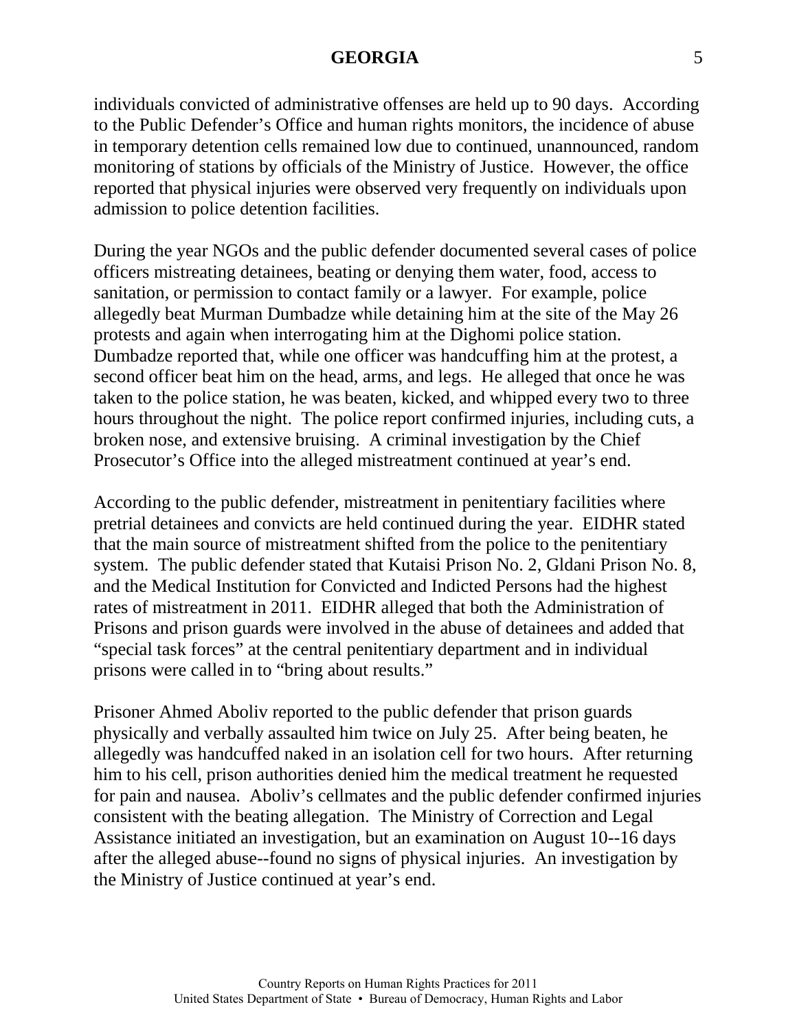individuals convicted of administrative offenses are held up to 90 days. According to the Public Defender's Office and human rights monitors, the incidence of abuse in temporary detention cells remained low due to continued, unannounced, random monitoring of stations by officials of the Ministry of Justice. However, the office reported that physical injuries were observed very frequently on individuals upon admission to police detention facilities.

During the year NGOs and the public defender documented several cases of police officers mistreating detainees, beating or denying them water, food, access to sanitation, or permission to contact family or a lawyer. For example, police allegedly beat Murman Dumbadze while detaining him at the site of the May 26 protests and again when interrogating him at the Dighomi police station. Dumbadze reported that, while one officer was handcuffing him at the protest, a second officer beat him on the head, arms, and legs. He alleged that once he was taken to the police station, he was beaten, kicked, and whipped every two to three hours throughout the night. The police report confirmed injuries, including cuts, a broken nose, and extensive bruising. A criminal investigation by the Chief Prosecutor's Office into the alleged mistreatment continued at year's end.

According to the public defender, mistreatment in penitentiary facilities where pretrial detainees and convicts are held continued during the year. EIDHR stated that the main source of mistreatment shifted from the police to the penitentiary system. The public defender stated that Kutaisi Prison No. 2, Gldani Prison No. 8, and the Medical Institution for Convicted and Indicted Persons had the highest rates of mistreatment in 2011. EIDHR alleged that both the Administration of Prisons and prison guards were involved in the abuse of detainees and added that "special task forces" at the central penitentiary department and in individual prisons were called in to "bring about results."

Prisoner Ahmed Aboliv reported to the public defender that prison guards physically and verbally assaulted him twice on July 25. After being beaten, he allegedly was handcuffed naked in an isolation cell for two hours. After returning him to his cell, prison authorities denied him the medical treatment he requested for pain and nausea. Aboliv's cellmates and the public defender confirmed injuries consistent with the beating allegation. The Ministry of Correction and Legal Assistance initiated an investigation, but an examination on August 10--16 days after the alleged abuse--found no signs of physical injuries. An investigation by the Ministry of Justice continued at year's end.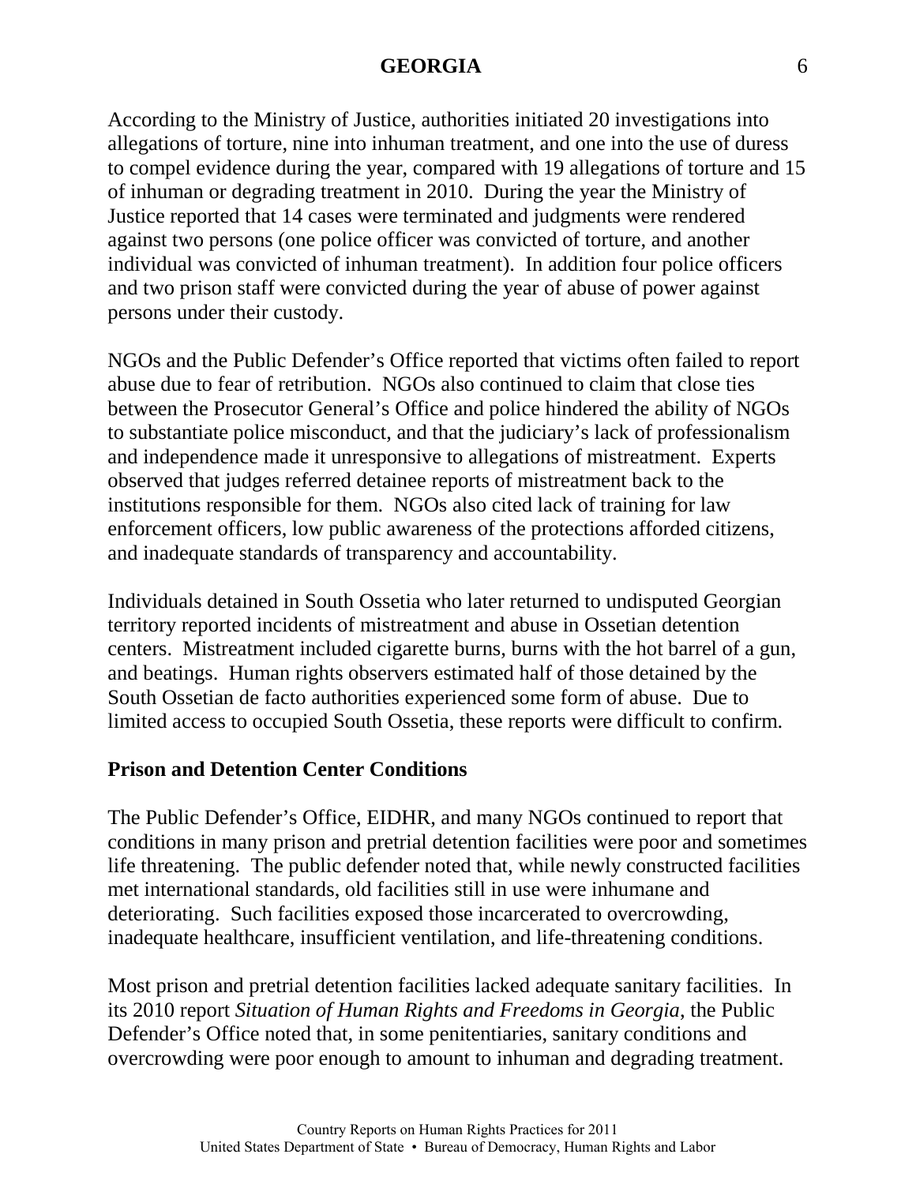According to the Ministry of Justice, authorities initiated 20 investigations into allegations of torture, nine into inhuman treatment, and one into the use of duress to compel evidence during the year, compared with 19 allegations of torture and 15 of inhuman or degrading treatment in 2010. During the year the Ministry of Justice reported that 14 cases were terminated and judgments were rendered against two persons (one police officer was convicted of torture, and another individual was convicted of inhuman treatment). In addition four police officers and two prison staff were convicted during the year of abuse of power against persons under their custody.

NGOs and the Public Defender's Office reported that victims often failed to report abuse due to fear of retribution. NGOs also continued to claim that close ties between the Prosecutor General's Office and police hindered the ability of NGOs to substantiate police misconduct, and that the judiciary's lack of professionalism and independence made it unresponsive to allegations of mistreatment. Experts observed that judges referred detainee reports of mistreatment back to the institutions responsible for them. NGOs also cited lack of training for law enforcement officers, low public awareness of the protections afforded citizens, and inadequate standards of transparency and accountability.

Individuals detained in South Ossetia who later returned to undisputed Georgian territory reported incidents of mistreatment and abuse in Ossetian detention centers. Mistreatment included cigarette burns, burns with the hot barrel of a gun, and beatings. Human rights observers estimated half of those detained by the South Ossetian de facto authorities experienced some form of abuse. Due to limited access to occupied South Ossetia, these reports were difficult to confirm.

**Prison and Detention Center Conditions**

The Public Defender's Office, EIDHR, and many NGOs continued to report that conditions in many prison and pretrial detention facilities were poor and sometimes life threatening. The public defender noted that, while newly constructed facilities met international standards, old facilities still in use were inhumane and deteriorating. Such facilities exposed those incarcerated to overcrowding, inadequate healthcare, insufficient ventilation, and life-threatening conditions.

Most prison and pretrial detention facilities lacked adequate sanitary facilities. In its 2010 report *Situation of Human Rights and Freedoms in Georgia*, the Public Defender's Office noted that, in some penitentiaries, sanitary conditions and overcrowding were poor enough to amount to inhuman and degrading treatment.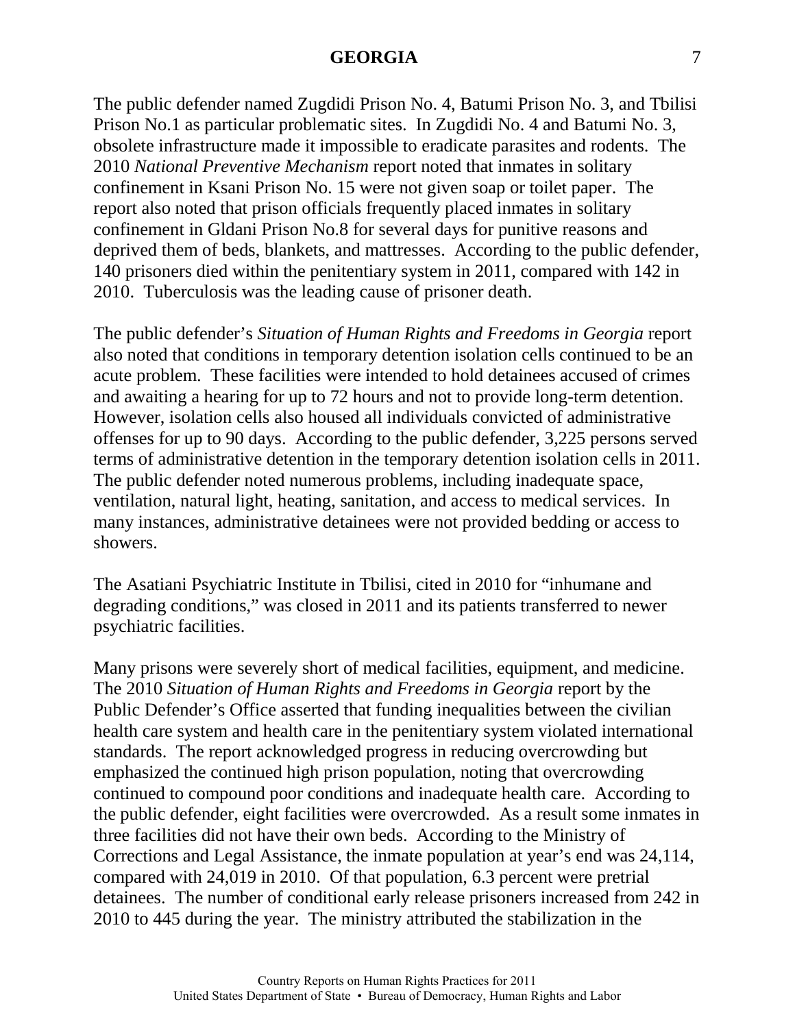The public defender named Zugdidi Prison No. 4, Batumi Prison No. 3, and Tbilisi Prison No.1 as particular problematic sites. In Zugdidi No. 4 and Batumi No. 3, obsolete infrastructure made it impossible to eradicate parasites and rodents. The 2010 *National Preventive Mechanism* report noted that inmates in solitary confinement in Ksani Prison No. 15 were not given soap or toilet paper. The report also noted that prison officials frequently placed inmates in solitary confinement in Gldani Prison No.8 for several days for punitive reasons and deprived them of beds, blankets, and mattresses. According to the public defender, 140 prisoners died within the penitentiary system in 2011, compared with 142 in 2010. Tuberculosis was the leading cause of prisoner death.

The public defender's *Situation of Human Rights and Freedoms in Georgia* report also noted that conditions in temporary detention isolation cells continued to be an acute problem. These facilities were intended to hold detainees accused of crimes and awaiting a hearing for up to 72 hours and not to provide long-term detention. However, isolation cells also housed all individuals convicted of administrative offenses for up to 90 days. According to the public defender, 3,225 persons served terms of administrative detention in the temporary detention isolation cells in 2011. The public defender noted numerous problems, including inadequate space, ventilation, natural light, heating, sanitation, and access to medical services. In many instances, administrative detainees were not provided bedding or access to showers.

The Asatiani Psychiatric Institute in Tbilisi, cited in 2010 for "inhumane and degrading conditions," was closed in 2011 and its patients transferred to newer psychiatric facilities.

Many prisons were severely short of medical facilities, equipment, and medicine. The 2010 *Situation of Human Rights and Freedoms in Georgia* report by the Public Defender's Office asserted that funding inequalities between the civilian health care system and health care in the penitentiary system violated international standards. The report acknowledged progress in reducing overcrowding but emphasized the continued high prison population, noting that overcrowding continued to compound poor conditions and inadequate health care. According to the public defender, eight facilities were overcrowded. As a result some inmates in three facilities did not have their own beds. According to the Ministry of Corrections and Legal Assistance, the inmate population at year's end was 24,114, compared with 24,019 in 2010. Of that population, 6.3 percent were pretrial detainees. The number of conditional early release prisoners increased from 242 in 2010 to 445 during the year. The ministry attributed the stabilization in the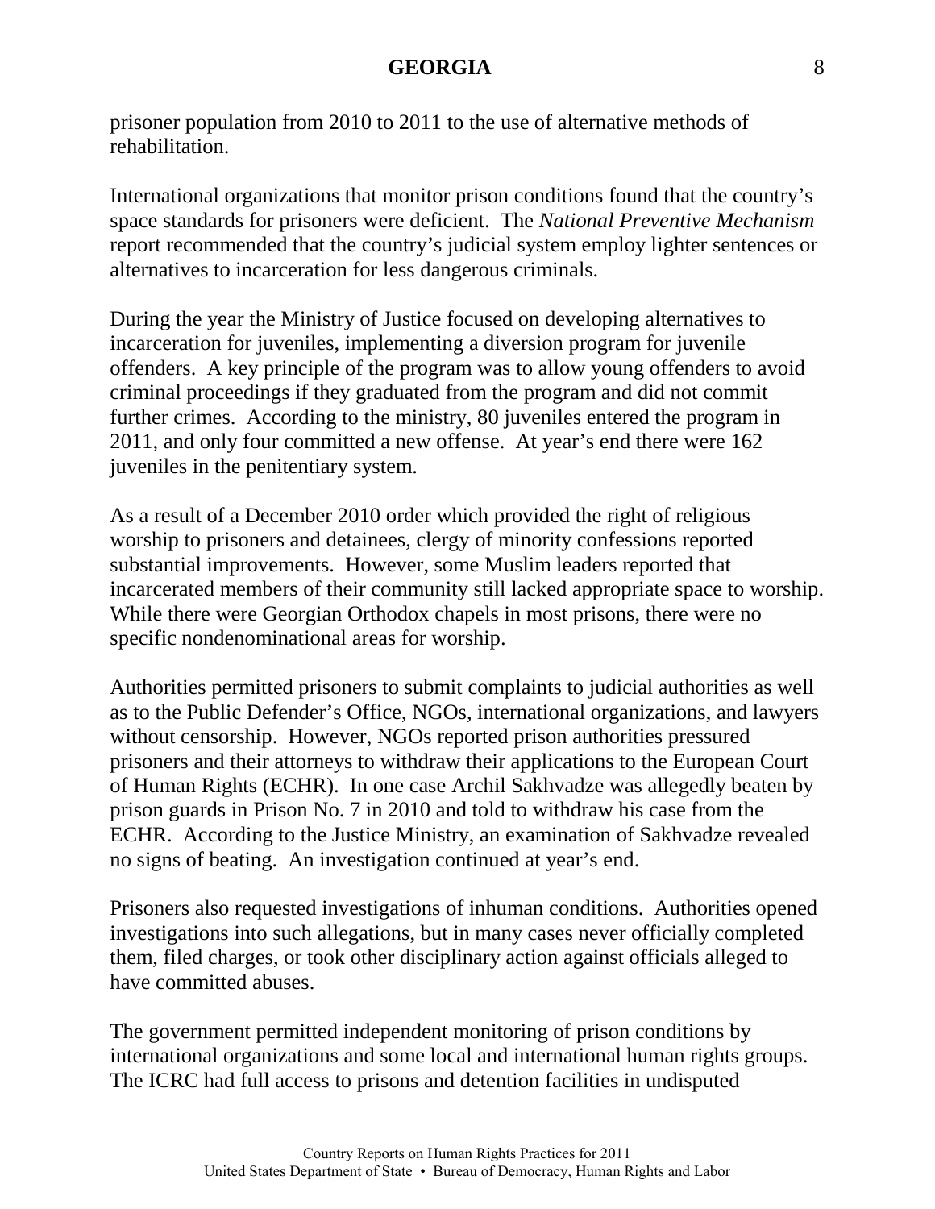prisoner population from 2010 to 2011 to the use of alternative methods of rehabilitation.

International organizations that monitor prison conditions found that the country's space standards for prisoners were deficient. The *National Preventive Mechanism* report recommended that the country's judicial system employ lighter sentences or alternatives to incarceration for less dangerous criminals.

During the year the Ministry of Justice focused on developing alternatives to incarceration for juveniles, implementing a diversion program for juvenile offenders. A key principle of the program was to allow young offenders to avoid criminal proceedings if they graduated from the program and did not commit further crimes. According to the ministry, 80 juveniles entered the program in 2011, and only four committed a new offense. At year's end there were 162 juveniles in the penitentiary system.

As a result of a December 2010 order which provided the right of religious worship to prisoners and detainees, clergy of minority confessions reported substantial improvements. However, some Muslim leaders reported that incarcerated members of their community still lacked appropriate space to worship. While there were Georgian Orthodox chapels in most prisons, there were no specific nondenominational areas for worship.

Authorities permitted prisoners to submit complaints to judicial authorities as well as to the Public Defender's Office, NGOs, international organizations, and lawyers without censorship. However, NGOs reported prison authorities pressured prisoners and their attorneys to withdraw their applications to the European Court of Human Rights (ECHR). In one case Archil Sakhvadze was allegedly beaten by prison guards in Prison No. 7 in 2010 and told to withdraw his case from the ECHR. According to the Justice Ministry, an examination of Sakhvadze revealed no signs of beating. An investigation continued at year's end.

Prisoners also requested investigations of inhuman conditions. Authorities opened investigations into such allegations, but in many cases never officially completed them, filed charges, or took other disciplinary action against officials alleged to have committed abuses.

The government permitted independent monitoring of prison conditions by international organizations and some local and international human rights groups. The ICRC had full access to prisons and detention facilities in undisputed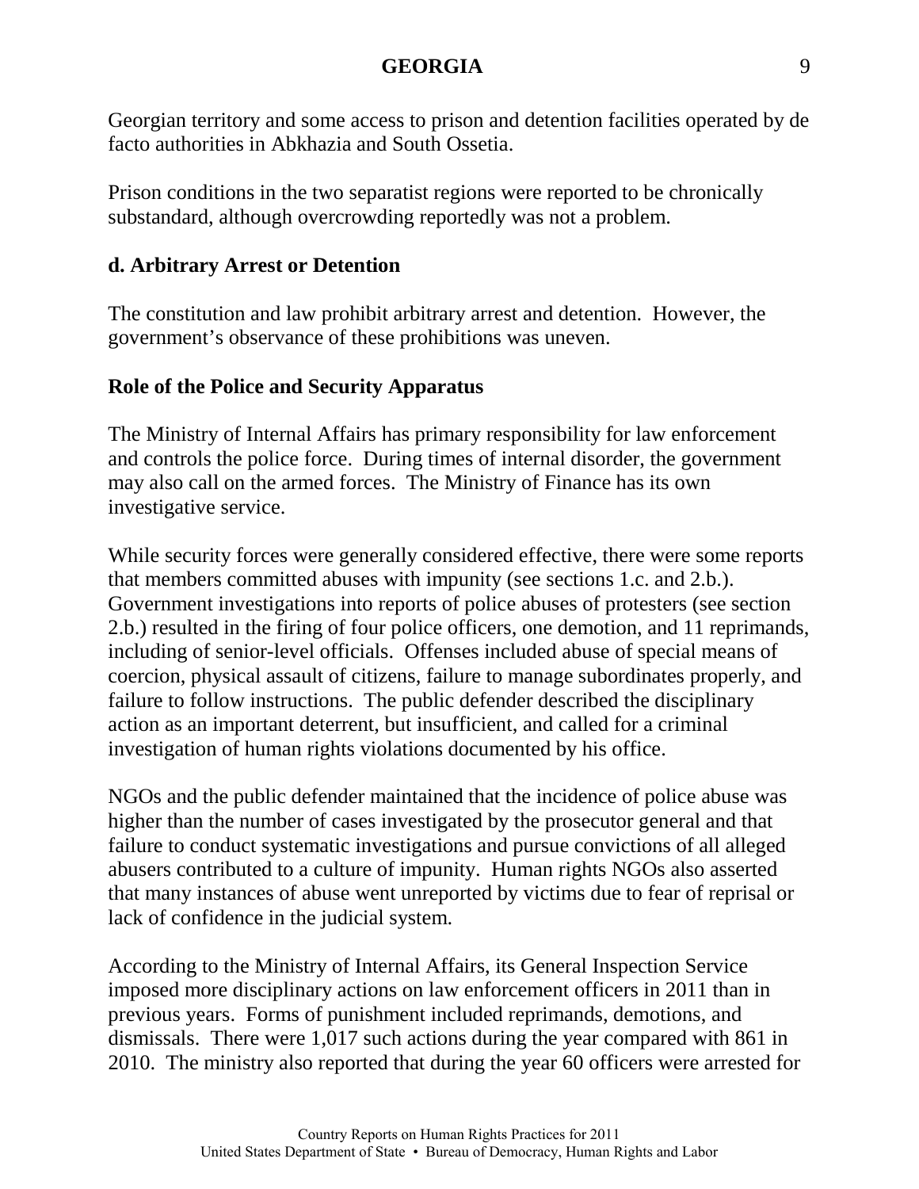Georgian territory and some access to prison and detention facilities operated by de facto authorities in Abkhazia and South Ossetia.

Prison conditions in the two separatist regions were reported to be chronically substandard, although overcrowding reportedly was not a problem.

## d. Arbitrary Arrest or Detention

The constitution and law prohibit arbitrary arrest and detention. However, the government's observance of these prohibitions was uneven.

### Role of the Police and Security Apparatus

The Ministry of Internal Affairs has primary responsibility for law enforcement and controls the police force. During times of internal disorder, the government may also call on the armed forces. The Ministry of Finance has its own investigative service.

While security forces were generally considered effective, there were some reports that members committed abuses with impunity (see sections 1.c. and 2.b.). Government investigations into reports of police abuses of protesters (see section 2.b.) resulted in the firing of four police officers, one demotion, and 11 reprimands, including of senior-level officials. Offenses included abuse of special means of coercion, physical assault of citizens, failure to manage subordinates properly, and failure to follow instructions. The public defender described the disciplinary action as an important deterrent, but insufficient, and called for a criminal investigation of human rights violations documented by his office.

NGOs and the public defender maintained that the incidence of police abuse was higher than the number of cases investigated by the prosecutor general and that failure to conduct systematic investigations and pursue convictions of all alleged abusers contributed to a culture of impunity. Human rights NGOs also asserted that many instances of abuse went unreported by victims due to fear of reprisal or lack of confidence in the judicial system.

According to the Ministry of Internal Affairs, its General Inspection Service imposed more disciplinary actions on law enforcement officers in 2011 than in previous years. Forms of punishment included reprimands, demotions, and dismissals. There were 1,017 such actions during the year compared with 861 in 2010. The ministry also reported that during the year 60 officers were arrested for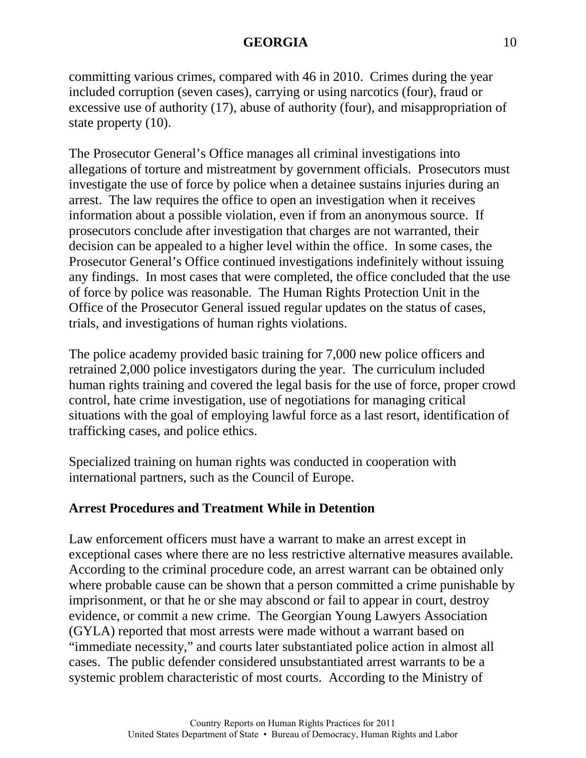committing various crimes, compared with 46 in 2010. Crimes during the year included corruption (seven cases), carrying or using narcotics (four), fraud or excessive use of authority (17), abuse of authority (four), and misappropriation of state property (10).

The Prosecutor General's Office manages all criminal investigations into allegations of torture and mistreatment by government officials. Prosecutors must investigate the use of force by police when a detainee sustains injuries during an arrest. The law requires the office to open an investigation when it receives information about a possible violation, even if from an anonymous source. If prosecutors conclude after investigation that charges are not warranted, their decision can be appealed to a higher level within the office. In some cases, the Prosecutor General's Office continued investigations indefinitely without issuing any findings. In most cases that were completed, the office concluded that the use of force by police was reasonable. The Human Rights Protection Unit in the Office of the Prosecutor General issued regular updates on the status of cases, trials, and investigations of human rights violations.

The police academy provided basic training for 7,000 new police officers and retrained 2,000 police investigators during the year. The curriculum included human rights training and covered the legal basis for the use of force, proper crowd control, hate crime investigation, use of negotiations for managing critical situations with the goal of employing lawful force as a last resort, identification of trafficking cases, and police ethics.

Specialized training on human rights was conducted in cooperation with international partners, such as the Council of Europe.

**Arrest Procedures and Treatment While in Detention**

Law enforcement officers must have a warrant to make an arrest except in exceptional cases where there are no less restrictive alternative measures available. According to the criminal procedure code, an arrest warrant can be obtained only where probable cause can be shown that a person committed a crime punishable by imprisonment, or that he or she may abscond or fail to appear in court, destroy evidence, or commit a new crime. The Georgian Young Lawyers Association (GYLA) reported that most arrests were made without a warrant based on "immediate necessity," and courts later substantiated police action in almost all cases. The public defender considered unsubstantiated arrest warrants to be a systemic problem characteristic of most courts. According to the Ministry of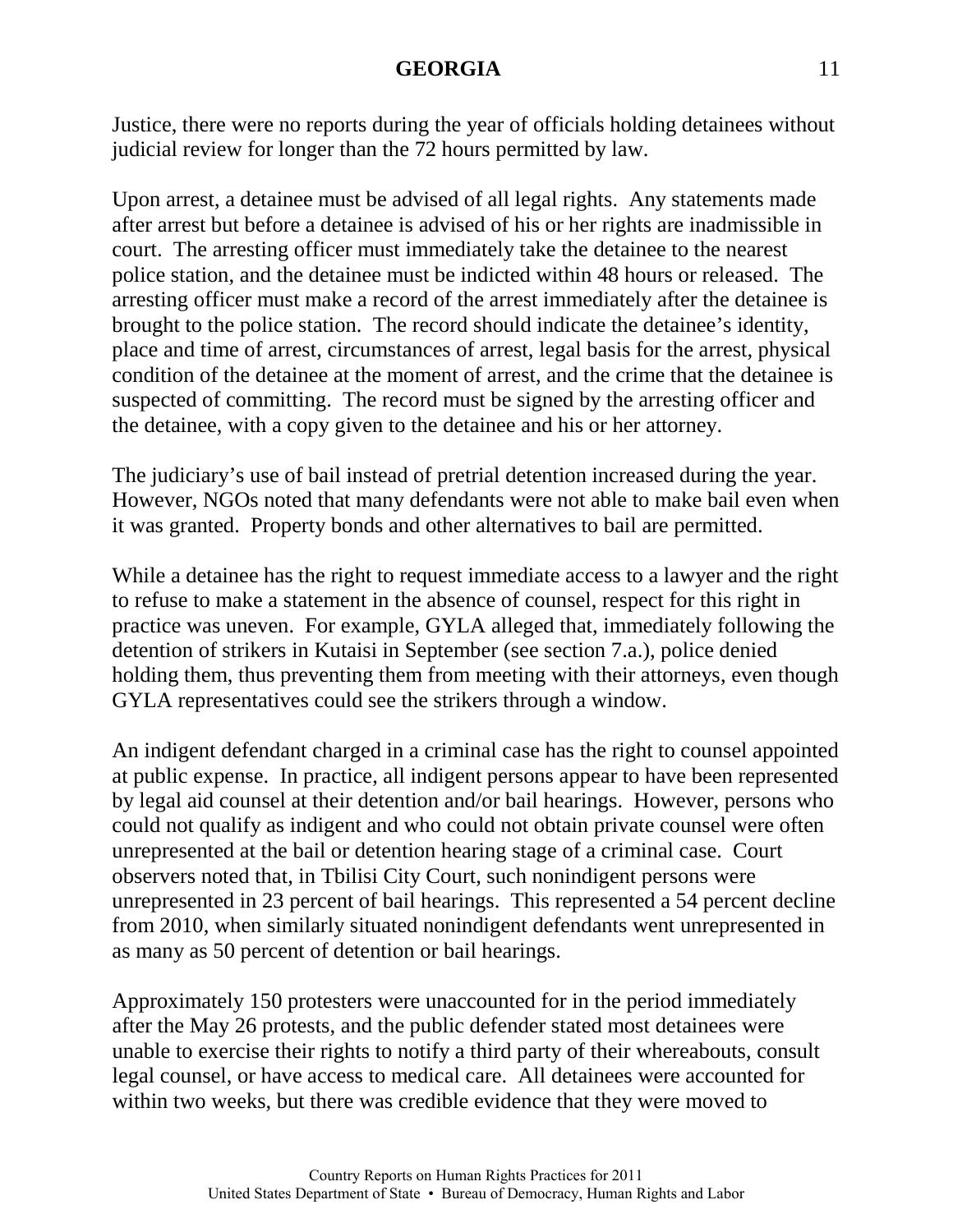Justice, there were no reports during the year of officials holding detainees without judicial review for longer than the 72 hours permitted by law.

Upon arrest, a detainee must be advised of all legal rights. Any statements made after arrest but before a detainee is advised of his or her rights are inadmissible in court. The arresting officer must immediately take the detainee to the nearest police station, and the detainee must be indicted within 48 hours or released. The arresting officer must make a record of the arrest immediately after the detainee is brought to the police station. The record should indicate the detainee's identity, place and time of arrest, circumstances of arrest, legal basis for the arrest, physical condition of the detainee at the moment of arrest, and the crime that the detainee is suspected of committing. The record must be signed by the arresting officer and the detainee, with a copy given to the detainee and his or her attorney.

The judiciary's use of bail instead of pretrial detention increased during the year. However, NGOs noted that many defendants were not able to make bail even when it was granted. Property bonds and other alternatives to bail are permitted.

While a detainee has the right to request immediate access to a lawyer and the right to refuse to make a statement in the absence of counsel, respect for this right in practice was uneven. For example, GYLA alleged that, immediately following the detention of strikers in Kutaisi in September (see section 7.a.), police denied holding them, thus preventing them from meeting with their attorneys, even though GYLA representatives could see the strikers through a window.

An indigent defendant charged in a criminal case has the right to counsel appointed at public expense. In practice, all indigent persons appear to have been represented by legal aid counsel at their detention and/or bail hearings. However, persons who could not qualify as indigent and who could not obtain private counsel were often unrepresented at the bail or detention hearing stage of a criminal case. Court observers noted that, in Tbilisi City Court, such nonindigent persons were unrepresented in 23 percent of bail hearings. This represented a 54 percent decline from 2010, when similarly situated nonindigent defendants went unrepresented in as many as 50 percent of detention or bail hearings.

Approximately 150 protesters were unaccounted for in the period immediately after the May 26 protests, and the public defender stated most detainees were unable to exercise their rights to notify a third party of their whereabouts, consult legal counsel, or have access to medical care. All detainees were accounted for within two weeks, but there was credible evidence that they were moved to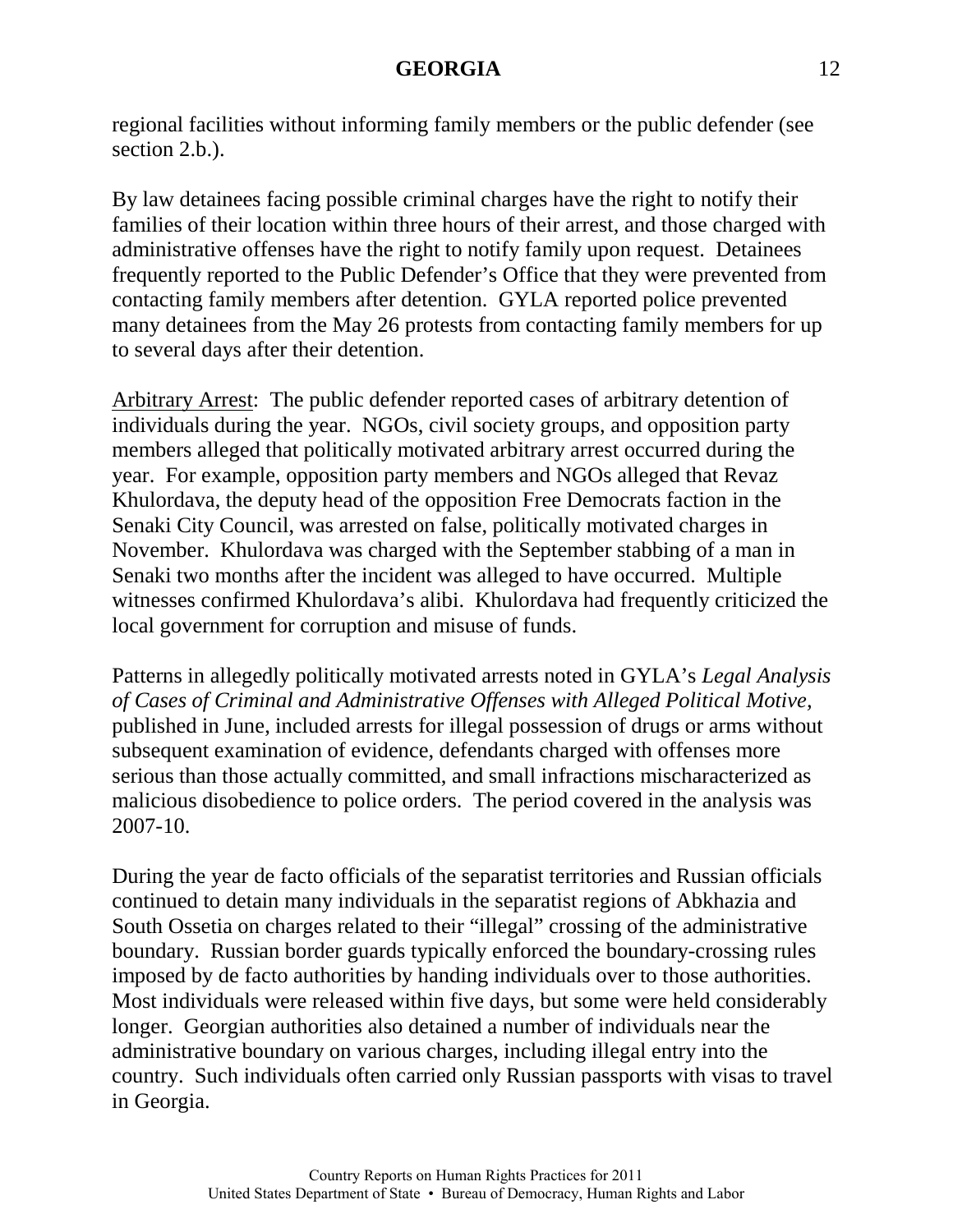regional facilities without informing family members or the public defender (see section 2.b.).

By law detainees facing possible criminal charges have the right to notify their families of their location within three hours of their arrest, and those charged with administrative offenses have the right to notify family upon request. Detainees frequently reported to the Public Defender's Office that they were prevented from contacting family members after detention. GYLA reported police prevented many detainees from the May 26 protests from contacting family members for up to several days after their detention.

Arbitrary Arrest: The public defender reported cases of arbitrary detention of individuals during the year. NGOs, civil society groups, and opposition party members alleged that politically motivated arbitrary arrest occurred during the year. For example, opposition party members and NGOs alleged that Revaz Khulordava, the deputy head of the opposition Free Democrats faction in the Senaki City Council, was arrested on false, politically motivated charges in November. Khulordava was charged with the September stabbing of a man in Senaki two months after the incident was alleged to have occurred. Multiple witnesses confirmed Khulordava's alibi. Khulordava had frequently criticized the local government for corruption and misuse of funds.

Patterns in allegedly politically motivated arrests noted in GYLA's *Legal Analysis of Cases of Criminal and Administrative Offenses with Alleged Political Motive*, published in June, included arrests for illegal possession of drugs or arms without subsequent examination of evidence, defendants charged with offenses more serious than those actually committed, and small infractions mischaracterized as malicious disobedience to police orders. The period covered in the analysis was 2007-10.

During the year de facto officials of the separatist territories and Russian officials continued to detain many individuals in the separatist regions of Abkhazia and South Ossetia on charges related to their "illegal" crossing of the administrative boundary. Russian border guards typically enforced the boundary-crossing rules imposed by de facto authorities by handing individuals over to those authorities. Most individuals were released within five days, but some were held considerably longer. Georgian authorities also detained a number of individuals near the administrative boundary on various charges, including illegal entry into the country. Such individuals often carried only Russian passports with visas to travel in Georgia.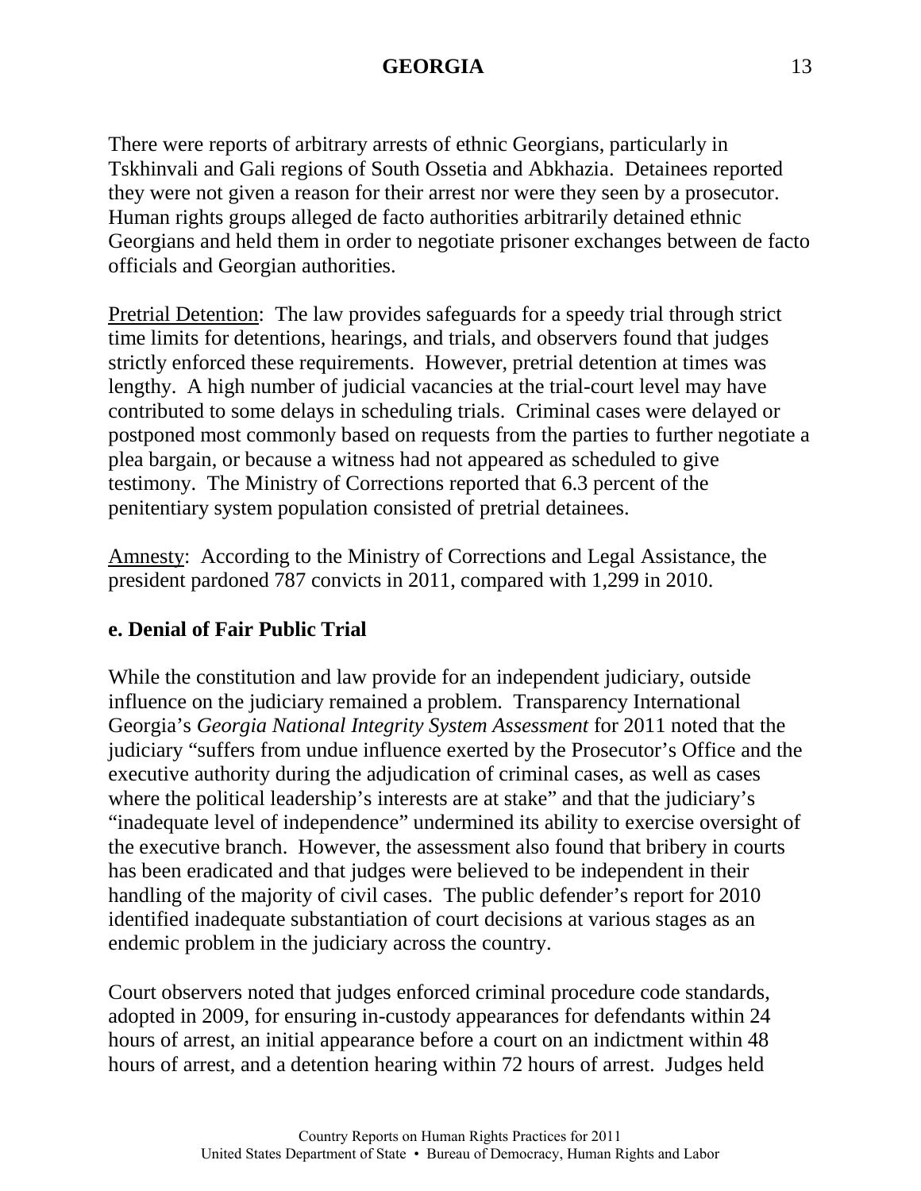There were reports of arbitrary arrests of ethnic Georgians, particularly in Tskhinvali and Gali regions of South Ossetia and Abkhazia. Detainees reported they were not given a reason for their arrest nor were they seen by a prosecutor. Human rights groups alleged de facto authorities arbitrarily detained ethnic Georgians and held them in order to negotiate prisoner exchanges between de facto officials and Georgian authorities.

Pretrial Detention: The law provides safeguards for a speedy trial through strict time limits for detentions, hearings, and trials, and observers found that judges strictly enforced these requirements. However, pretrial detention at times was lengthy. A high number of judicial vacancies at the trial-court level may have contributed to some delays in scheduling trials. Criminal cases were delayed or postponed most commonly based on requests from the parties to further negotiate a plea bargain, or because a witness had not appeared as scheduled to give testimony. The Ministry of Corrections reported that 6.3 percent of the penitentiary system population consisted of pretrial detainees.

Amnesty: According to the Ministry of Corrections and Legal Assistance, the president pardoned 787 convicts in 2011, compared with 1,299 in 2010.

## e. Denial of Fair Public Trial

While the constitution and law provide for an independent judiciary, outside influence on the judiciary remained a problem. Transparency International Georgia's *Georgia National Integrity System Assessment* for 2011 noted that the judiciary "suffers from undue influence exerted by the Prosecutor's Office and the executive authority during the adjudication of criminal cases, as well as cases where the political leadership's interests are at stake" and that the judiciary's "inadequate level of independence" undermined its ability to exercise oversight of the executive branch. However, the assessment also found that bribery in courts has been eradicated and that judges were believed to be independent in their handling of the majority of civil cases. The public defender's report for 2010 identified inadequate substantiation of court decisions at various stages as an endemic problem in the judiciary across the country.

Court observers noted that judges enforced criminal procedure code standards, adopted in 2009, for ensuring in-custody appearances for defendants within 24 hours of arrest, an initial appearance before a court on an indictment within 48 hours of arrest, and a detention hearing within 72 hours of arrest. Judges held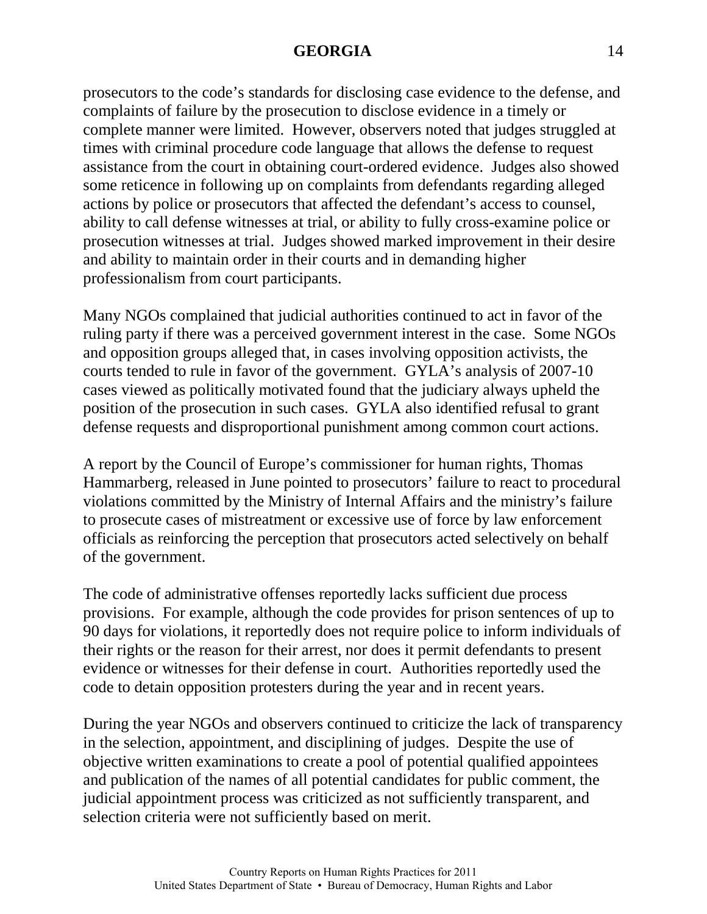prosecutors to the code's standards for disclosing case evidence to the defense, and complaints of failure by the prosecution to disclose evidence in a timely or complete manner were limited. However, observers noted that judges struggled at times with criminal procedure code language that allows the defense to request assistance from the court in obtaining court-ordered evidence. Judges also showed some reticence in following up on complaints from defendants regarding alleged actions by police or prosecutors that affected the defendant's access to counsel, ability to call defense witnesses at trial, or ability to fully cross-examine police or prosecution witnesses at trial. Judges showed marked improvement in their desire and ability to maintain order in their courts and in demanding higher professionalism from court participants.

Many NGOs complained that judicial authorities continued to act in favor of the ruling party if there was a perceived government interest in the case. Some NGOs and opposition groups alleged that, in cases involving opposition activists, the courts tended to rule in favor of the government. GYLA's analysis of 2007-10 cases viewed as politically motivated found that the judiciary always upheld the position of the prosecution in such cases. GYLA also identified refusal to grant defense requests and disproportional punishment among common court actions.

A report by the Council of Europe's commissioner for human rights, Thomas Hammarberg, released in June pointed to prosecutors' failure to react to procedural violations committed by the Ministry of Internal Affairs and the ministry's failure to prosecute cases of mistreatment or excessive use of force by law enforcement officials as reinforcing the perception that prosecutors acted selectively on behalf of the government.

The code of administrative offenses reportedly lacks sufficient due process provisions. For example, although the code provides for prison sentences of up to 90 days for violations, it reportedly does not require police to inform individuals of their rights or the reason for their arrest, nor does it permit defendants to present evidence or witnesses for their defense in court. Authorities reportedly used the code to detain opposition protesters during the year and in recent years.

During the year NGOs and observers continued to criticize the lack of transparency in the selection, appointment, and disciplining of judges. Despite the use of objective written examinations to create a pool of potential qualified appointees and publication of the names of all potential candidates for public comment, the judicial appointment process was criticized as not sufficiently transparent, and selection criteria were not sufficiently based on merit.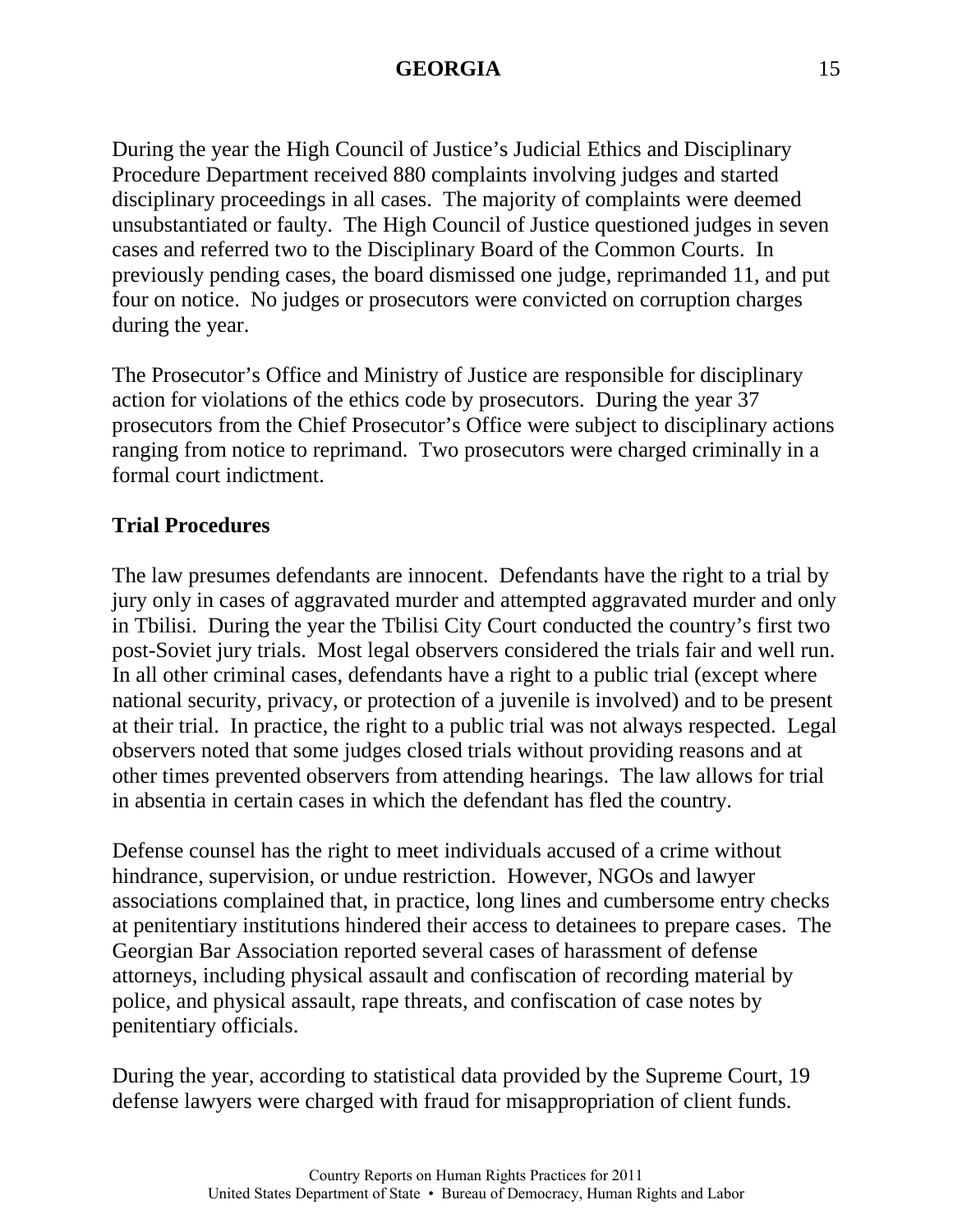During the year the High Council of Justice's Judicial Ethics and Disciplinary Procedure Department received 880 complaints involving judges and started disciplinary proceedings in all cases. The majority of complaints were deemed unsubstantiated or faulty. The High Council of Justice questioned judges in seven cases and referred two to the Disciplinary Board of the Common Courts. In previously pending cases, the board dismissed one judge, reprimanded 11, and put four on notice. No judges or prosecutors were convicted on corruption charges during the year.

The Prosecutor's Office and Ministry of Justice are responsible for disciplinary action for violations of the ethics code by prosecutors. During the year 37 prosecutors from the Chief Prosecutor's Office were subject to disciplinary actions ranging from notice to reprimand. Two prosecutors were charged criminally in a formal court indictment.

**Trial Procedures**

The law presumes defendants are innocent. Defendants have the right to a trial by jury only in cases of aggravated murder and attempted aggravated murder and only in Tbilisi. During the year the Tbilisi City Court conducted the country's first two post-Soviet jury trials. Most legal observers considered the trials fair and well run. In all other criminal cases, defendants have a right to a public trial (except where national security, privacy, or protection of a juvenile is involved) and to be present at their trial. In practice, the right to a public trial was not always respected. Legal observers noted that some judges closed trials without providing reasons and at other times prevented observers from attending hearings. The law allows for trial in absentia in certain cases in which the defendant has fled the country.

Defense counsel has the right to meet individuals accused of a crime without hindrance, supervision, or undue restriction. However, NGOs and lawyer associations complained that, in practice, long lines and cumbersome entry checks at penitentiary institutions hindered their access to detainees to prepare cases. The Georgian Bar Association reported several cases of harassment of defense attorneys, including physical assault and confiscation of recording material by police, and physical assault, rape threats, and confiscation of case notes by penitentiary officials.

During the year, according to statistical data provided by the Supreme Court, 19 defense lawyers were charged with fraud for misappropriation of client funds.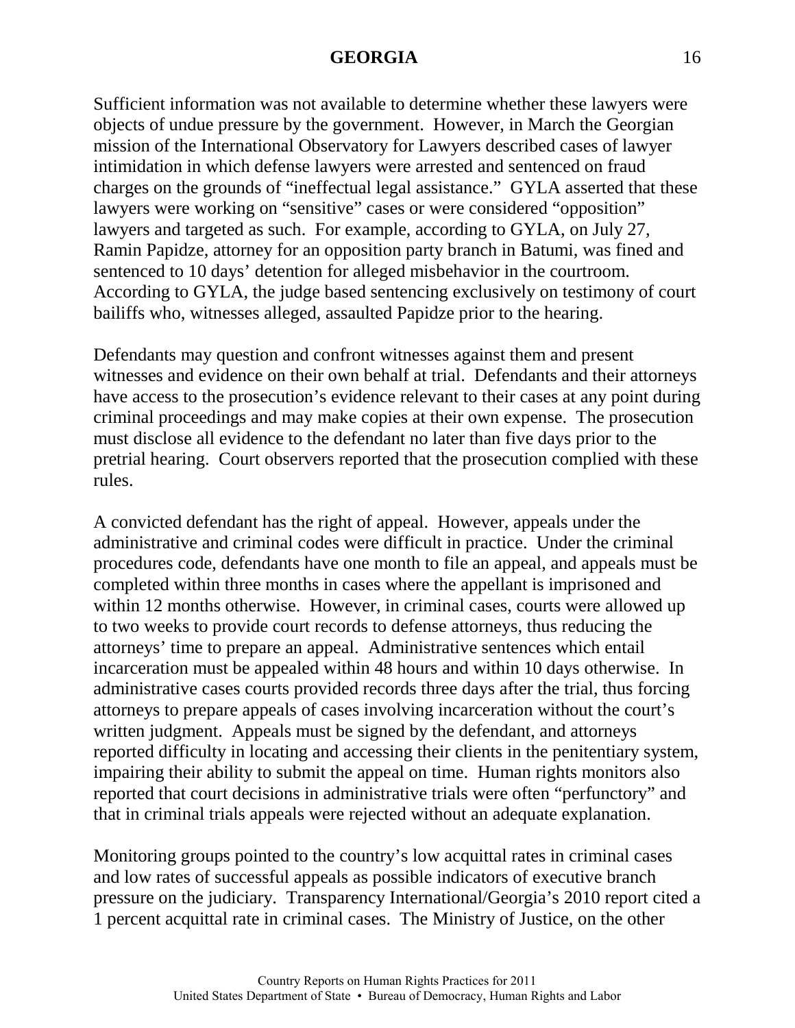Sufficient information was not available to determine whether these lawyers were objects of undue pressure by the government. However, in March the Georgian mission of the International Observatory for Lawyers described cases of lawyer intimidation in which defense lawyers were arrested and sentenced on fraud charges on the grounds of "ineffectual legal assistance." GYLA asserted that these lawyers were working on "sensitive" cases or were considered "opposition" lawyers and targeted as such. For example, according to GYLA, on July 27, Ramin Papidze, attorney for an opposition party branch in Batumi, was fined and sentenced to 10 days' detention for alleged misbehavior in the courtroom. According to GYLA, the judge based sentencing exclusively on testimony of court bailiffs who, witnesses alleged, assaulted Papidze prior to the hearing.

Defendants may question and confront witnesses against them and present witnesses and evidence on their own behalf at trial. Defendants and their attorneys have access to the prosecution's evidence relevant to their cases at any point during criminal proceedings and may make copies at their own expense. The prosecution must disclose all evidence to the defendant no later than five days prior to the pretrial hearing. Court observers reported that the prosecution complied with these rules.

A convicted defendant has the right of appeal. However, appeals under the administrative and criminal codes were difficult in practice. Under the criminal procedures code, defendants have one month to file an appeal, and appeals must be completed within three months in cases where the appellant is imprisoned and within 12 months otherwise. However, in criminal cases, courts were allowed up to two weeks to provide court records to defense attorneys, thus reducing the attorneys' time to prepare an appeal. Administrative sentences which entail incarceration must be appealed within 48 hours and within 10 days otherwise. In administrative cases courts provided records three days after the trial, thus forcing attorneys to prepare appeals of cases involving incarceration without the court's written judgment. Appeals must be signed by the defendant, and attorneys reported difficulty in locating and accessing their clients in the penitentiary system, impairing their ability to submit the appeal on time. Human rights monitors also reported that court decisions in administrative trials were often "perfunctory" and that in criminal trials appeals were rejected without an adequate explanation.

Monitoring groups pointed to the country's low acquittal rates in criminal cases and low rates of successful appeals as possible indicators of executive branch pressure on the judiciary. Transparency International/Georgia's 2010 report cited a 1 percent acquittal rate in criminal cases. The Ministry of Justice, on the other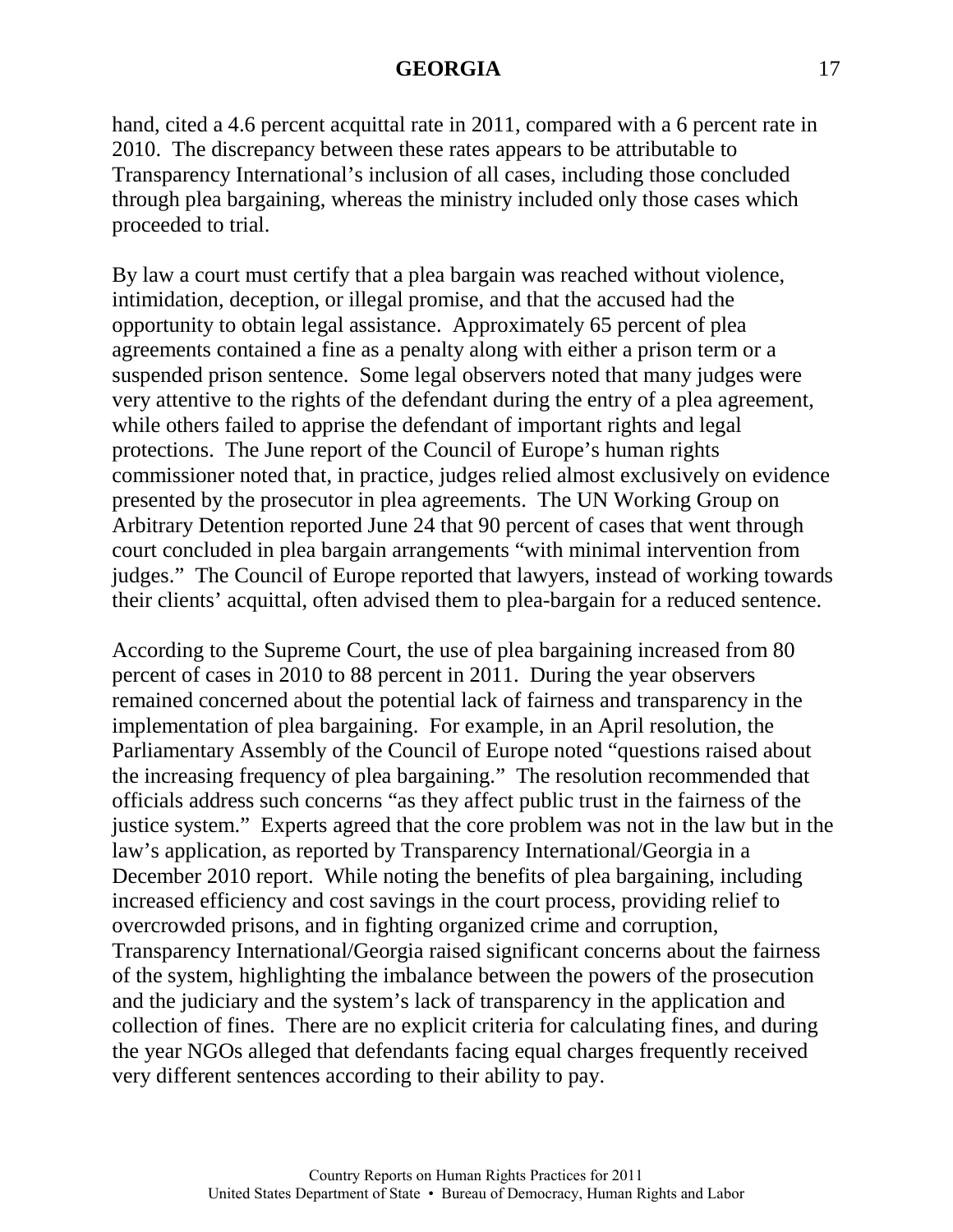hand, cited a 4.6 percent acquittal rate in 2011, compared with a 6 percent rate in 2010. The discrepancy between these rates appears to be attributable to Transparency International's inclusion of all cases, including those concluded through plea bargaining, whereas the ministry included only those cases which proceeded to trial.

By law a court must certify that a plea bargain was reached without violence, intimidation, deception, or illegal promise, and that the accused had the opportunity to obtain legal assistance. Approximately 65 percent of plea agreements contained a fine as a penalty along with either a prison term or a suspended prison sentence. Some legal observers noted that many judges were very attentive to the rights of the defendant during the entry of a plea agreement, while others failed to apprise the defendant of important rights and legal protections. The June report of the Council of Europe's human rights commissioner noted that, in practice, judges relied almost exclusively on evidence presented by the prosecutor in plea agreements. The UN Working Group on Arbitrary Detention reported June 24 that 90 percent of cases that went through court concluded in plea bargain arrangements "with minimal intervention from judges." The Council of Europe reported that lawyers, instead of working towards their clients' acquittal, often advised them to plea-bargain for a reduced sentence.

According to the Supreme Court, the use of plea bargaining increased from 80 percent of cases in 2010 to 88 percent in 2011. During the year observers remained concerned about the potential lack of fairness and transparency in the implementation of plea bargaining. For example, in an April resolution, the Parliamentary Assembly of the Council of Europe noted "questions raised about the increasing frequency of plea bargaining." The resolution recommended that officials address such concerns "as they affect public trust in the fairness of the justice system." Experts agreed that the core problem was not in the law but in the law's application, as reported by Transparency International/Georgia in a December 2010 report. While noting the benefits of plea bargaining, including increased efficiency and cost savings in the court process, providing relief to overcrowded prisons, and in fighting organized crime and corruption, Transparency International/Georgia raised significant concerns about the fairness of the system, highlighting the imbalance between the powers of the prosecution and the judiciary and the system's lack of transparency in the application and collection of fines. There are no explicit criteria for calculating fines, and during the year NGOs alleged that defendants facing equal charges frequently received very different sentences according to their ability to pay.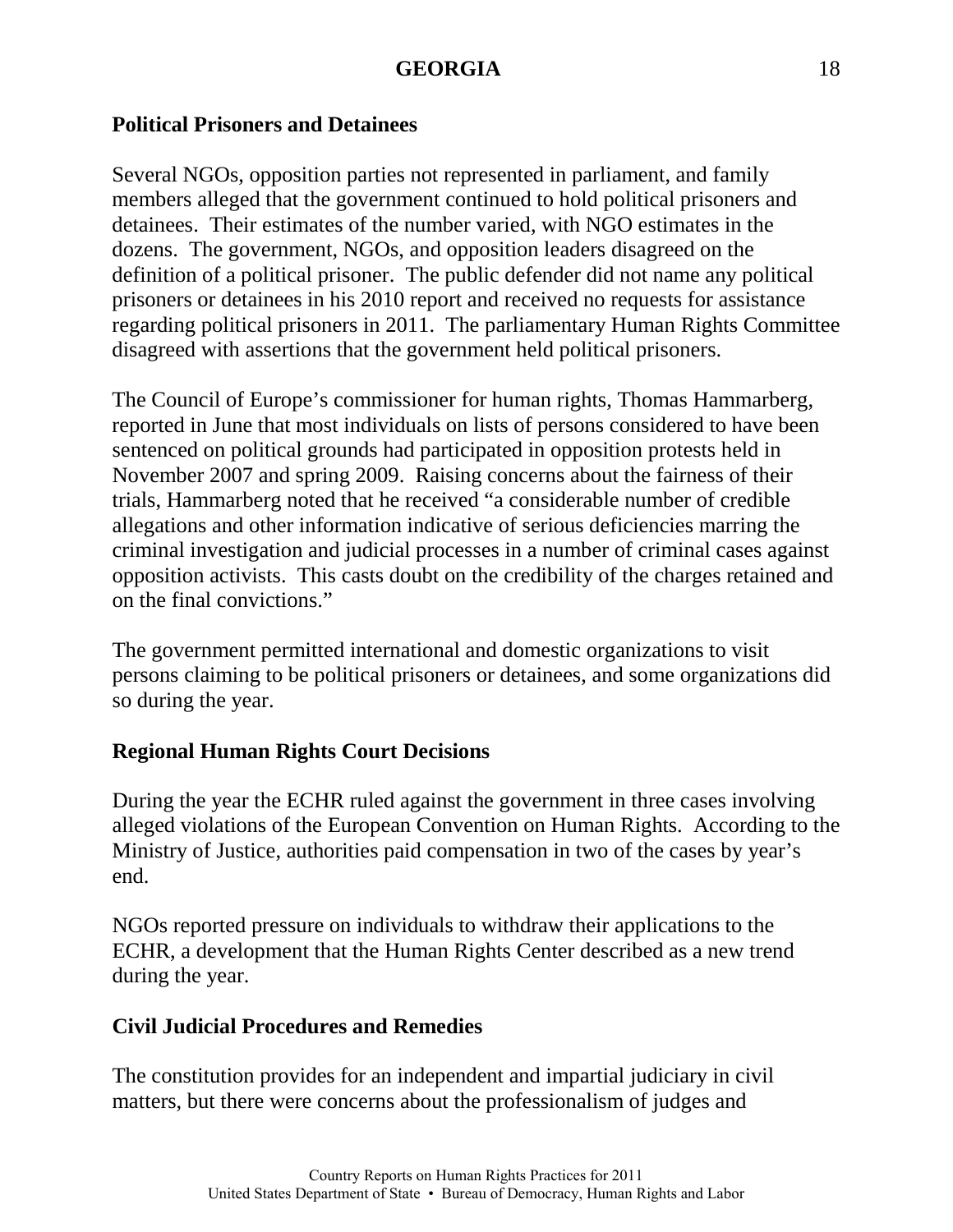**Political Prisoners and Detainees**

Several NGOs, opposition parties not represented in parliament, and family members alleged that the government continued to hold political prisoners and detainees. Their estimates of the number varied, with NGO estimates in the dozens. The government, NGOs, and opposition leaders disagreed on the definition of a political prisoner. The public defender did not name any political prisoners or detainees in his 2010 report and received no requests for assistance regarding political prisoners in 2011. The parliamentary Human Rights Committee disagreed with assertions that the government held political prisoners.

The Council of Europe's commissioner for human rights, Thomas Hammarberg, reported in June that most individuals on lists of persons considered to have been sentenced on political grounds had participated in opposition protests held in November 2007 and spring 2009. Raising concerns about the fairness of their trials, Hammarberg noted that he received "a considerable number of credible allegations and other information indicative of serious deficiencies marring the criminal investigation and judicial processes in a number of criminal cases against opposition activists. This casts doubt on the credibility of the charges retained and on the final convictions."

The government permitted international and domestic organizations to visit persons claiming to be political prisoners or detainees, and some organizations did so during the year.

**Regional Human Rights Court Decisions**

During the year the ECHR ruled against the government in three cases involving alleged violations of the European Convention on Human Rights. According to the Ministry of Justice, authorities paid compensation in two of the cases by year's end.

NGOs reported pressure on individuals to withdraw their applications to the ECHR, a development that the Human Rights Center described as a new trend during the year.

**Civil Judicial Procedures and Remedies**

The constitution provides for an independent and impartial judiciary in civil matters, but there were concerns about the professionalism of judges and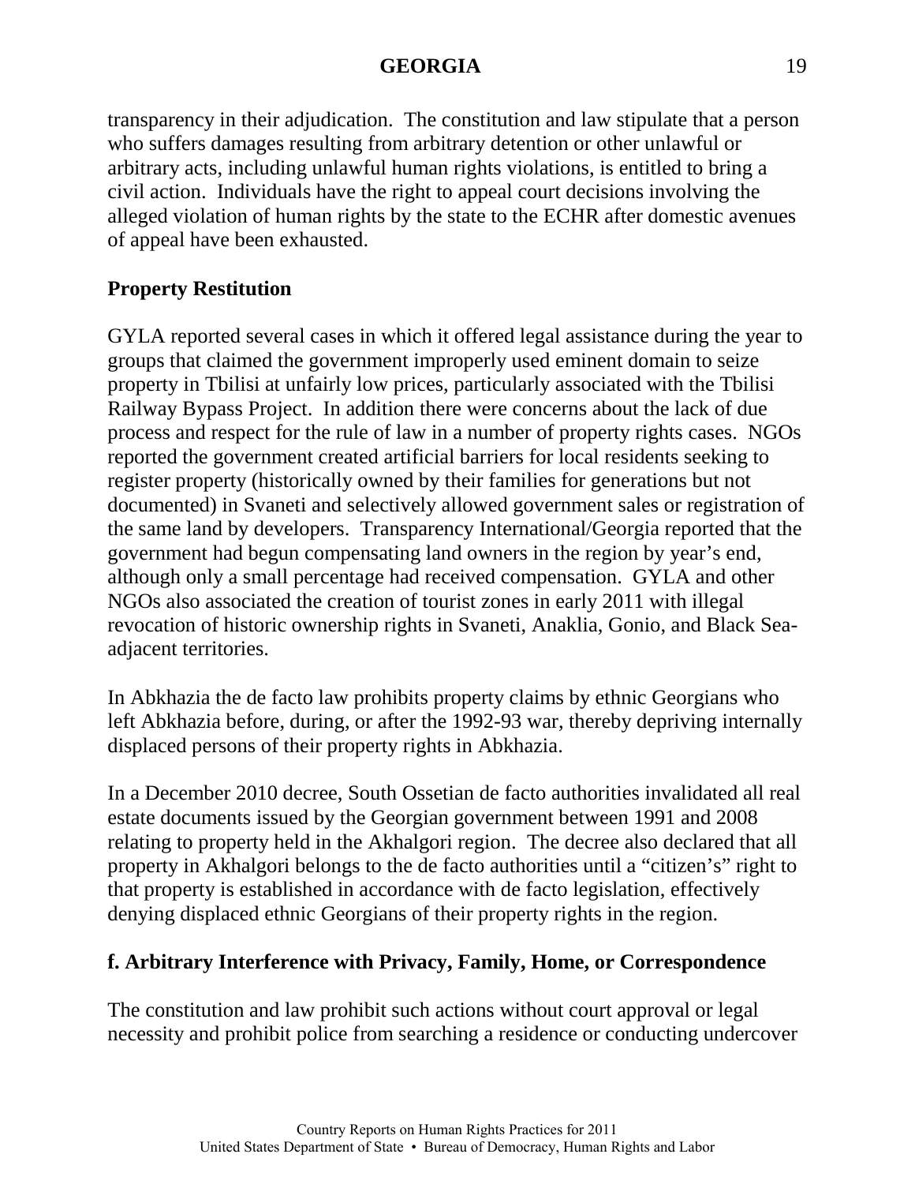transparency in their adjudication. The constitution and law stipulate that a person who suffers damages resulting from arbitrary detention or other unlawful or arbitrary acts, including unlawful human rights violations, is entitled to bring a civil action. Individuals have the right to appeal court decisions involving the alleged violation of human rights by the state to the ECHR after domestic avenues of appeal have been exhausted.

**Property Restitution**

GYLA reported several cases in which it offered legal assistance during the year to groups that claimed the government improperly used eminent domain to seize property in Tbilisi at unfairly low prices, particularly associated with the Tbilisi Railway Bypass Project. In addition there were concerns about the lack of due process and respect for the rule of law in a number of property rights cases. NGOs reported the government created artificial barriers for local residents seeking to register property (historically owned by their families for generations but not documented) in Svaneti and selectively allowed government sales or registration of the same land by developers. Transparency International/Georgia reported that the government had begun compensating land owners in the region by year's end, although only a small percentage had received compensation. GYLA and other NGOs also associated the creation of tourist zones in early 2011 with illegal revocation of historic ownership rights in Svaneti, Anaklia, Gonio, and Black Sea-adjacent territories.

In Abkhazia the de facto law prohibits property claims by ethnic Georgians who left Abkhazia before, during, or after the 1992-93 war, thereby depriving internally displaced persons of their property rights in Abkhazia.

In a December 2010 decree, South Ossetian de facto authorities invalidated all real estate documents issued by the Georgian government between 1991 and 2008 relating to property held in the Akhalgori region. The decree also declared that all property in Akhalgori belongs to the de facto authorities until a "citizen's" right to that property is established in accordance with de facto legislation, effectively denying displaced ethnic Georgians of their property rights in the region.

**f. Arbitrary Interference with Privacy, Family, Home, or Correspondence**

The constitution and law prohibit such actions without court approval or legal necessity and prohibit police from searching a residence or conducting undercover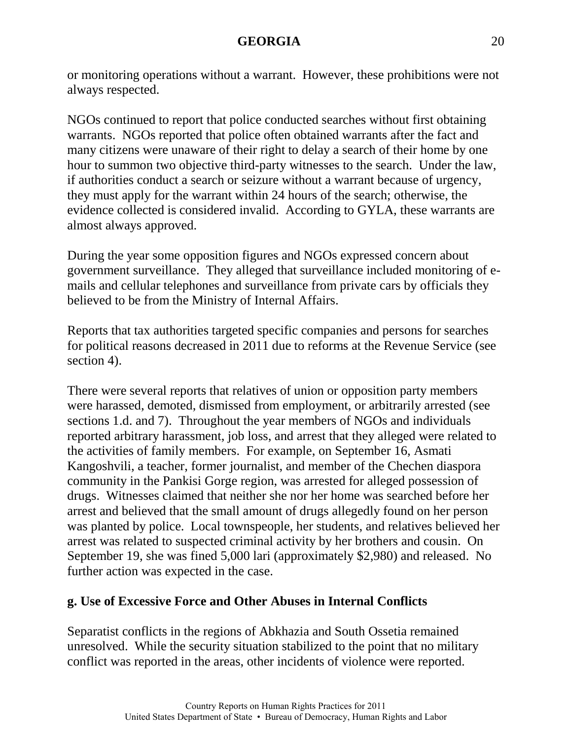or monitoring operations without a warrant. However, these prohibitions were not always respected.

NGOs continued to report that police conducted searches without first obtaining warrants. NGOs reported that police often obtained warrants after the fact and many citizens were unaware of their right to delay a search of their home by one hour to summon two objective third-party witnesses to the search. Under the law, if authorities conduct a search or seizure without a warrant because of urgency, they must apply for the warrant within 24 hours of the search; otherwise, the evidence collected is considered invalid. According to GYLA, these warrants are almost always approved.

During the year some opposition figures and NGOs expressed concern about government surveillance. They alleged that surveillance included monitoring of e-mails and cellular telephones and surveillance from private cars by officials they believed to be from the Ministry of Internal Affairs.

Reports that tax authorities targeted specific companies and persons for searches for political reasons decreased in 2011 due to reforms at the Revenue Service (see section 4).

There were several reports that relatives of union or opposition party members were harassed, demoted, dismissed from employment, or arbitrarily arrested (see sections 1.d. and 7). Throughout the year members of NGOs and individuals reported arbitrary harassment, job loss, and arrest that they alleged were related to the activities of family members. For example, on September 16, Asmati Kangoshvili, a teacher, former journalist, and member of the Chechen diaspora community in the Pankisi Gorge region, was arrested for alleged possession of drugs. Witnesses claimed that neither she nor her home was searched before her arrest and believed that the small amount of drugs allegedly found on her person was planted by police. Local townspeople, her students, and relatives believed her arrest was related to suspected criminal activity by her brothers and cousin. On September 19, she was fined 5,000 lari (approximately $2,980) and released. No further action was expected in the case.

**g. Use of Excessive Force and Other Abuses in Internal Conflicts**

Separatist conflicts in the regions of Abkhazia and South Ossetia remained unresolved. While the security situation stabilized to the point that no military conflict was reported in the areas, other incidents of violence were reported.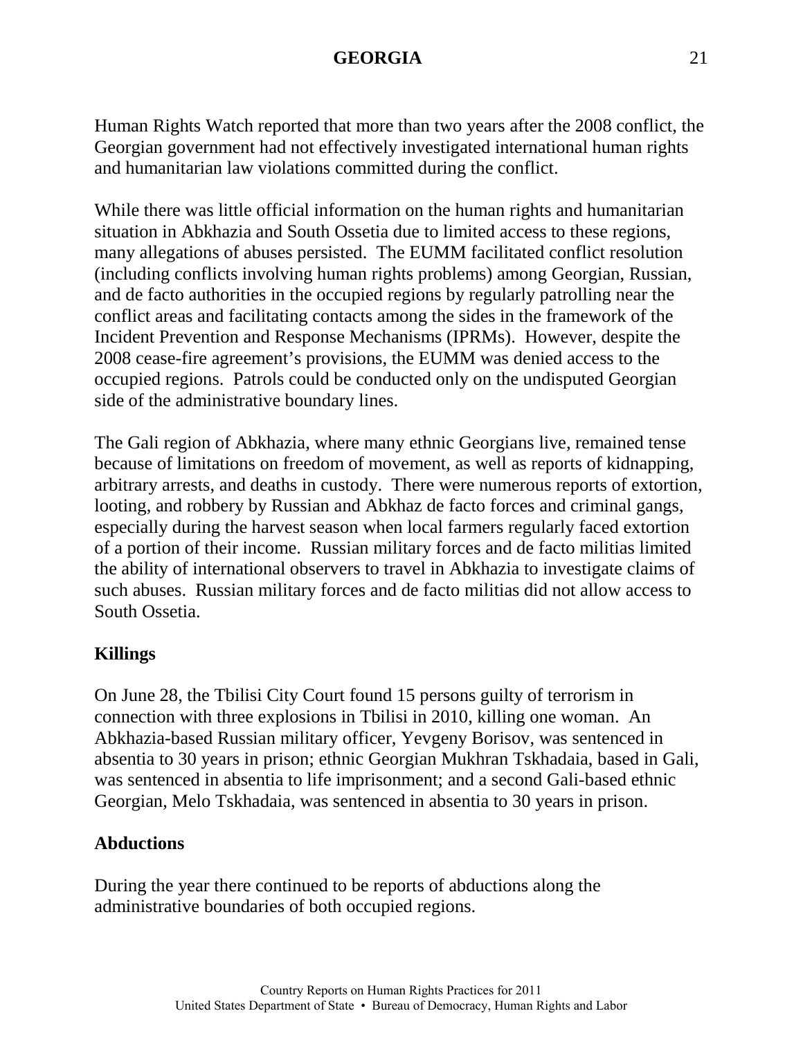Human Rights Watch reported that more than two years after the 2008 conflict, the Georgian government had not effectively investigated international human rights and humanitarian law violations committed during the conflict.

While there was little official information on the human rights and humanitarian situation in Abkhazia and South Ossetia due to limited access to these regions, many allegations of abuses persisted. The EUMM facilitated conflict resolution (including conflicts involving human rights problems) among Georgian, Russian, and de facto authorities in the occupied regions by regularly patrolling near the conflict areas and facilitating contacts among the sides in the framework of the Incident Prevention and Response Mechanisms (IPRMs). However, despite the 2008 cease-fire agreement's provisions, the EUMM was denied access to the occupied regions. Patrols could be conducted only on the undisputed Georgian side of the administrative boundary lines.

The Gali region of Abkhazia, where many ethnic Georgians live, remained tense because of limitations on freedom of movement, as well as reports of kidnapping, arbitrary arrests, and deaths in custody. There were numerous reports of extortion, looting, and robbery by Russian and Abkhaz de facto forces and criminal gangs, especially during the harvest season when local farmers regularly faced extortion of a portion of their income. Russian military forces and de facto militias limited the ability of international observers to travel in Abkhazia to investigate claims of such abuses. Russian military forces and de facto militias did not allow access to South Ossetia.

**Killings**

On June 28, the Tbilisi City Court found 15 persons guilty of terrorism in connection with three explosions in Tbilisi in 2010, killing one woman. An Abkhazia-based Russian military officer, Yevgeny Borisov, was sentenced in absentia to 30 years in prison; ethnic Georgian Mukhran Tskhadaia, based in Gali, was sentenced in absentia to life imprisonment; and a second Gali-based ethnic Georgian, Melo Tskhadaia, was sentenced in absentia to 30 years in prison.

**Abductions**

During the year there continued to be reports of abductions along the administrative boundaries of both occupied regions.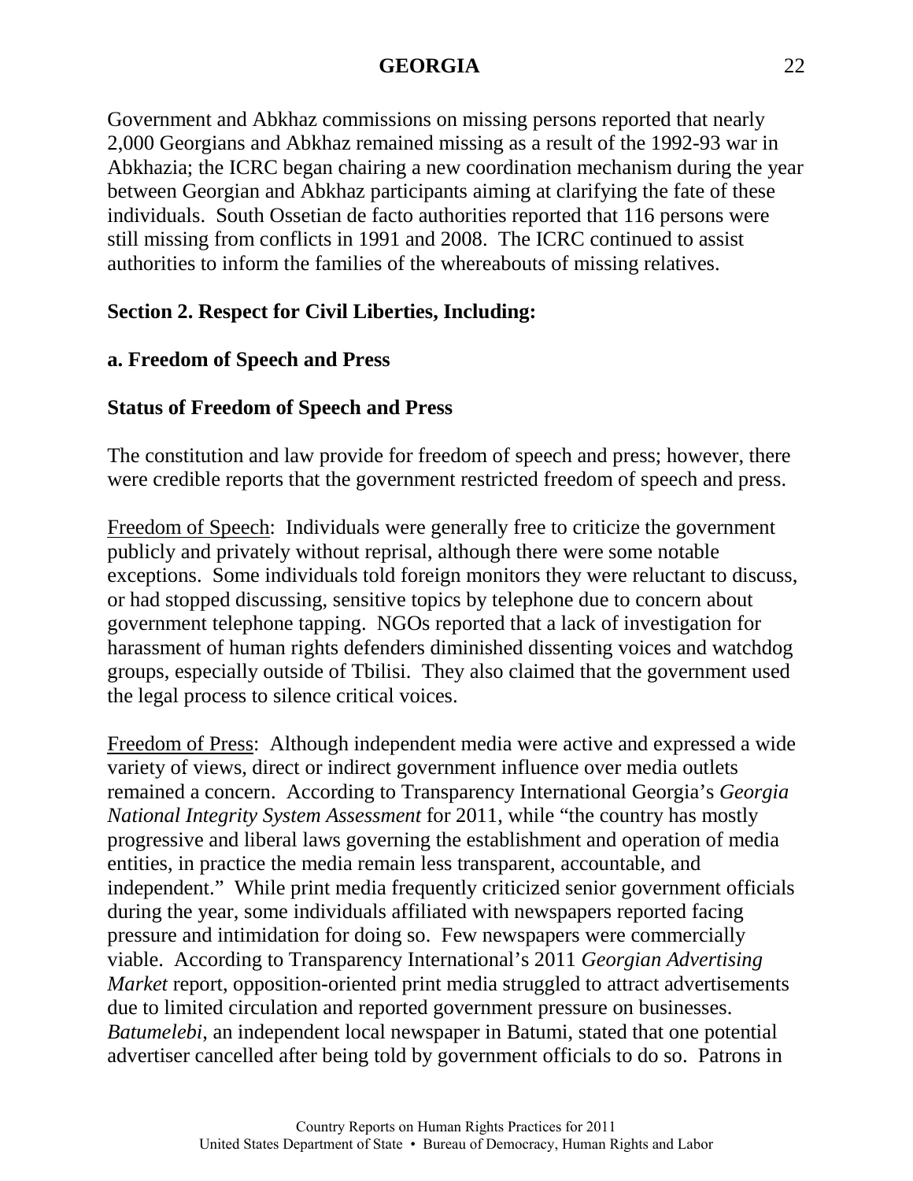Government and Abkhaz commissions on missing persons reported that nearly 2,000 Georgians and Abkhaz remained missing as a result of the 1992-93 war in Abkhazia; the ICRC began chairing a new coordination mechanism during the year between Georgian and Abkhaz participants aiming at clarifying the fate of these individuals. South Ossetian de facto authorities reported that 116 persons were still missing from conflicts in 1991 and 2008. The ICRC continued to assist authorities to inform the families of the whereabouts of missing relatives.

## Section 2. Respect for Civil Liberties, Including:

### a. Freedom of Speech and Press

#### Status of Freedom of Speech and Press

The constitution and law provide for freedom of speech and press; however, there were credible reports that the government restricted freedom of speech and press.

Freedom of Speech: Individuals were generally free to criticize the government publicly and privately without reprisal, although there were some notable exceptions. Some individuals told foreign monitors they were reluctant to discuss, or had stopped discussing, sensitive topics by telephone due to concern about government telephone tapping. NGOs reported that a lack of investigation for harassment of human rights defenders diminished dissenting voices and watchdog groups, especially outside of Tbilisi. They also claimed that the government used the legal process to silence critical voices.

Freedom of Press: Although independent media were active and expressed a wide variety of views, direct or indirect government influence over media outlets remained a concern. According to Transparency International Georgia's *Georgia National Integrity System Assessment* for 2011, while "the country has mostly progressive and liberal laws governing the establishment and operation of media entities, in practice the media remain less transparent, accountable, and independent." While print media frequently criticized senior government officials during the year, some individuals affiliated with newspapers reported facing pressure and intimidation for doing so. Few newspapers were commercially viable. According to Transparency International's 2011 *Georgian Advertising Market* report, opposition-oriented print media struggled to attract advertisements due to limited circulation and reported government pressure on businesses. *Batumelebi*, an independent local newspaper in Batumi, stated that one potential advertiser cancelled after being told by government officials to do so. Patrons in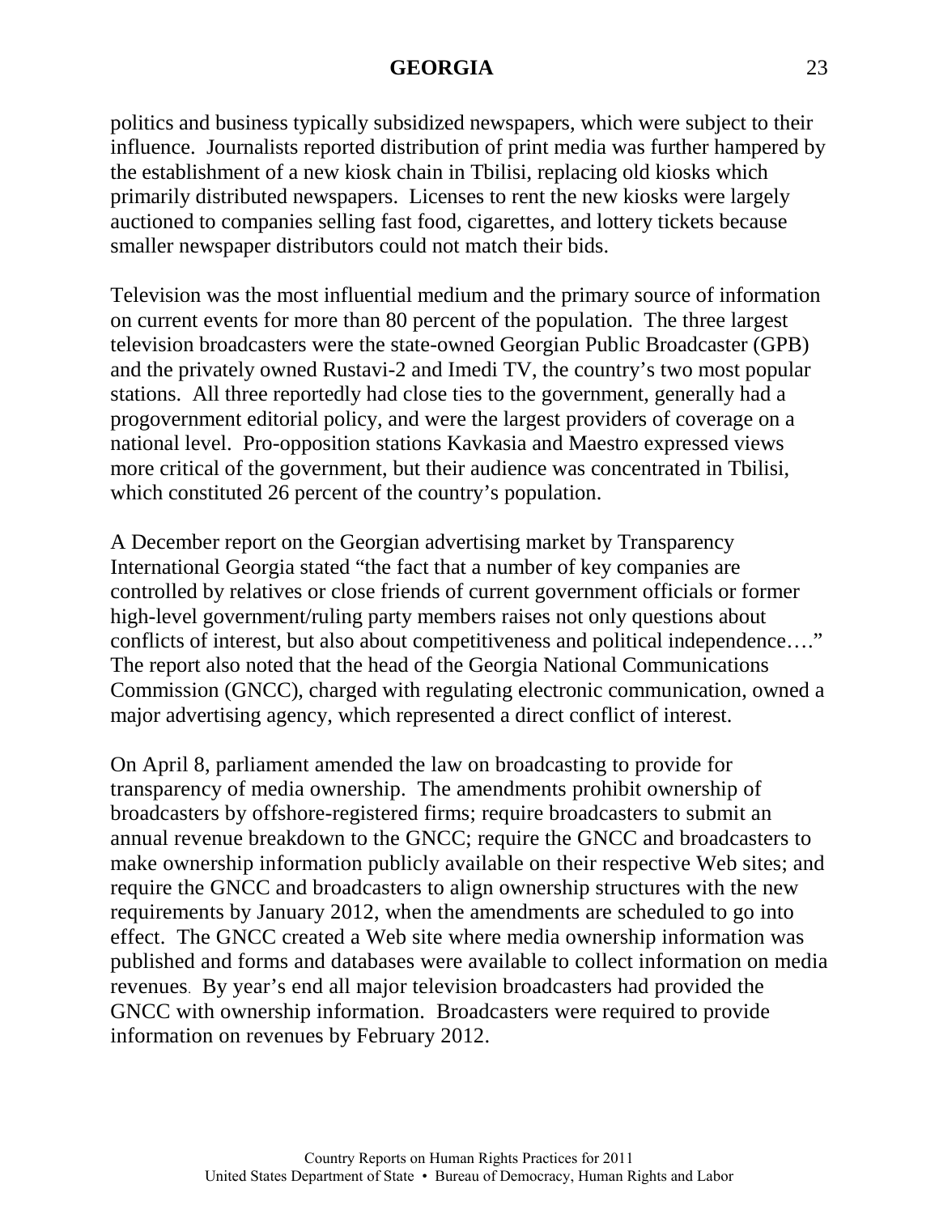politics and business typically subsidized newspapers, which were subject to their influence. Journalists reported distribution of print media was further hampered by the establishment of a new kiosk chain in Tbilisi, replacing old kiosks which primarily distributed newspapers. Licenses to rent the new kiosks were largely auctioned to companies selling fast food, cigarettes, and lottery tickets because smaller newspaper distributors could not match their bids.

Television was the most influential medium and the primary source of information on current events for more than 80 percent of the population. The three largest television broadcasters were the state-owned Georgian Public Broadcaster (GPB) and the privately owned Rustavi-2 and Imedi TV, the country's two most popular stations. All three reportedly had close ties to the government, generally had a progovernment editorial policy, and were the largest providers of coverage on a national level. Pro-opposition stations Kavkasia and Maestro expressed views more critical of the government, but their audience was concentrated in Tbilisi, which constituted 26 percent of the country's population.

A December report on the Georgian advertising market by Transparency International Georgia stated "the fact that a number of key companies are controlled by relatives or close friends of current government officials or former high-level government/ruling party members raises not only questions about conflicts of interest, but also about competitiveness and political independence…." The report also noted that the head of the Georgia National Communications Commission (GNCC), charged with regulating electronic communication, owned a major advertising agency, which represented a direct conflict of interest.

On April 8, parliament amended the law on broadcasting to provide for transparency of media ownership. The amendments prohibit ownership of broadcasters by offshore-registered firms; require broadcasters to submit an annual revenue breakdown to the GNCC; require the GNCC and broadcasters to make ownership information publicly available on their respective Web sites; and require the GNCC and broadcasters to align ownership structures with the new requirements by January 2012, when the amendments are scheduled to go into effect. The GNCC created a Web site where media ownership information was published and forms and databases were available to collect information on media revenues. By year's end all major television broadcasters had provided the GNCC with ownership information. Broadcasters were required to provide information on revenues by February 2012.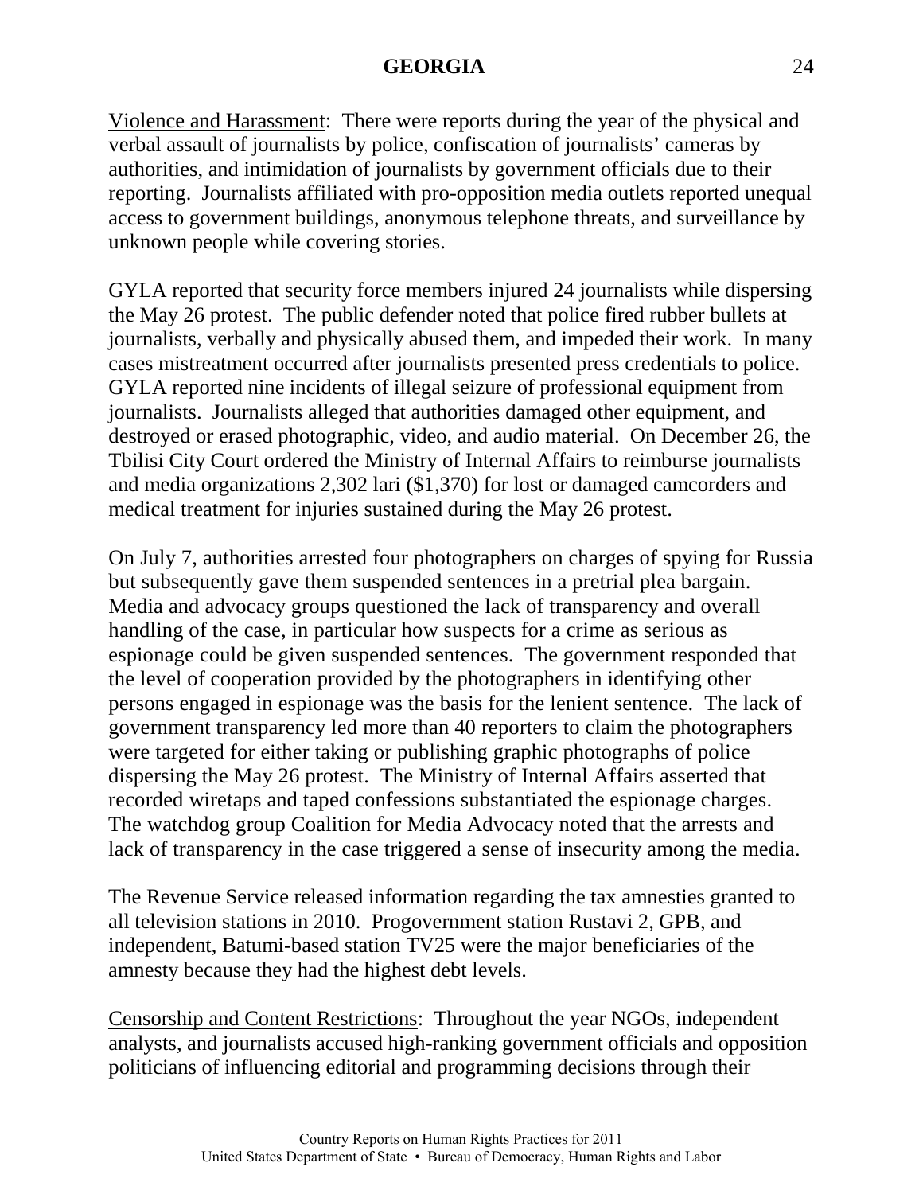Violence and Harassment: There were reports during the year of the physical and verbal assault of journalists by police, confiscation of journalists' cameras by authorities, and intimidation of journalists by government officials due to their reporting. Journalists affiliated with pro-opposition media outlets reported unequal access to government buildings, anonymous telephone threats, and surveillance by unknown people while covering stories.

GYLA reported that security force members injured 24 journalists while dispersing the May 26 protest. The public defender noted that police fired rubber bullets at journalists, verbally and physically abused them, and impeded their work. In many cases mistreatment occurred after journalists presented press credentials to police. GYLA reported nine incidents of illegal seizure of professional equipment from journalists. Journalists alleged that authorities damaged other equipment, and destroyed or erased photographic, video, and audio material. On December 26, the Tbilisi City Court ordered the Ministry of Internal Affairs to reimburse journalists and media organizations 2,302 lari ($1,370) for lost or damaged camcorders and medical treatment for injuries sustained during the May 26 protest.

On July 7, authorities arrested four photographers on charges of spying for Russia but subsequently gave them suspended sentences in a pretrial plea bargain. Media and advocacy groups questioned the lack of transparency and overall handling of the case, in particular how suspects for a crime as serious as espionage could be given suspended sentences. The government responded that the level of cooperation provided by the photographers in identifying other persons engaged in espionage was the basis for the lenient sentence. The lack of government transparency led more than 40 reporters to claim the photographers were targeted for either taking or publishing graphic photographs of police dispersing the May 26 protest. The Ministry of Internal Affairs asserted that recorded wiretaps and taped confessions substantiated the espionage charges. The watchdog group Coalition for Media Advocacy noted that the arrests and lack of transparency in the case triggered a sense of insecurity among the media.

The Revenue Service released information regarding the tax amnesties granted to all television stations in 2010. Progovernment station Rustavi 2, GPB, and independent, Batumi-based station TV25 were the major beneficiaries of the amnesty because they had the highest debt levels.

Censorship and Content Restrictions: Throughout the year NGOs, independent analysts, and journalists accused high-ranking government officials and opposition politicians of influencing editorial and programming decisions through their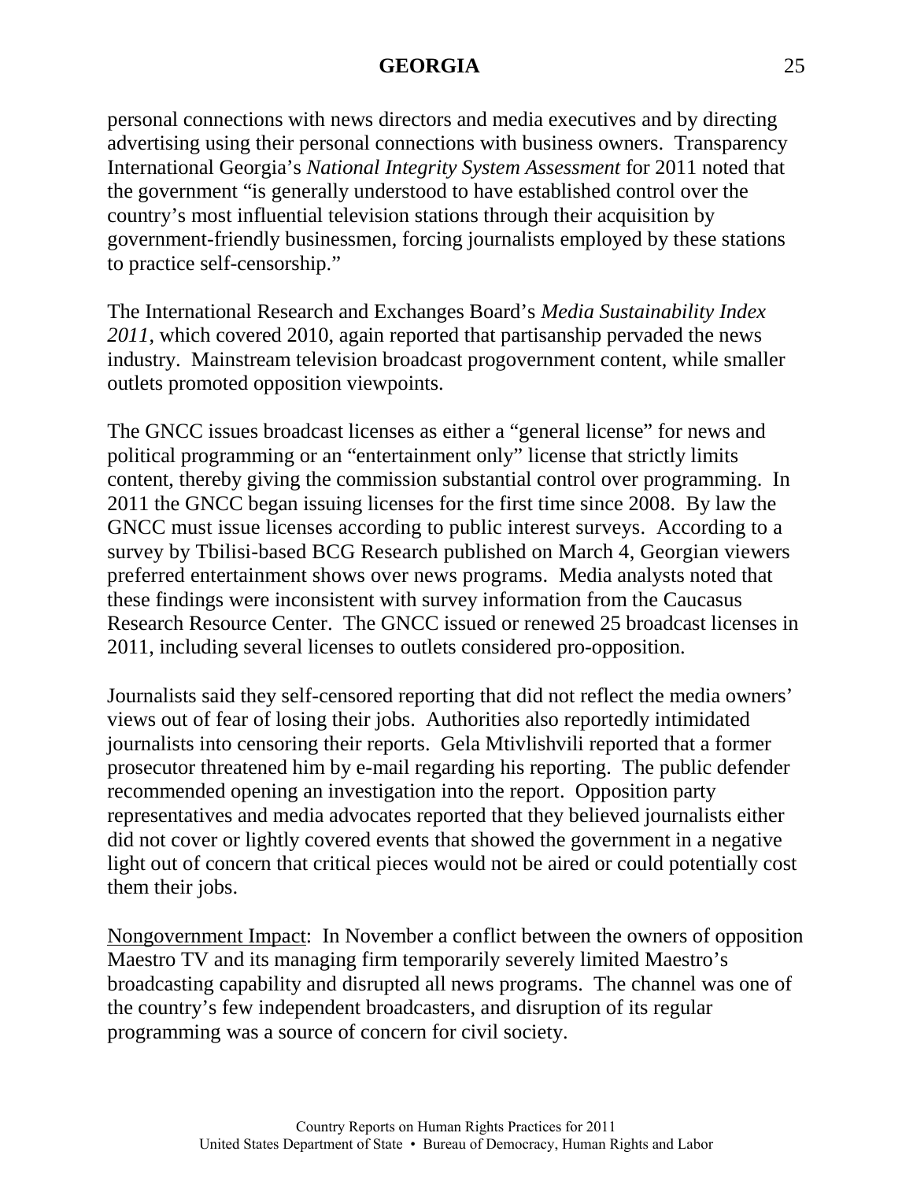personal connections with news directors and media executives and by directing advertising using their personal connections with business owners. Transparency International Georgia's *National Integrity System Assessment* for 2011 noted that the government "is generally understood to have established control over the country's most influential television stations through their acquisition by government-friendly businessmen, forcing journalists employed by these stations to practice self-censorship."

The International Research and Exchanges Board's *Media Sustainability Index 2011*, which covered 2010, again reported that partisanship pervaded the news industry. Mainstream television broadcast progovernment content, while smaller outlets promoted opposition viewpoints.

The GNCC issues broadcast licenses as either a "general license" for news and political programming or an "entertainment only" license that strictly limits content, thereby giving the commission substantial control over programming. In 2011 the GNCC began issuing licenses for the first time since 2008. By law the GNCC must issue licenses according to public interest surveys. According to a survey by Tbilisi-based BCG Research published on March 4, Georgian viewers preferred entertainment shows over news programs. Media analysts noted that these findings were inconsistent with survey information from the Caucasus Research Resource Center. The GNCC issued or renewed 25 broadcast licenses in 2011, including several licenses to outlets considered pro-opposition.

Journalists said they self-censored reporting that did not reflect the media owners' views out of fear of losing their jobs. Authorities also reportedly intimidated journalists into censoring their reports. Gela Mtivlishvili reported that a former prosecutor threatened him by e-mail regarding his reporting. The public defender recommended opening an investigation into the report. Opposition party representatives and media advocates reported that they believed journalists either did not cover or lightly covered events that showed the government in a negative light out of concern that critical pieces would not be aired or could potentially cost them their jobs.

Nongovernment Impact: In November a conflict between the owners of opposition Maestro TV and its managing firm temporarily severely limited Maestro's broadcasting capability and disrupted all news programs. The channel was one of the country's few independent broadcasters, and disruption of its regular programming was a source of concern for civil society.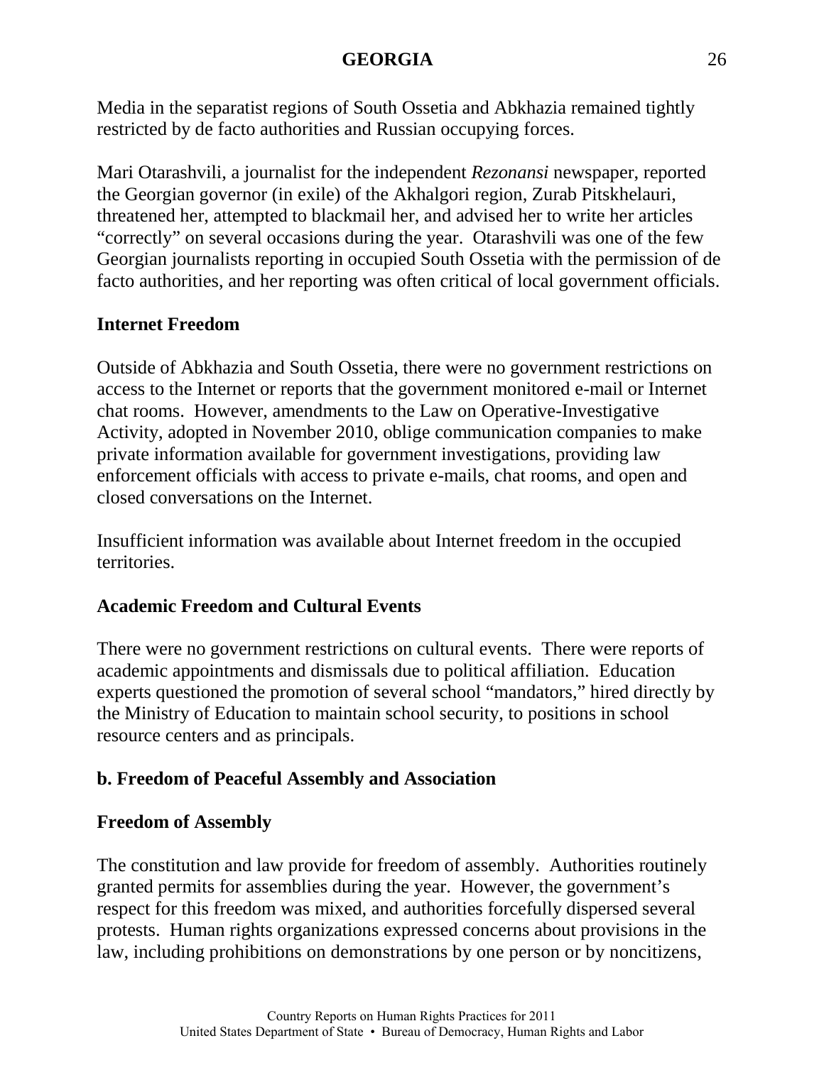Media in the separatist regions of South Ossetia and Abkhazia remained tightly restricted by de facto authorities and Russian occupying forces.

Mari Otarashvili, a journalist for the independent *Rezonansi* newspaper, reported the Georgian governor (in exile) of the Akhalgori region, Zurab Pitskhelauri, threatened her, attempted to blackmail her, and advised her to write her articles "correctly" on several occasions during the year. Otarashvili was one of the few Georgian journalists reporting in occupied South Ossetia with the permission of de facto authorities, and her reporting was often critical of local government officials.

**Internet Freedom**

Outside of Abkhazia and South Ossetia, there were no government restrictions on access to the Internet or reports that the government monitored e-mail or Internet chat rooms. However, amendments to the Law on Operative-Investigative Activity, adopted in November 2010, oblige communication companies to make private information available for government investigations, providing law enforcement officials with access to private e-mails, chat rooms, and open and closed conversations on the Internet.

Insufficient information was available about Internet freedom in the occupied territories.

**Academic Freedom and Cultural Events**

There were no government restrictions on cultural events. There were reports of academic appointments and dismissals due to political affiliation. Education experts questioned the promotion of several school "mandators," hired directly by the Ministry of Education to maintain school security, to positions in school resource centers and as principals.

**b. Freedom of Peaceful Assembly and Association**

**Freedom of Assembly**

The constitution and law provide for freedom of assembly. Authorities routinely granted permits for assemblies during the year. However, the government's respect for this freedom was mixed, and authorities forcefully dispersed several protests. Human rights organizations expressed concerns about provisions in the law, including prohibitions on demonstrations by one person or by noncitizens,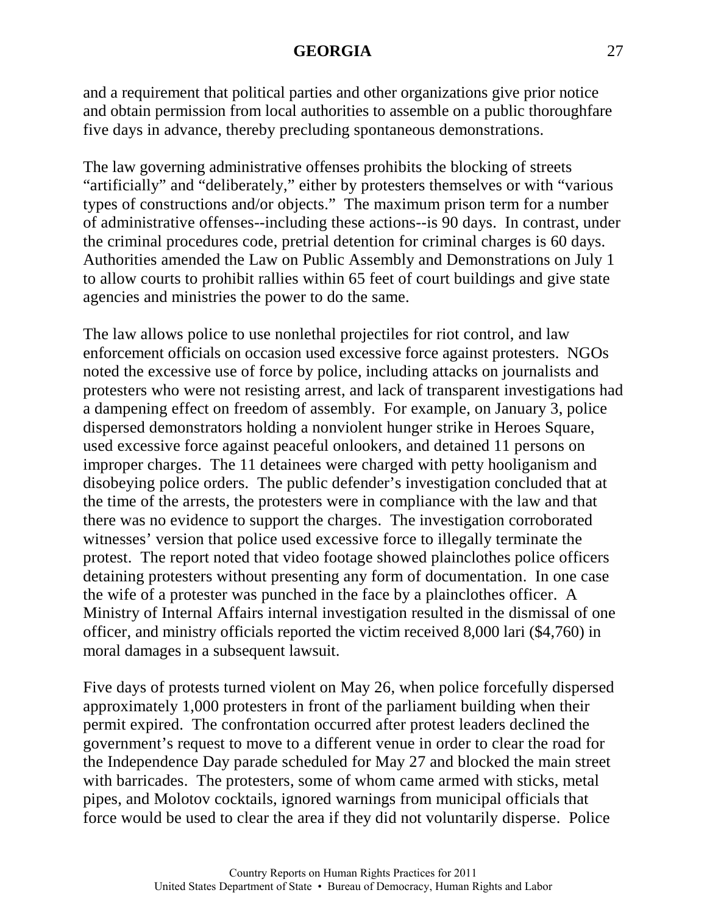and a requirement that political parties and other organizations give prior notice and obtain permission from local authorities to assemble on a public thoroughfare five days in advance, thereby precluding spontaneous demonstrations.

The law governing administrative offenses prohibits the blocking of streets "artificially" and "deliberately," either by protesters themselves or with "various types of constructions and/or objects." The maximum prison term for a number of administrative offenses--including these actions--is 90 days. In contrast, under the criminal procedures code, pretrial detention for criminal charges is 60 days. Authorities amended the Law on Public Assembly and Demonstrations on July 1 to allow courts to prohibit rallies within 65 feet of court buildings and give state agencies and ministries the power to do the same.

The law allows police to use nonlethal projectiles for riot control, and law enforcement officials on occasion used excessive force against protesters. NGOs noted the excessive use of force by police, including attacks on journalists and protesters who were not resisting arrest, and lack of transparent investigations had a dampening effect on freedom of assembly. For example, on January 3, police dispersed demonstrators holding a nonviolent hunger strike in Heroes Square, used excessive force against peaceful onlookers, and detained 11 persons on improper charges. The 11 detainees were charged with petty hooliganism and disobeying police orders. The public defender's investigation concluded that at the time of the arrests, the protesters were in compliance with the law and that there was no evidence to support the charges. The investigation corroborated witnesses' version that police used excessive force to illegally terminate the protest. The report noted that video footage showed plainclothes police officers detaining protesters without presenting any form of documentation. In one case the wife of a protester was punched in the face by a plainclothes officer. A Ministry of Internal Affairs internal investigation resulted in the dismissal of one officer, and ministry officials reported the victim received 8,000 lari ($4,760) in moral damages in a subsequent lawsuit.

Five days of protests turned violent on May 26, when police forcefully dispersed approximately 1,000 protesters in front of the parliament building when their permit expired. The confrontation occurred after protest leaders declined the government's request to move to a different venue in order to clear the road for the Independence Day parade scheduled for May 27 and blocked the main street with barricades. The protesters, some of whom came armed with sticks, metal pipes, and Molotov cocktails, ignored warnings from municipal officials that force would be used to clear the area if they did not voluntarily disperse. Police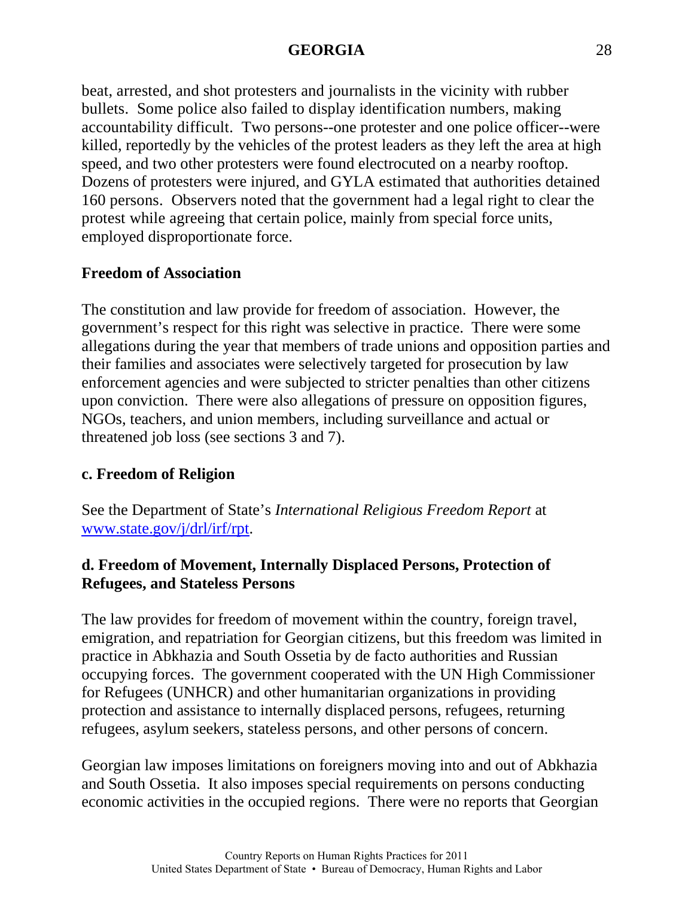beat, arrested, and shot protesters and journalists in the vicinity with rubber bullets. Some police also failed to display identification numbers, making accountability difficult. Two persons--one protester and one police officer--were killed, reportedly by the vehicles of the protest leaders as they left the area at high speed, and two other protesters were found electrocuted on a nearby rooftop. Dozens of protesters were injured, and GYLA estimated that authorities detained 160 persons. Observers noted that the government had a legal right to clear the protest while agreeing that certain police, mainly from special force units, employed disproportionate force.

**Freedom of Association**

The constitution and law provide for freedom of association. However, the government's respect for this right was selective in practice. There were some allegations during the year that members of trade unions and opposition parties and their families and associates were selectively targeted for prosecution by law enforcement agencies and were subjected to stricter penalties than other citizens upon conviction. There were also allegations of pressure on opposition figures, NGOs, teachers, and union members, including surveillance and actual or threatened job loss (see sections 3 and 7).

### c. Freedom of Religion

See the Department of State's *International Religious Freedom Report* at [www.state.gov/j/drl/irf/rpt](www.state.gov/j/drl/irf/rpt).

### d. Freedom of Movement, Internally Displaced Persons, Protection of Refugees, and Stateless Persons

The law provides for freedom of movement within the country, foreign travel, emigration, and repatriation for Georgian citizens, but this freedom was limited in practice in Abkhazia and South Ossetia by de facto authorities and Russian occupying forces. The government cooperated with the UN High Commissioner for Refugees (UNHCR) and other humanitarian organizations in providing protection and assistance to internally displaced persons, refugees, returning refugees, asylum seekers, stateless persons, and other persons of concern.

Georgian law imposes limitations on foreigners moving into and out of Abkhazia and South Ossetia. It also imposes special requirements on persons conducting economic activities in the occupied regions. There were no reports that Georgian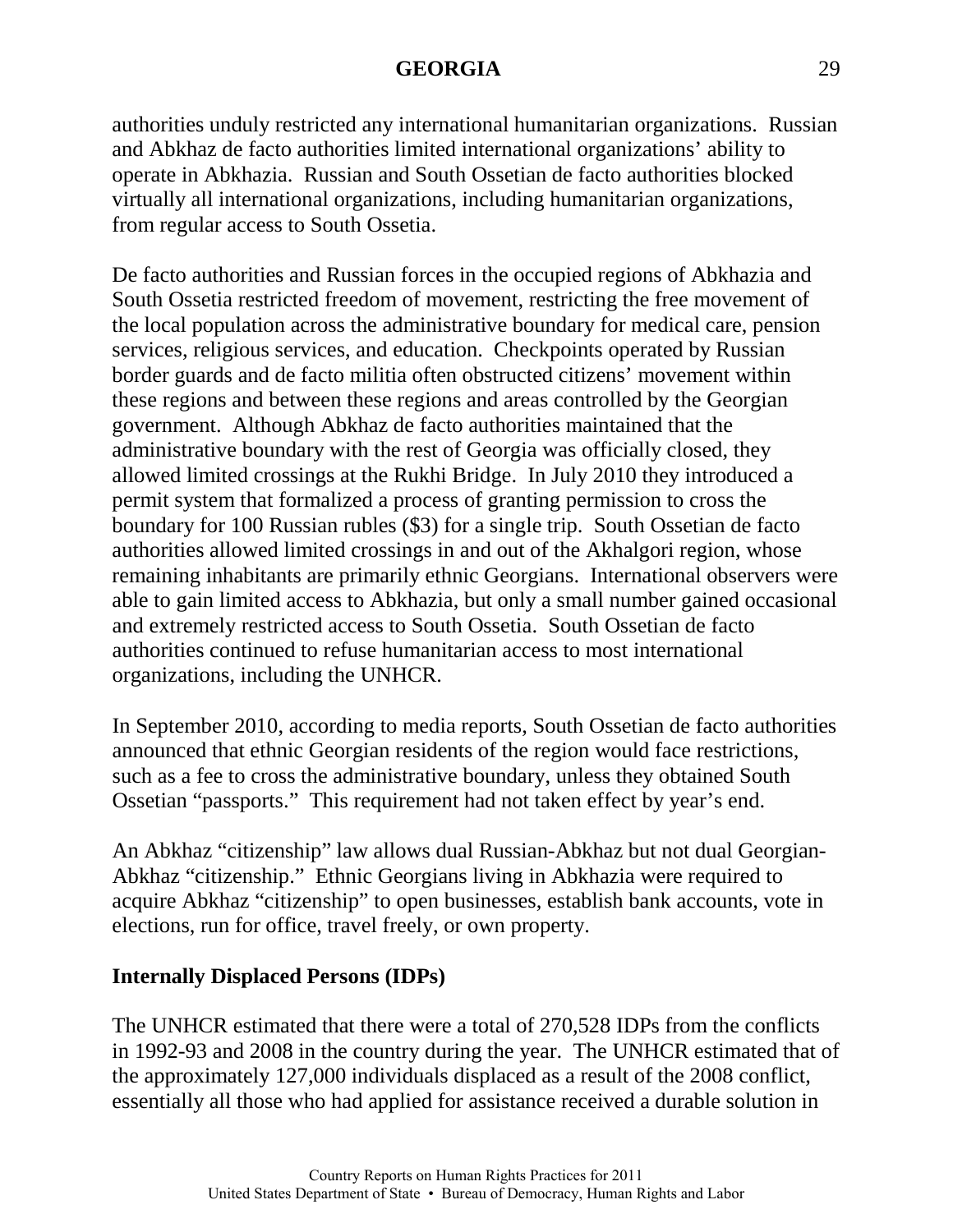authorities unduly restricted any international humanitarian organizations. Russian and Abkhaz de facto authorities limited international organizations' ability to operate in Abkhazia. Russian and South Ossetian de facto authorities blocked virtually all international organizations, including humanitarian organizations, from regular access to South Ossetia.

De facto authorities and Russian forces in the occupied regions of Abkhazia and South Ossetia restricted freedom of movement, restricting the free movement of the local population across the administrative boundary for medical care, pension services, religious services, and education. Checkpoints operated by Russian border guards and de facto militia often obstructed citizens' movement within these regions and between these regions and areas controlled by the Georgian government. Although Abkhaz de facto authorities maintained that the administrative boundary with the rest of Georgia was officially closed, they allowed limited crossings at the Rukhi Bridge. In July 2010 they introduced a permit system that formalized a process of granting permission to cross the boundary for 100 Russian rubles ($3) for a single trip. South Ossetian de facto authorities allowed limited crossings in and out of the Akhalgori region, whose remaining inhabitants are primarily ethnic Georgians. International observers were able to gain limited access to Abkhazia, but only a small number gained occasional and extremely restricted access to South Ossetia. South Ossetian de facto authorities continued to refuse humanitarian access to most international organizations, including the UNHCR.

In September 2010, according to media reports, South Ossetian de facto authorities announced that ethnic Georgian residents of the region would face restrictions, such as a fee to cross the administrative boundary, unless they obtained South Ossetian "passports." This requirement had not taken effect by year's end.

An Abkhaz "citizenship" law allows dual Russian-Abkhaz but not dual Georgian-Abkhaz "citizenship." Ethnic Georgians living in Abkhazia were required to acquire Abkhaz "citizenship" to open businesses, establish bank accounts, vote in elections, run for office, travel freely, or own property.

**Internally Displaced Persons (IDPs)**

The UNHCR estimated that there were a total of 270,528 IDPs from the conflicts in 1992-93 and 2008 in the country during the year. The UNHCR estimated that of the approximately 127,000 individuals displaced as a result of the 2008 conflict, essentially all those who had applied for assistance received a durable solution in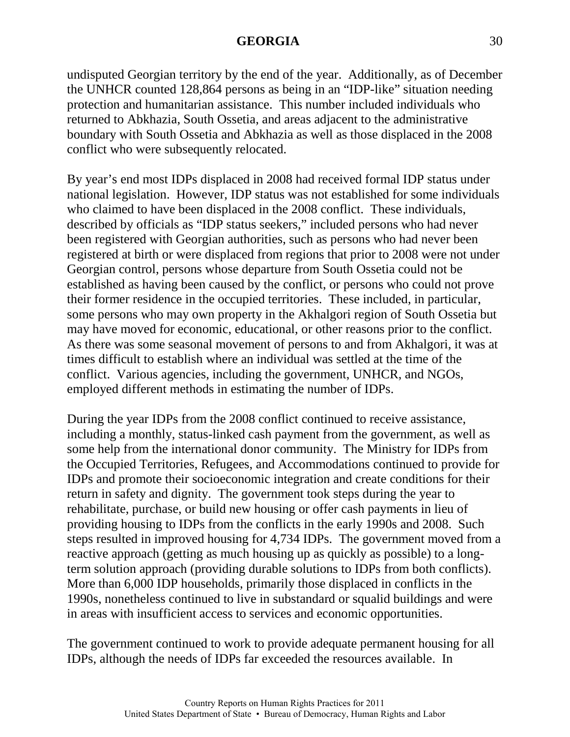undisputed Georgian territory by the end of the year. Additionally, as of December the UNHCR counted 128,864 persons as being in an "IDP-like" situation needing protection and humanitarian assistance. This number included individuals who returned to Abkhazia, South Ossetia, and areas adjacent to the administrative boundary with South Ossetia and Abkhazia as well as those displaced in the 2008 conflict who were subsequently relocated.

By year's end most IDPs displaced in 2008 had received formal IDP status under national legislation. However, IDP status was not established for some individuals who claimed to have been displaced in the 2008 conflict. These individuals, described by officials as "IDP status seekers," included persons who had never been registered with Georgian authorities, such as persons who had never been registered at birth or were displaced from regions that prior to 2008 were not under Georgian control, persons whose departure from South Ossetia could not be established as having been caused by the conflict, or persons who could not prove their former residence in the occupied territories. These included, in particular, some persons who may own property in the Akhalgori region of South Ossetia but may have moved for economic, educational, or other reasons prior to the conflict. As there was some seasonal movement of persons to and from Akhalgori, it was at times difficult to establish where an individual was settled at the time of the conflict. Various agencies, including the government, UNHCR, and NGOs, employed different methods in estimating the number of IDPs.

During the year IDPs from the 2008 conflict continued to receive assistance, including a monthly, status-linked cash payment from the government, as well as some help from the international donor community. The Ministry for IDPs from the Occupied Territories, Refugees, and Accommodations continued to provide for IDPs and promote their socioeconomic integration and create conditions for their return in safety and dignity. The government took steps during the year to rehabilitate, purchase, or build new housing or offer cash payments in lieu of providing housing to IDPs from the conflicts in the early 1990s and 2008. Such steps resulted in improved housing for 4,734 IDPs. The government moved from a reactive approach (getting as much housing up as quickly as possible) to a long-term solution approach (providing durable solutions to IDPs from both conflicts). More than 6,000 IDP households, primarily those displaced in conflicts in the 1990s, nonetheless continued to live in substandard or squalid buildings and were in areas with insufficient access to services and economic opportunities.

The government continued to work to provide adequate permanent housing for all IDPs, although the needs of IDPs far exceeded the resources available. In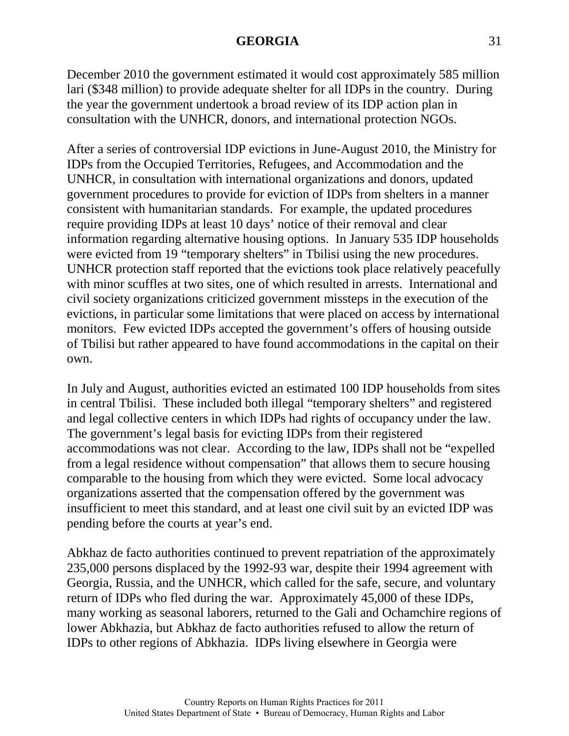December 2010 the government estimated it would cost approximately 585 million lari ($348 million) to provide adequate shelter for all IDPs in the country. During the year the government undertook a broad review of its IDP action plan in consultation with the UNHCR, donors, and international protection NGOs.

After a series of controversial IDP evictions in June-August 2010, the Ministry for IDPs from the Occupied Territories, Refugees, and Accommodation and the UNHCR, in consultation with international organizations and donors, updated government procedures to provide for eviction of IDPs from shelters in a manner consistent with humanitarian standards. For example, the updated procedures require providing IDPs at least 10 days' notice of their removal and clear information regarding alternative housing options. In January 535 IDP households were evicted from 19 "temporary shelters" in Tbilisi using the new procedures. UNHCR protection staff reported that the evictions took place relatively peacefully with minor scuffles at two sites, one of which resulted in arrests. International and civil society organizations criticized government missteps in the execution of the evictions, in particular some limitations that were placed on access by international monitors. Few evicted IDPs accepted the government's offers of housing outside of Tbilisi but rather appeared to have found accommodations in the capital on their own.

In July and August, authorities evicted an estimated 100 IDP households from sites in central Tbilisi. These included both illegal "temporary shelters" and registered and legal collective centers in which IDPs had rights of occupancy under the law. The government's legal basis for evicting IDPs from their registered accommodations was not clear. According to the law, IDPs shall not be "expelled from a legal residence without compensation" that allows them to secure housing comparable to the housing from which they were evicted. Some local advocacy organizations asserted that the compensation offered by the government was insufficient to meet this standard, and at least one civil suit by an evicted IDP was pending before the courts at year's end.

Abkhaz de facto authorities continued to prevent repatriation of the approximately 235,000 persons displaced by the 1992-93 war, despite their 1994 agreement with Georgia, Russia, and the UNHCR, which called for the safe, secure, and voluntary return of IDPs who fled during the war. Approximately 45,000 of these IDPs, many working as seasonal laborers, returned to the Gali and Ochamchire regions of lower Abkhazia, but Abkhaz de facto authorities refused to allow the return of IDPs to other regions of Abkhazia. IDPs living elsewhere in Georgia were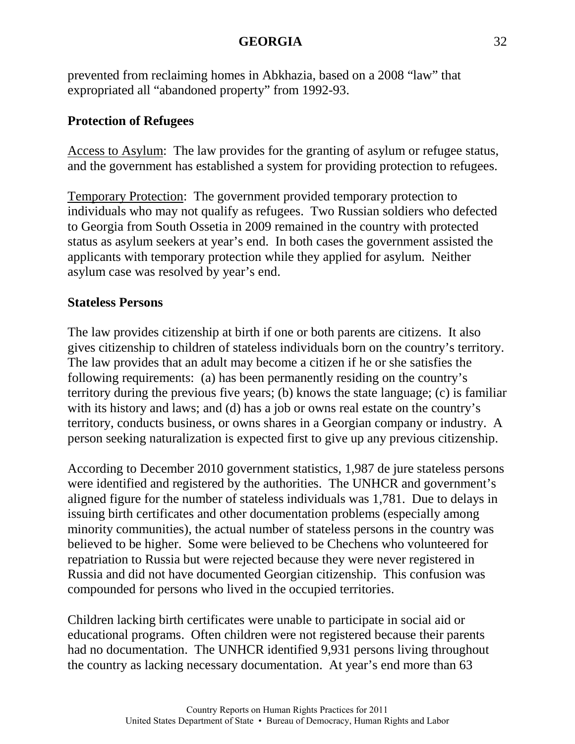prevented from reclaiming homes in Abkhazia, based on a 2008 “law” that expropriated all “abandoned property” from 1992-93.

**Protection of Refugees**

Access to Asylum: The law provides for the granting of asylum or refugee status, and the government has established a system for providing protection to refugees.

Temporary Protection: The government provided temporary protection to individuals who may not qualify as refugees. Two Russian soldiers who defected to Georgia from South Ossetia in 2009 remained in the country with protected status as asylum seekers at year’s end. In both cases the government assisted the applicants with temporary protection while they applied for asylum. Neither asylum case was resolved by year’s end.

**Stateless Persons**

The law provides citizenship at birth if one or both parents are citizens. It also gives citizenship to children of stateless individuals born on the country’s territory. The law provides that an adult may become a citizen if he or she satisfies the following requirements: (a) has been permanently residing on the country’s territory during the previous five years; (b) knows the state language; (c) is familiar with its history and laws; and (d) has a job or owns real estate on the country’s territory, conducts business, or owns shares in a Georgian company or industry. A person seeking naturalization is expected first to give up any previous citizenship.

According to December 2010 government statistics, 1,987 de jure stateless persons were identified and registered by the authorities. The UNHCR and government’s aligned figure for the number of stateless individuals was 1,781. Due to delays in issuing birth certificates and other documentation problems (especially among minority communities), the actual number of stateless persons in the country was believed to be higher. Some were believed to be Chechens who volunteered for repatriation to Russia but were rejected because they were never registered in Russia and did not have documented Georgian citizenship. This confusion was compounded for persons who lived in the occupied territories.

Children lacking birth certificates were unable to participate in social aid or educational programs. Often children were not registered because their parents had no documentation. The UNHCR identified 9,931 persons living throughout the country as lacking necessary documentation. At year’s end more than 63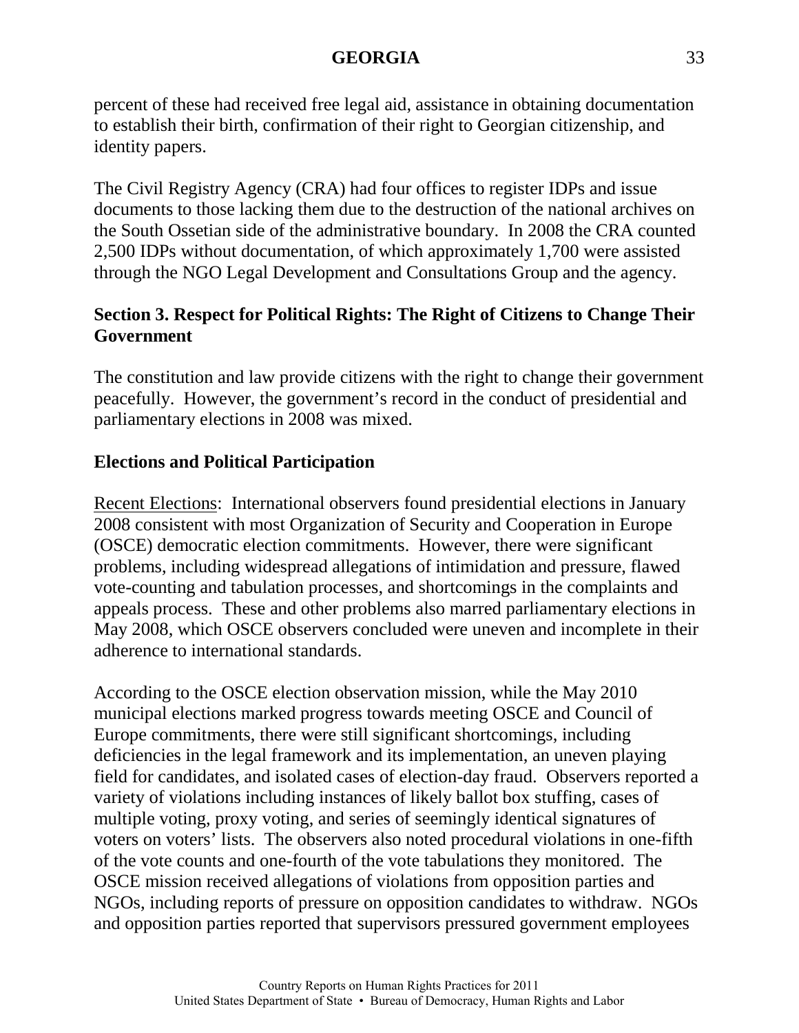percent of these had received free legal aid, assistance in obtaining documentation to establish their birth, confirmation of their right to Georgian citizenship, and identity papers.

The Civil Registry Agency (CRA) had four offices to register IDPs and issue documents to those lacking them due to the destruction of the national archives on the South Ossetian side of the administrative boundary. In 2008 the CRA counted 2,500 IDPs without documentation, of which approximately 1,700 were assisted through the NGO Legal Development and Consultations Group and the agency.

## Section 3. Respect for Political Rights: The Right of Citizens to Change Their Government

The constitution and law provide citizens with the right to change their government peacefully. However, the government's record in the conduct of presidential and parliamentary elections in 2008 was mixed.

### Elections and Political Participation

Recent Elections: International observers found presidential elections in January 2008 consistent with most Organization of Security and Cooperation in Europe (OSCE) democratic election commitments. However, there were significant problems, including widespread allegations of intimidation and pressure, flawed vote-counting and tabulation processes, and shortcomings in the complaints and appeals process. These and other problems also marred parliamentary elections in May 2008, which OSCE observers concluded were uneven and incomplete in their adherence to international standards.

According to the OSCE election observation mission, while the May 2010 municipal elections marked progress towards meeting OSCE and Council of Europe commitments, there were still significant shortcomings, including deficiencies in the legal framework and its implementation, an uneven playing field for candidates, and isolated cases of election-day fraud. Observers reported a variety of violations including instances of likely ballot box stuffing, cases of multiple voting, proxy voting, and series of seemingly identical signatures of voters on voters' lists. The observers also noted procedural violations in one-fifth of the vote counts and one-fourth of the vote tabulations they monitored. The OSCE mission received allegations of violations from opposition parties and NGOs, including reports of pressure on opposition candidates to withdraw. NGOs and opposition parties reported that supervisors pressured government employees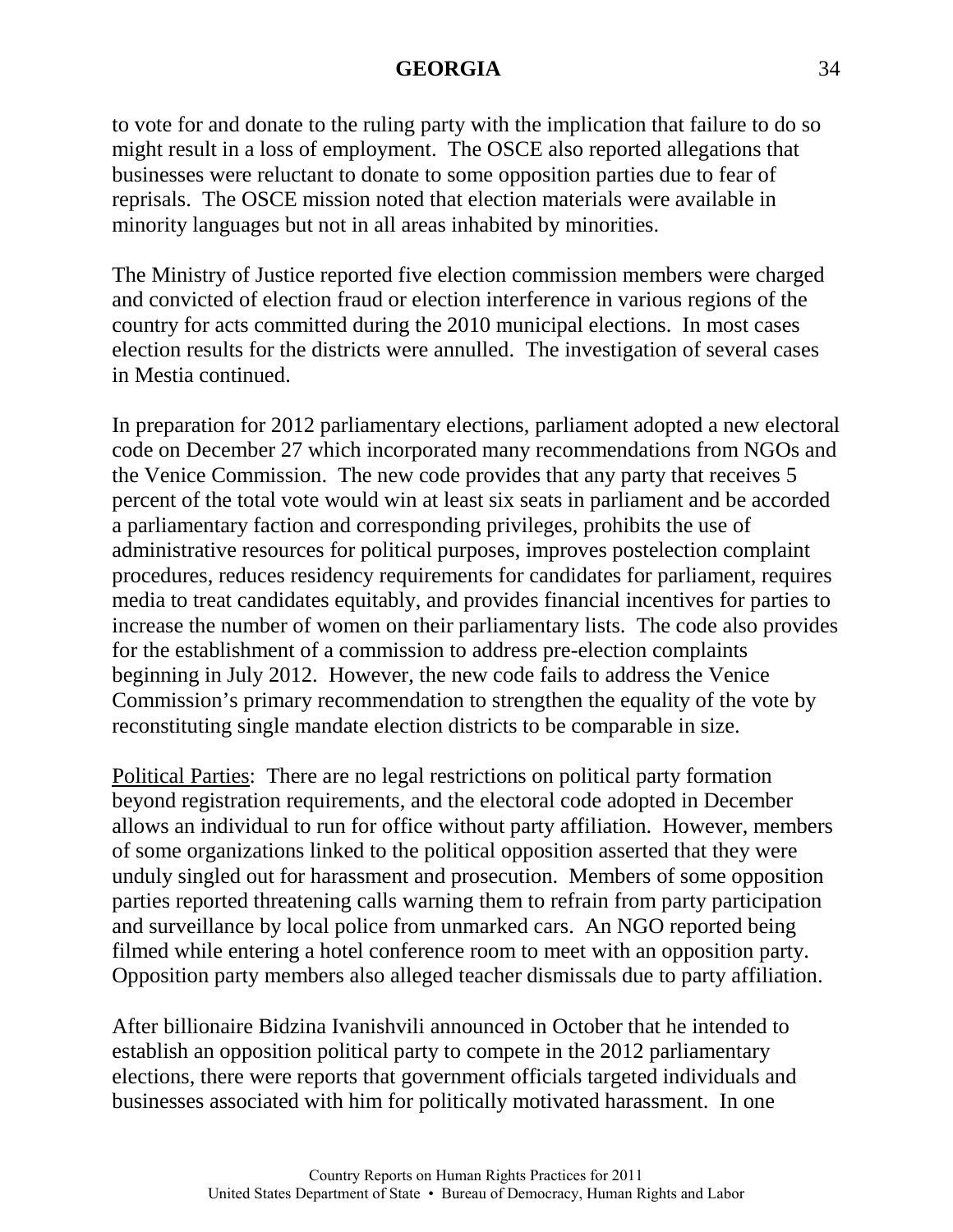to vote for and donate to the ruling party with the implication that failure to do so might result in a loss of employment. The OSCE also reported allegations that businesses were reluctant to donate to some opposition parties due to fear of reprisals. The OSCE mission noted that election materials were available in minority languages but not in all areas inhabited by minorities.

The Ministry of Justice reported five election commission members were charged and convicted of election fraud or election interference in various regions of the country for acts committed during the 2010 municipal elections. In most cases election results for the districts were annulled. The investigation of several cases in Mestia continued.

In preparation for 2012 parliamentary elections, parliament adopted a new electoral code on December 27 which incorporated many recommendations from NGOs and the Venice Commission. The new code provides that any party that receives 5 percent of the total vote would win at least six seats in parliament and be accorded a parliamentary faction and corresponding privileges, prohibits the use of administrative resources for political purposes, improves postelection complaint procedures, reduces residency requirements for candidates for parliament, requires media to treat candidates equitably, and provides financial incentives for parties to increase the number of women on their parliamentary lists. The code also provides for the establishment of a commission to address pre-election complaints beginning in July 2012. However, the new code fails to address the Venice Commission's primary recommendation to strengthen the equality of the vote by reconstituting single mandate election districts to be comparable in size.

Political Parties: There are no legal restrictions on political party formation beyond registration requirements, and the electoral code adopted in December allows an individual to run for office without party affiliation. However, members of some organizations linked to the political opposition asserted that they were unduly singled out for harassment and prosecution. Members of some opposition parties reported threatening calls warning them to refrain from party participation and surveillance by local police from unmarked cars. An NGO reported being filmed while entering a hotel conference room to meet with an opposition party. Opposition party members also alleged teacher dismissals due to party affiliation.

After billionaire Bidzina Ivanishvili announced in October that he intended to establish an opposition political party to compete in the 2012 parliamentary elections, there were reports that government officials targeted individuals and businesses associated with him for politically motivated harassment. In one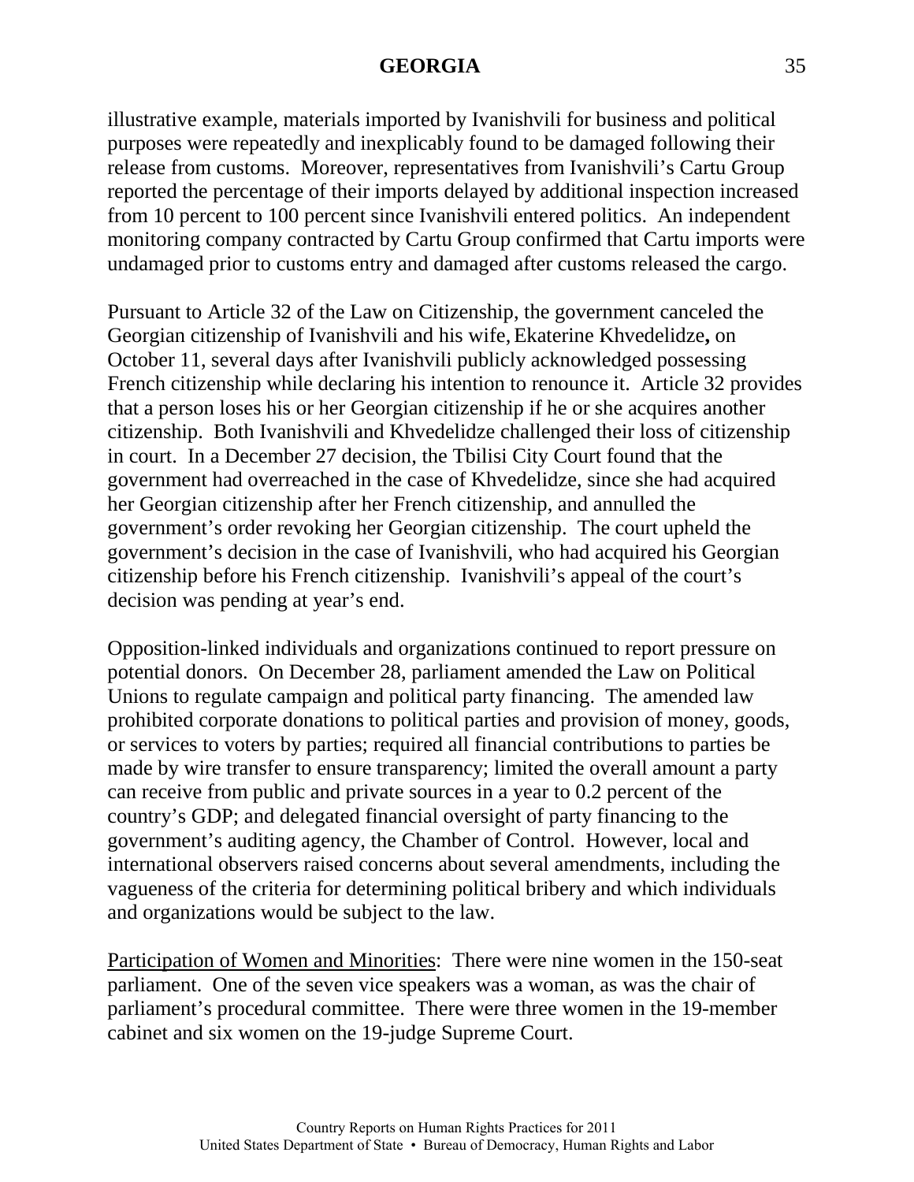illustrative example, materials imported by Ivanishvili for business and political purposes were repeatedly and inexplicably found to be damaged following their release from customs. Moreover, representatives from Ivanishvili's Cartu Group reported the percentage of their imports delayed by additional inspection increased from 10 percent to 100 percent since Ivanishvili entered politics. An independent monitoring company contracted by Cartu Group confirmed that Cartu imports were undamaged prior to customs entry and damaged after customs released the cargo.

Pursuant to Article 32 of the Law on Citizenship, the government canceled the Georgian citizenship of Ivanishvili and his wife, Ekaterine Khvedelidze**,** on October 11, several days after Ivanishvili publicly acknowledged possessing French citizenship while declaring his intention to renounce it. Article 32 provides that a person loses his or her Georgian citizenship if he or she acquires another citizenship. Both Ivanishvili and Khvedelidze challenged their loss of citizenship in court. In a December 27 decision, the Tbilisi City Court found that the government had overreached in the case of Khvedelidze, since she had acquired her Georgian citizenship after her French citizenship, and annulled the government's order revoking her Georgian citizenship. The court upheld the government's decision in the case of Ivanishvili, who had acquired his Georgian citizenship before his French citizenship. Ivanishvili's appeal of the court's decision was pending at year's end.

Opposition-linked individuals and organizations continued to report pressure on potential donors. On December 28, parliament amended the Law on Political Unions to regulate campaign and political party financing. The amended law prohibited corporate donations to political parties and provision of money, goods, or services to voters by parties; required all financial contributions to parties be made by wire transfer to ensure transparency; limited the overall amount a party can receive from public and private sources in a year to 0.2 percent of the country's GDP; and delegated financial oversight of party financing to the government's auditing agency, the Chamber of Control. However, local and international observers raised concerns about several amendments, including the vagueness of the criteria for determining political bribery and which individuals and organizations would be subject to the law.

Participation of Women and Minorities: There were nine women in the 150-seat parliament. One of the seven vice speakers was a woman, as was the chair of parliament's procedural committee. There were three women in the 19-member cabinet and six women on the 19-judge Supreme Court.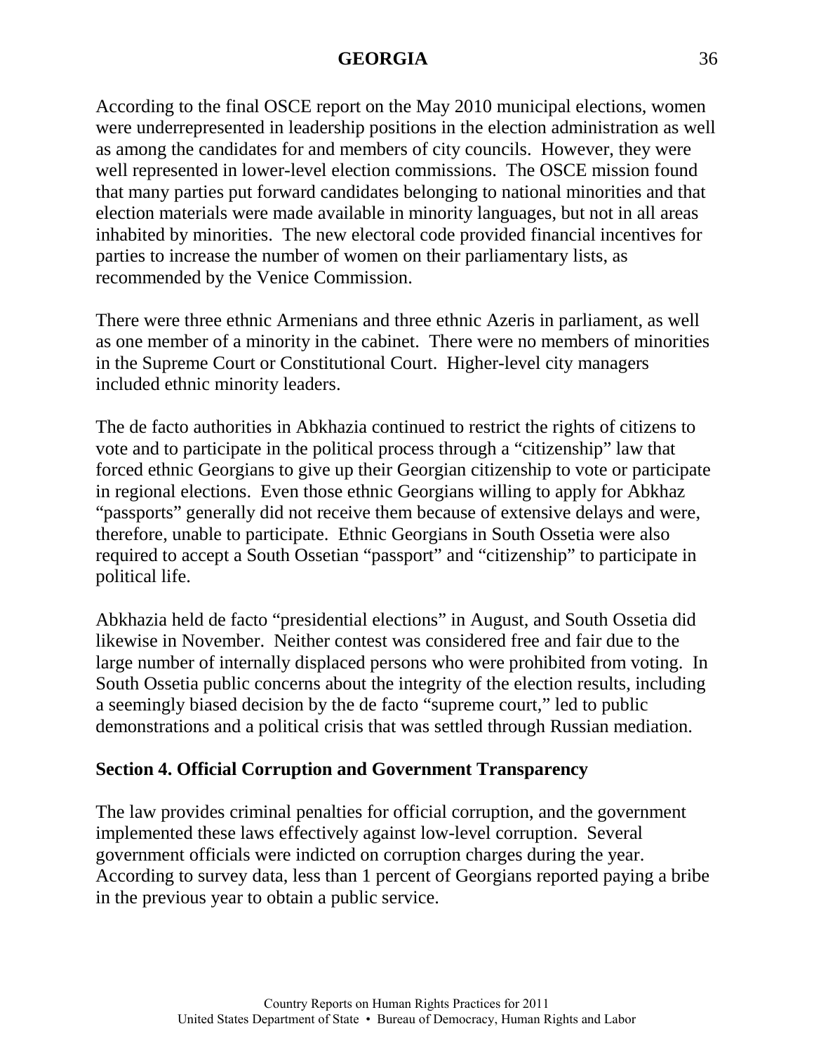According to the final OSCE report on the May 2010 municipal elections, women were underrepresented in leadership positions in the election administration as well as among the candidates for and members of city councils. However, they were well represented in lower-level election commissions. The OSCE mission found that many parties put forward candidates belonging to national minorities and that election materials were made available in minority languages, but not in all areas inhabited by minorities. The new electoral code provided financial incentives for parties to increase the number of women on their parliamentary lists, as recommended by the Venice Commission.

There were three ethnic Armenians and three ethnic Azeris in parliament, as well as one member of a minority in the cabinet. There were no members of minorities in the Supreme Court or Constitutional Court. Higher-level city managers included ethnic minority leaders.

The de facto authorities in Abkhazia continued to restrict the rights of citizens to vote and to participate in the political process through a "citizenship" law that forced ethnic Georgians to give up their Georgian citizenship to vote or participate in regional elections. Even those ethnic Georgians willing to apply for Abkhaz "passports" generally did not receive them because of extensive delays and were, therefore, unable to participate. Ethnic Georgians in South Ossetia were also required to accept a South Ossetian "passport" and "citizenship" to participate in political life.

Abkhazia held de facto "presidential elections" in August, and South Ossetia did likewise in November. Neither contest was considered free and fair due to the large number of internally displaced persons who were prohibited from voting. In South Ossetia public concerns about the integrity of the election results, including a seemingly biased decision by the de facto "supreme court," led to public demonstrations and a political crisis that was settled through Russian mediation.

## Section 4. Official Corruption and Government Transparency

The law provides criminal penalties for official corruption, and the government implemented these laws effectively against low-level corruption. Several government officials were indicted on corruption charges during the year. According to survey data, less than 1 percent of Georgians reported paying a bribe in the previous year to obtain a public service.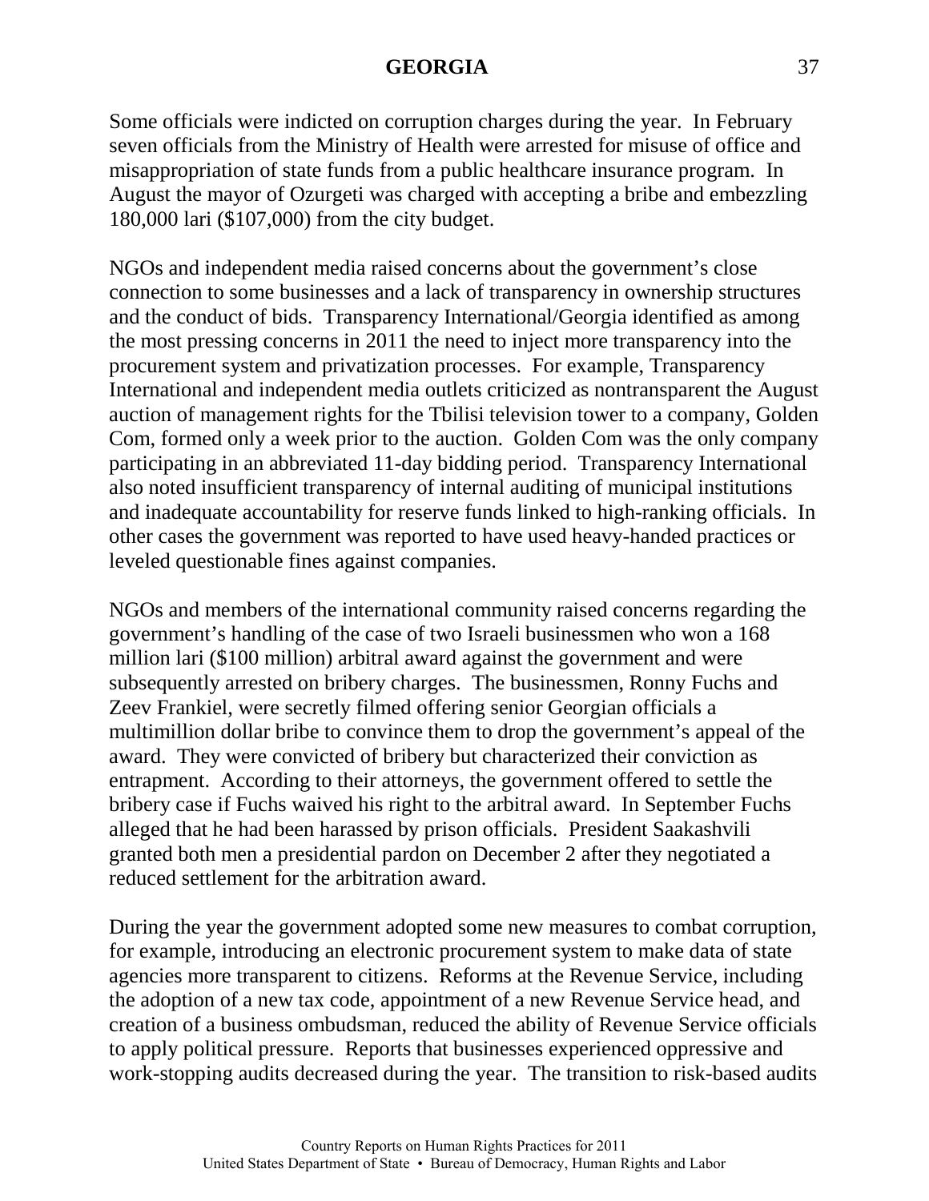Some officials were indicted on corruption charges during the year. In February seven officials from the Ministry of Health were arrested for misuse of office and misappropriation of state funds from a public healthcare insurance program. In August the mayor of Ozurgeti was charged with accepting a bribe and embezzling 180,000 lari ($107,000) from the city budget.

NGOs and independent media raised concerns about the government's close connection to some businesses and a lack of transparency in ownership structures and the conduct of bids. Transparency International/Georgia identified as among the most pressing concerns in 2011 the need to inject more transparency into the procurement system and privatization processes. For example, Transparency International and independent media outlets criticized as nontransparent the August auction of management rights for the Tbilisi television tower to a company, Golden Com, formed only a week prior to the auction. Golden Com was the only company participating in an abbreviated 11-day bidding period. Transparency International also noted insufficient transparency of internal auditing of municipal institutions and inadequate accountability for reserve funds linked to high-ranking officials. In other cases the government was reported to have used heavy-handed practices or leveled questionable fines against companies.

NGOs and members of the international community raised concerns regarding the government's handling of the case of two Israeli businessmen who won a 168 million lari ($100 million) arbitral award against the government and were subsequently arrested on bribery charges. The businessmen, Ronny Fuchs and Zeev Frankiel, were secretly filmed offering senior Georgian officials a multimillion dollar bribe to convince them to drop the government's appeal of the award. They were convicted of bribery but characterized their conviction as entrapment. According to their attorneys, the government offered to settle the bribery case if Fuchs waived his right to the arbitral award. In September Fuchs alleged that he had been harassed by prison officials. President Saakashvili granted both men a presidential pardon on December 2 after they negotiated a reduced settlement for the arbitration award.

During the year the government adopted some new measures to combat corruption, for example, introducing an electronic procurement system to make data of state agencies more transparent to citizens. Reforms at the Revenue Service, including the adoption of a new tax code, appointment of a new Revenue Service head, and creation of a business ombudsman, reduced the ability of Revenue Service officials to apply political pressure. Reports that businesses experienced oppressive and work-stopping audits decreased during the year. The transition to risk-based audits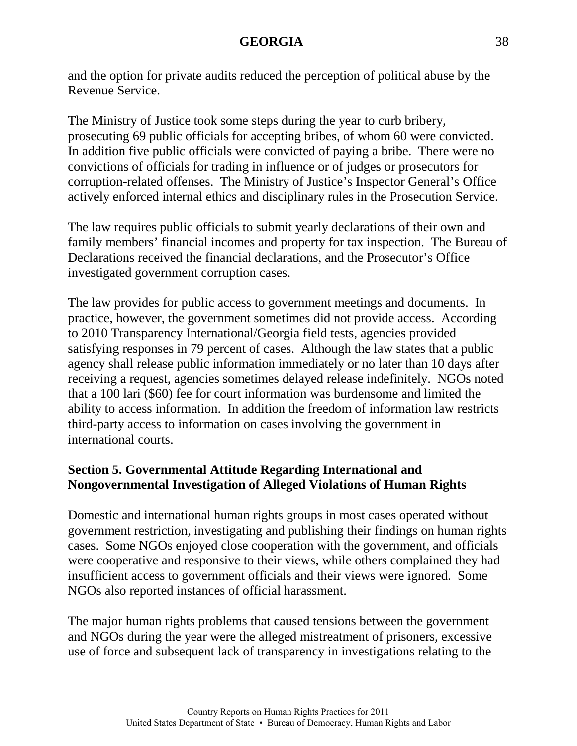and the option for private audits reduced the perception of political abuse by the Revenue Service.

The Ministry of Justice took some steps during the year to curb bribery, prosecuting 69 public officials for accepting bribes, of whom 60 were convicted. In addition five public officials were convicted of paying a bribe. There were no convictions of officials for trading in influence or of judges or prosecutors for corruption-related offenses. The Ministry of Justice's Inspector General's Office actively enforced internal ethics and disciplinary rules in the Prosecution Service.

The law requires public officials to submit yearly declarations of their own and family members' financial incomes and property for tax inspection. The Bureau of Declarations received the financial declarations, and the Prosecutor's Office investigated government corruption cases.

The law provides for public access to government meetings and documents. In practice, however, the government sometimes did not provide access. According to 2010 Transparency International/Georgia field tests, agencies provided satisfying responses in 79 percent of cases. Although the law states that a public agency shall release public information immediately or no later than 10 days after receiving a request, agencies sometimes delayed release indefinitely. NGOs noted that a 100 lari ($60) fee for court information was burdensome and limited the ability to access information. In addition the freedom of information law restricts third-party access to information on cases involving the government in international courts.

## Section 5. Governmental Attitude Regarding International and Nongovernmental Investigation of Alleged Violations of Human Rights

Domestic and international human rights groups in most cases operated without government restriction, investigating and publishing their findings on human rights cases. Some NGOs enjoyed close cooperation with the government, and officials were cooperative and responsive to their views, while others complained they had insufficient access to government officials and their views were ignored. Some NGOs also reported instances of official harassment.

The major human rights problems that caused tensions between the government and NGOs during the year were the alleged mistreatment of prisoners, excessive use of force and subsequent lack of transparency in investigations relating to the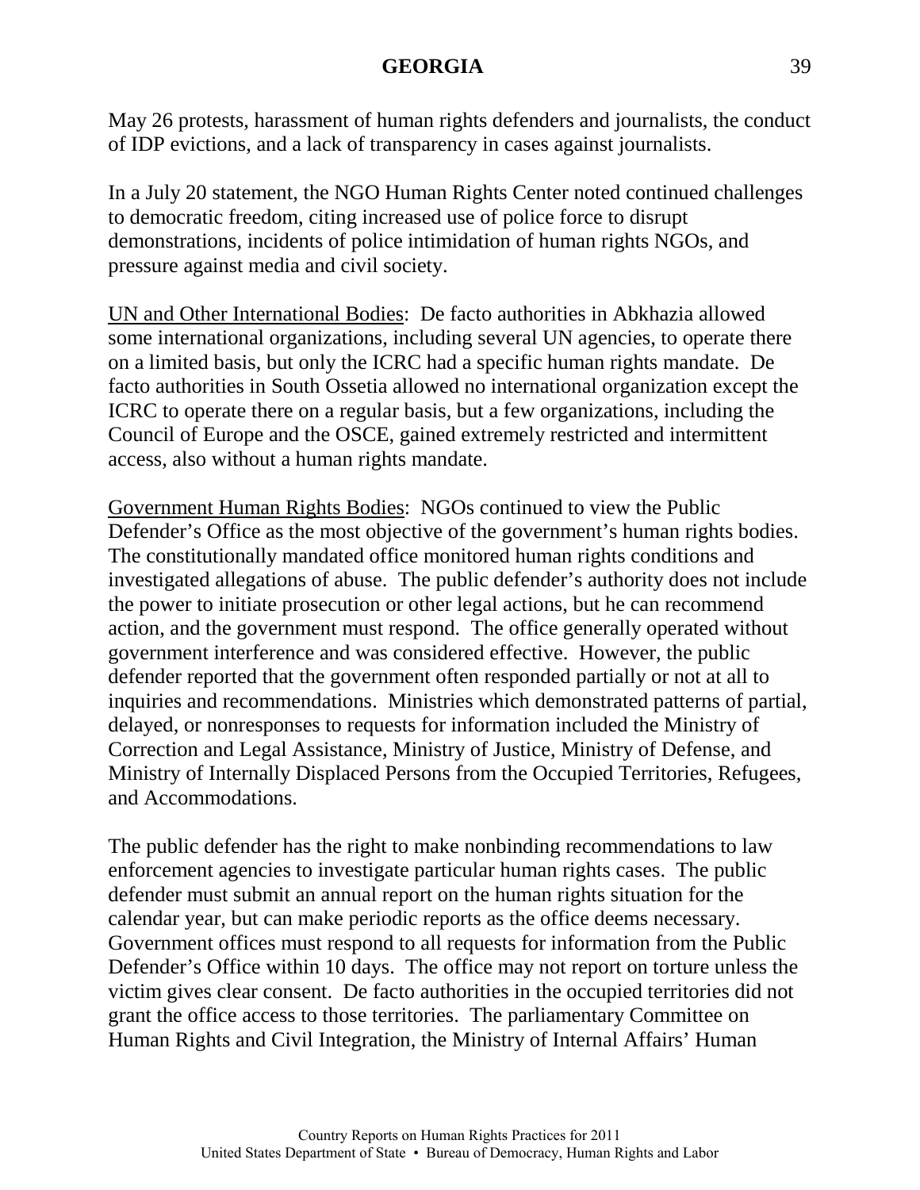May 26 protests, harassment of human rights defenders and journalists, the conduct of IDP evictions, and a lack of transparency in cases against journalists.

In a July 20 statement, the NGO Human Rights Center noted continued challenges to democratic freedom, citing increased use of police force to disrupt demonstrations, incidents of police intimidation of human rights NGOs, and pressure against media and civil society.

UN and Other International Bodies: De facto authorities in Abkhazia allowed some international organizations, including several UN agencies, to operate there on a limited basis, but only the ICRC had a specific human rights mandate. De facto authorities in South Ossetia allowed no international organization except the ICRC to operate there on a regular basis, but a few organizations, including the Council of Europe and the OSCE, gained extremely restricted and intermittent access, also without a human rights mandate.

Government Human Rights Bodies: NGOs continued to view the Public Defender's Office as the most objective of the government's human rights bodies. The constitutionally mandated office monitored human rights conditions and investigated allegations of abuse. The public defender's authority does not include the power to initiate prosecution or other legal actions, but he can recommend action, and the government must respond. The office generally operated without government interference and was considered effective. However, the public defender reported that the government often responded partially or not at all to inquiries and recommendations. Ministries which demonstrated patterns of partial, delayed, or nonresponses to requests for information included the Ministry of Correction and Legal Assistance, Ministry of Justice, Ministry of Defense, and Ministry of Internally Displaced Persons from the Occupied Territories, Refugees, and Accommodations.

The public defender has the right to make nonbinding recommendations to law enforcement agencies to investigate particular human rights cases. The public defender must submit an annual report on the human rights situation for the calendar year, but can make periodic reports as the office deems necessary. Government offices must respond to all requests for information from the Public Defender's Office within 10 days. The office may not report on torture unless the victim gives clear consent. De facto authorities in the occupied territories did not grant the office access to those territories. The parliamentary Committee on Human Rights and Civil Integration, the Ministry of Internal Affairs' Human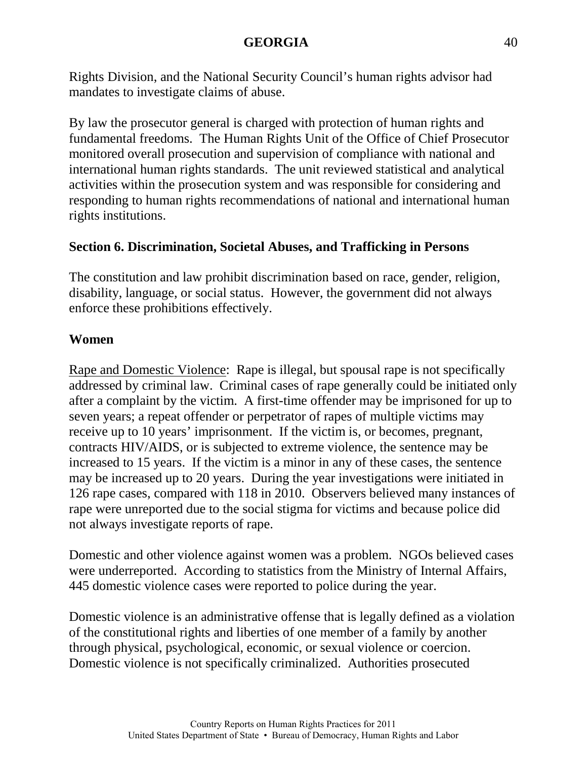Rights Division, and the National Security Council's human rights advisor had mandates to investigate claims of abuse.

By law the prosecutor general is charged with protection of human rights and fundamental freedoms. The Human Rights Unit of the Office of Chief Prosecutor monitored overall prosecution and supervision of compliance with national and international human rights standards. The unit reviewed statistical and analytical activities within the prosecution system and was responsible for considering and responding to human rights recommendations of national and international human rights institutions.

## Section 6. Discrimination, Societal Abuses, and Trafficking in Persons

The constitution and law prohibit discrimination based on race, gender, religion, disability, language, or social status. However, the government did not always enforce these prohibitions effectively.

### Women

Rape and Domestic Violence: Rape is illegal, but spousal rape is not specifically addressed by criminal law. Criminal cases of rape generally could be initiated only after a complaint by the victim. A first-time offender may be imprisoned for up to seven years; a repeat offender or perpetrator of rapes of multiple victims may receive up to 10 years' imprisonment. If the victim is, or becomes, pregnant, contracts HIV/AIDS, or is subjected to extreme violence, the sentence may be increased to 15 years. If the victim is a minor in any of these cases, the sentence may be increased up to 20 years. During the year investigations were initiated in 126 rape cases, compared with 118 in 2010. Observers believed many instances of rape were unreported due to the social stigma for victims and because police did not always investigate reports of rape.

Domestic and other violence against women was a problem. NGOs believed cases were underreported. According to statistics from the Ministry of Internal Affairs, 445 domestic violence cases were reported to police during the year.

Domestic violence is an administrative offense that is legally defined as a violation of the constitutional rights and liberties of one member of a family by another through physical, psychological, economic, or sexual violence or coercion. Domestic violence is not specifically criminalized. Authorities prosecuted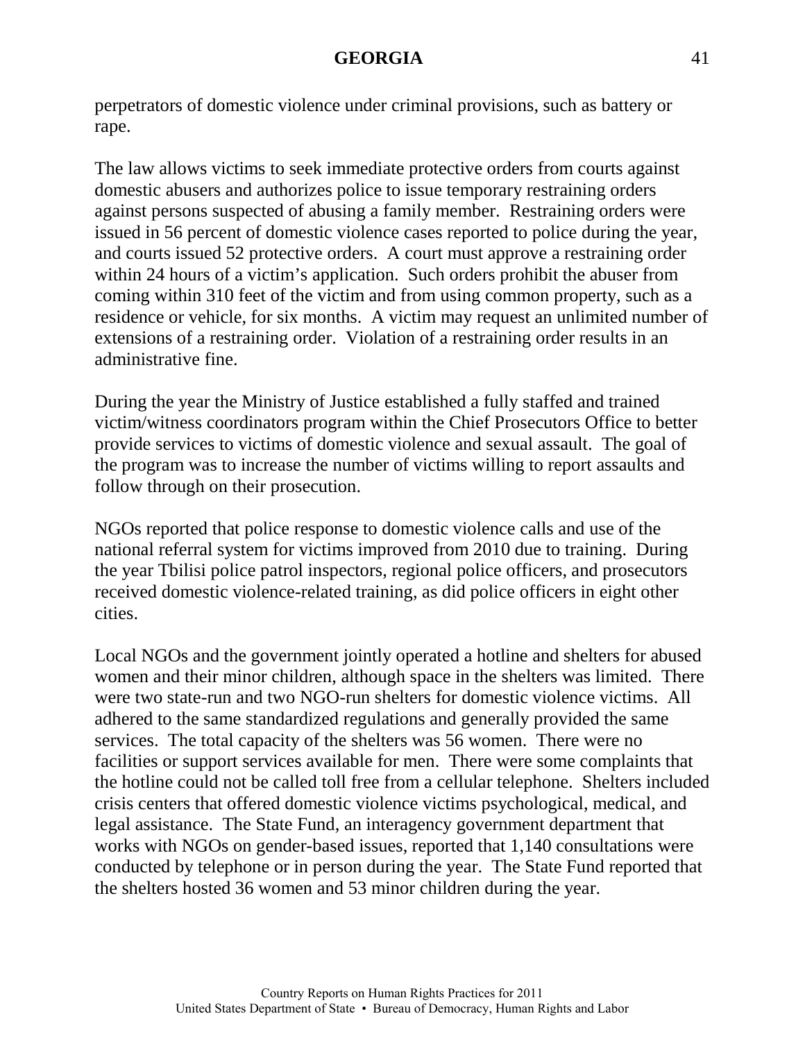perpetrators of domestic violence under criminal provisions, such as battery or rape.

The law allows victims to seek immediate protective orders from courts against domestic abusers and authorizes police to issue temporary restraining orders against persons suspected of abusing a family member. Restraining orders were issued in 56 percent of domestic violence cases reported to police during the year, and courts issued 52 protective orders. A court must approve a restraining order within 24 hours of a victim's application. Such orders prohibit the abuser from coming within 310 feet of the victim and from using common property, such as a residence or vehicle, for six months. A victim may request an unlimited number of extensions of a restraining order. Violation of a restraining order results in an administrative fine.

During the year the Ministry of Justice established a fully staffed and trained victim/witness coordinators program within the Chief Prosecutors Office to better provide services to victims of domestic violence and sexual assault. The goal of the program was to increase the number of victims willing to report assaults and follow through on their prosecution.

NGOs reported that police response to domestic violence calls and use of the national referral system for victims improved from 2010 due to training. During the year Tbilisi police patrol inspectors, regional police officers, and prosecutors received domestic violence-related training, as did police officers in eight other cities.

Local NGOs and the government jointly operated a hotline and shelters for abused women and their minor children, although space in the shelters was limited. There were two state-run and two NGO-run shelters for domestic violence victims. All adhered to the same standardized regulations and generally provided the same services. The total capacity of the shelters was 56 women. There were no facilities or support services available for men. There were some complaints that the hotline could not be called toll free from a cellular telephone. Shelters included crisis centers that offered domestic violence victims psychological, medical, and legal assistance. The State Fund, an interagency government department that works with NGOs on gender-based issues, reported that 1,140 consultations were conducted by telephone or in person during the year. The State Fund reported that the shelters hosted 36 women and 53 minor children during the year.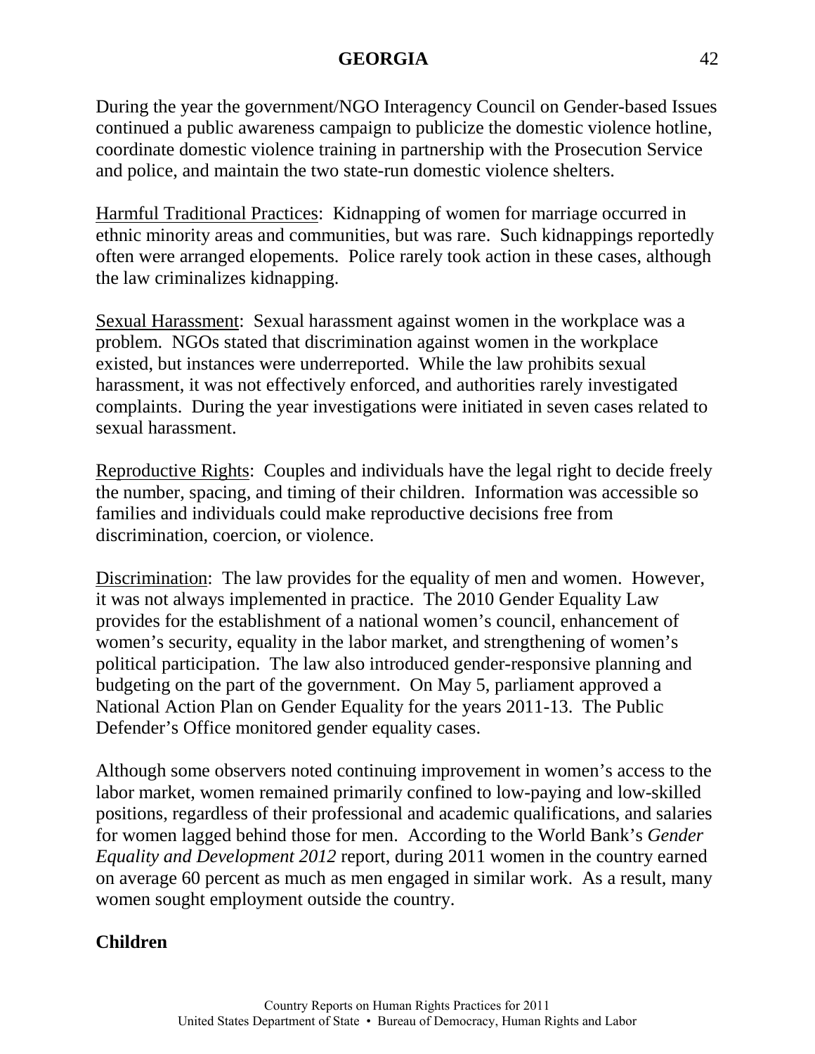During the year the government/NGO Interagency Council on Gender-based Issues continued a public awareness campaign to publicize the domestic violence hotline, coordinate domestic violence training in partnership with the Prosecution Service and police, and maintain the two state-run domestic violence shelters.

Harmful Traditional Practices: Kidnapping of women for marriage occurred in ethnic minority areas and communities, but was rare. Such kidnappings reportedly often were arranged elopements. Police rarely took action in these cases, although the law criminalizes kidnapping.

Sexual Harassment: Sexual harassment against women in the workplace was a problem. NGOs stated that discrimination against women in the workplace existed, but instances were underreported. While the law prohibits sexual harassment, it was not effectively enforced, and authorities rarely investigated complaints. During the year investigations were initiated in seven cases related to sexual harassment.

Reproductive Rights: Couples and individuals have the legal right to decide freely the number, spacing, and timing of their children. Information was accessible so families and individuals could make reproductive decisions free from discrimination, coercion, or violence.

Discrimination: The law provides for the equality of men and women. However, it was not always implemented in practice. The 2010 Gender Equality Law provides for the establishment of a national women's council, enhancement of women's security, equality in the labor market, and strengthening of women's political participation. The law also introduced gender-responsive planning and budgeting on the part of the government. On May 5, parliament approved a National Action Plan on Gender Equality for the years 2011-13. The Public Defender's Office monitored gender equality cases.

Although some observers noted continuing improvement in women's access to the labor market, women remained primarily confined to low-paying and low-skilled positions, regardless of their professional and academic qualifications, and salaries for women lagged behind those for men. According to the World Bank's *Gender Equality and Development 2012* report, during 2011 women in the country earned on average 60 percent as much as men engaged in similar work. As a result, many women sought employment outside the country.

**Children**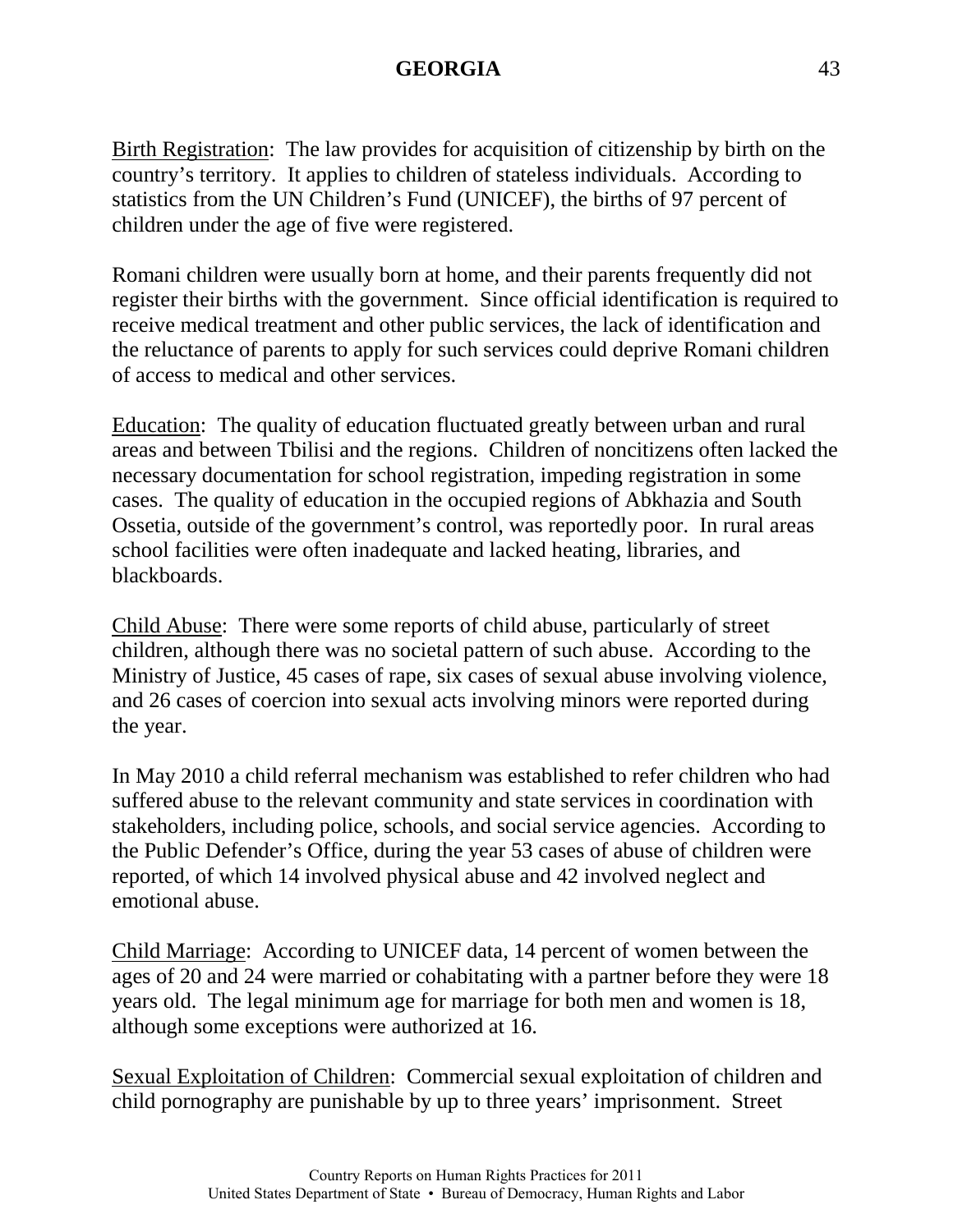Birth Registration: The law provides for acquisition of citizenship by birth on the country's territory. It applies to children of stateless individuals. According to statistics from the UN Children's Fund (UNICEF), the births of 97 percent of children under the age of five were registered.

Romani children were usually born at home, and their parents frequently did not register their births with the government. Since official identification is required to receive medical treatment and other public services, the lack of identification and the reluctance of parents to apply for such services could deprive Romani children of access to medical and other services.

Education: The quality of education fluctuated greatly between urban and rural areas and between Tbilisi and the regions. Children of noncitizens often lacked the necessary documentation for school registration, impeding registration in some cases. The quality of education in the occupied regions of Abkhazia and South Ossetia, outside of the government's control, was reportedly poor. In rural areas school facilities were often inadequate and lacked heating, libraries, and blackboards.

Child Abuse: There were some reports of child abuse, particularly of street children, although there was no societal pattern of such abuse. According to the Ministry of Justice, 45 cases of rape, six cases of sexual abuse involving violence, and 26 cases of coercion into sexual acts involving minors were reported during the year.

In May 2010 a child referral mechanism was established to refer children who had suffered abuse to the relevant community and state services in coordination with stakeholders, including police, schools, and social service agencies. According to the Public Defender's Office, during the year 53 cases of abuse of children were reported, of which 14 involved physical abuse and 42 involved neglect and emotional abuse.

Child Marriage: According to UNICEF data, 14 percent of women between the ages of 20 and 24 were married or cohabitating with a partner before they were 18 years old. The legal minimum age for marriage for both men and women is 18, although some exceptions were authorized at 16.

Sexual Exploitation of Children: Commercial sexual exploitation of children and child pornography are punishable by up to three years' imprisonment. Street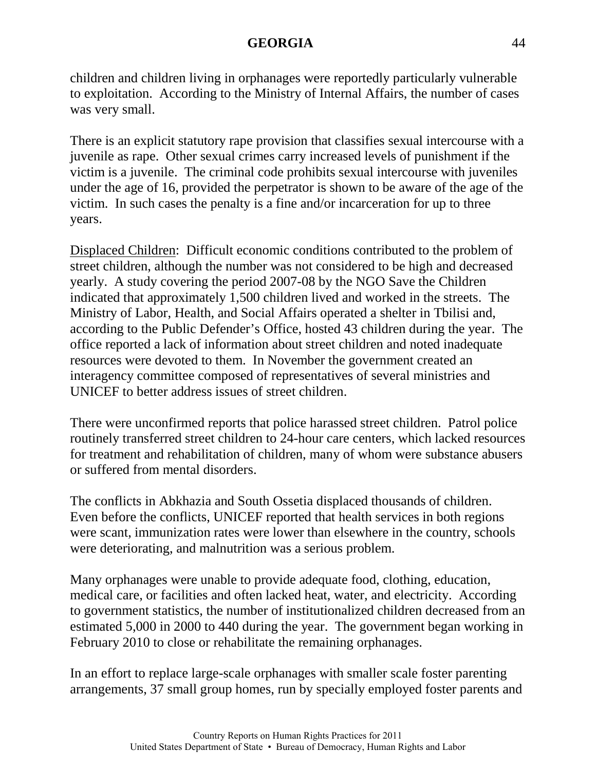children and children living in orphanages were reportedly particularly vulnerable to exploitation. According to the Ministry of Internal Affairs, the number of cases was very small.

There is an explicit statutory rape provision that classifies sexual intercourse with a juvenile as rape. Other sexual crimes carry increased levels of punishment if the victim is a juvenile. The criminal code prohibits sexual intercourse with juveniles under the age of 16, provided the perpetrator is shown to be aware of the age of the victim. In such cases the penalty is a fine and/or incarceration for up to three years.

Displaced Children: Difficult economic conditions contributed to the problem of street children, although the number was not considered to be high and decreased yearly. A study covering the period 2007-08 by the NGO Save the Children indicated that approximately 1,500 children lived and worked in the streets. The Ministry of Labor, Health, and Social Affairs operated a shelter in Tbilisi and, according to the Public Defender's Office, hosted 43 children during the year. The office reported a lack of information about street children and noted inadequate resources were devoted to them. In November the government created an interagency committee composed of representatives of several ministries and UNICEF to better address issues of street children.

There were unconfirmed reports that police harassed street children. Patrol police routinely transferred street children to 24-hour care centers, which lacked resources for treatment and rehabilitation of children, many of whom were substance abusers or suffered from mental disorders.

The conflicts in Abkhazia and South Ossetia displaced thousands of children. Even before the conflicts, UNICEF reported that health services in both regions were scant, immunization rates were lower than elsewhere in the country, schools were deteriorating, and malnutrition was a serious problem.

Many orphanages were unable to provide adequate food, clothing, education, medical care, or facilities and often lacked heat, water, and electricity. According to government statistics, the number of institutionalized children decreased from an estimated 5,000 in 2000 to 440 during the year. The government began working in February 2010 to close or rehabilitate the remaining orphanages.

In an effort to replace large-scale orphanages with smaller scale foster parenting arrangements, 37 small group homes, run by specially employed foster parents and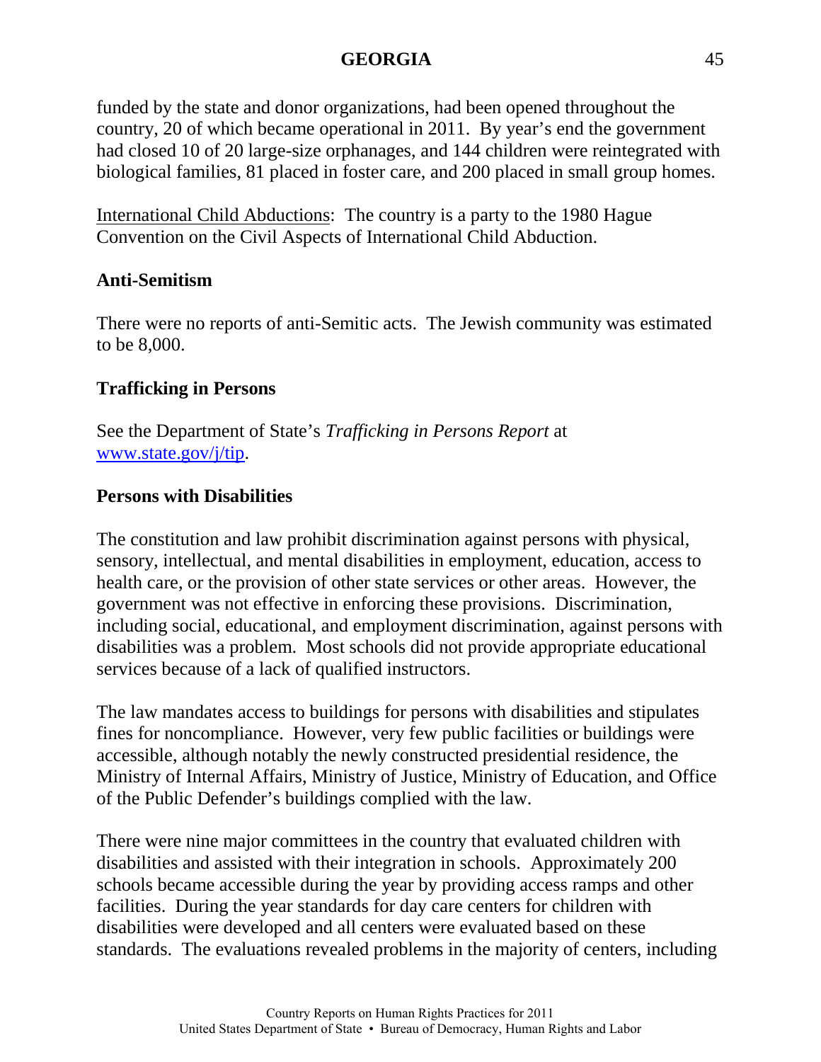funded by the state and donor organizations, had been opened throughout the country, 20 of which became operational in 2011. By year's end the government had closed 10 of 20 large-size orphanages, and 144 children were reintegrated with biological families, 81 placed in foster care, and 200 placed in small group homes.

International Child Abductions: The country is a party to the 1980 Hague Convention on the Civil Aspects of International Child Abduction.

**Anti-Semitism**

There were no reports of anti-Semitic acts. The Jewish community was estimated to be 8,000.

**Trafficking in Persons**

See the Department of State's *Trafficking in Persons Report* at www.state.gov/j/tip.

**Persons with Disabilities**

The constitution and law prohibit discrimination against persons with physical, sensory, intellectual, and mental disabilities in employment, education, access to health care, or the provision of other state services or other areas. However, the government was not effective in enforcing these provisions. Discrimination, including social, educational, and employment discrimination, against persons with disabilities was a problem. Most schools did not provide appropriate educational services because of a lack of qualified instructors.

The law mandates access to buildings for persons with disabilities and stipulates fines for noncompliance. However, very few public facilities or buildings were accessible, although notably the newly constructed presidential residence, the Ministry of Internal Affairs, Ministry of Justice, Ministry of Education, and Office of the Public Defender's buildings complied with the law.

There were nine major committees in the country that evaluated children with disabilities and assisted with their integration in schools. Approximately 200 schools became accessible during the year by providing access ramps and other facilities. During the year standards for day care centers for children with disabilities were developed and all centers were evaluated based on these standards. The evaluations revealed problems in the majority of centers, including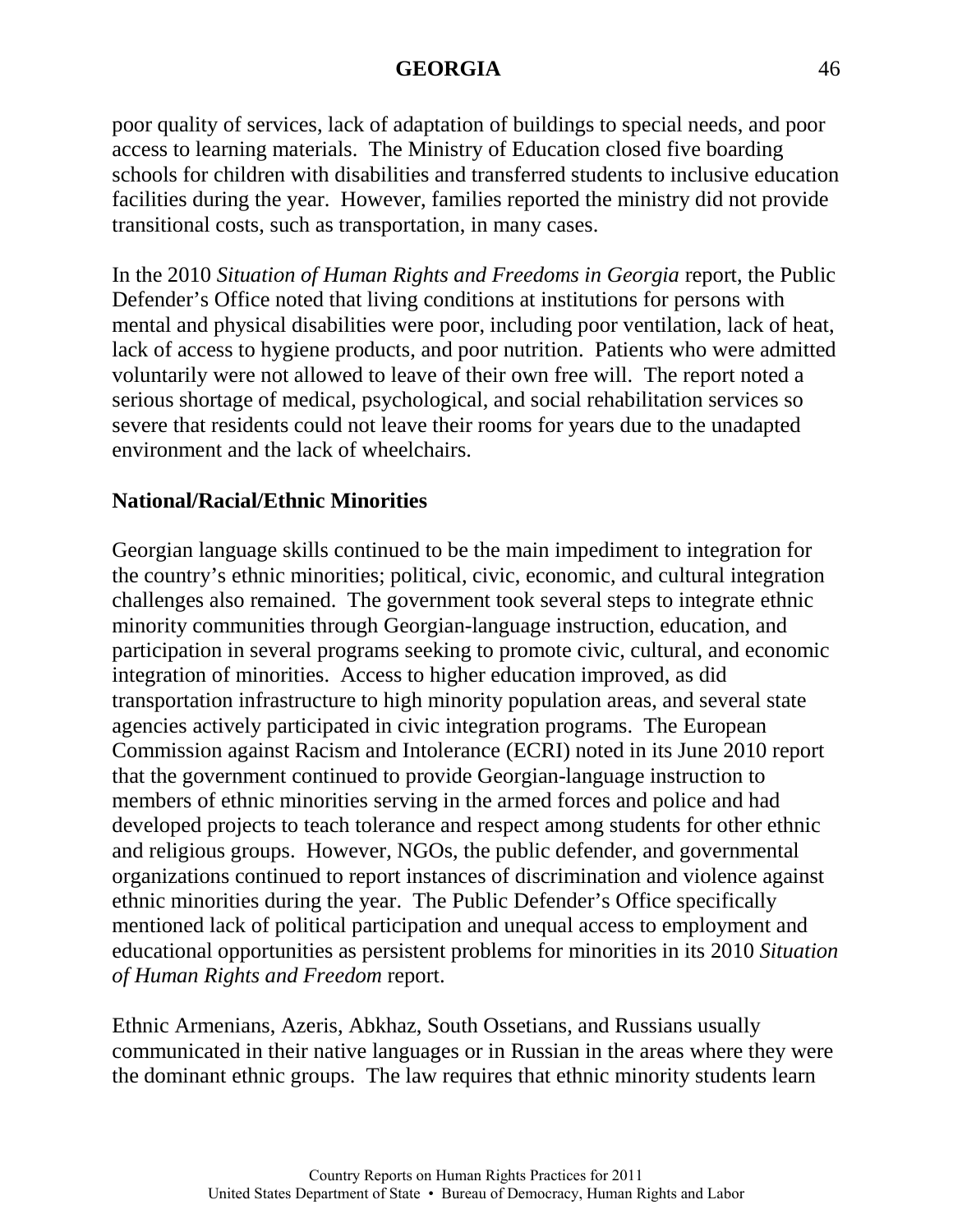poor quality of services, lack of adaptation of buildings to special needs, and poor access to learning materials. The Ministry of Education closed five boarding schools for children with disabilities and transferred students to inclusive education facilities during the year. However, families reported the ministry did not provide transitional costs, such as transportation, in many cases.

In the 2010 *Situation of Human Rights and Freedoms in Georgia* report, the Public Defender's Office noted that living conditions at institutions for persons with mental and physical disabilities were poor, including poor ventilation, lack of heat, lack of access to hygiene products, and poor nutrition. Patients who were admitted voluntarily were not allowed to leave of their own free will. The report noted a serious shortage of medical, psychological, and social rehabilitation services so severe that residents could not leave their rooms for years due to the unadapted environment and the lack of wheelchairs.

**National/Racial/Ethnic Minorities**

Georgian language skills continued to be the main impediment to integration for the country's ethnic minorities; political, civic, economic, and cultural integration challenges also remained. The government took several steps to integrate ethnic minority communities through Georgian-language instruction, education, and participation in several programs seeking to promote civic, cultural, and economic integration of minorities. Access to higher education improved, as did transportation infrastructure to high minority population areas, and several state agencies actively participated in civic integration programs. The European Commission against Racism and Intolerance (ECRI) noted in its June 2010 report that the government continued to provide Georgian-language instruction to members of ethnic minorities serving in the armed forces and police and had developed projects to teach tolerance and respect among students for other ethnic and religious groups. However, NGOs, the public defender, and governmental organizations continued to report instances of discrimination and violence against ethnic minorities during the year. The Public Defender's Office specifically mentioned lack of political participation and unequal access to employment and educational opportunities as persistent problems for minorities in its 2010 *Situation of Human Rights and Freedom* report.

Ethnic Armenians, Azeris, Abkhaz, South Ossetians, and Russians usually communicated in their native languages or in Russian in the areas where they were the dominant ethnic groups. The law requires that ethnic minority students learn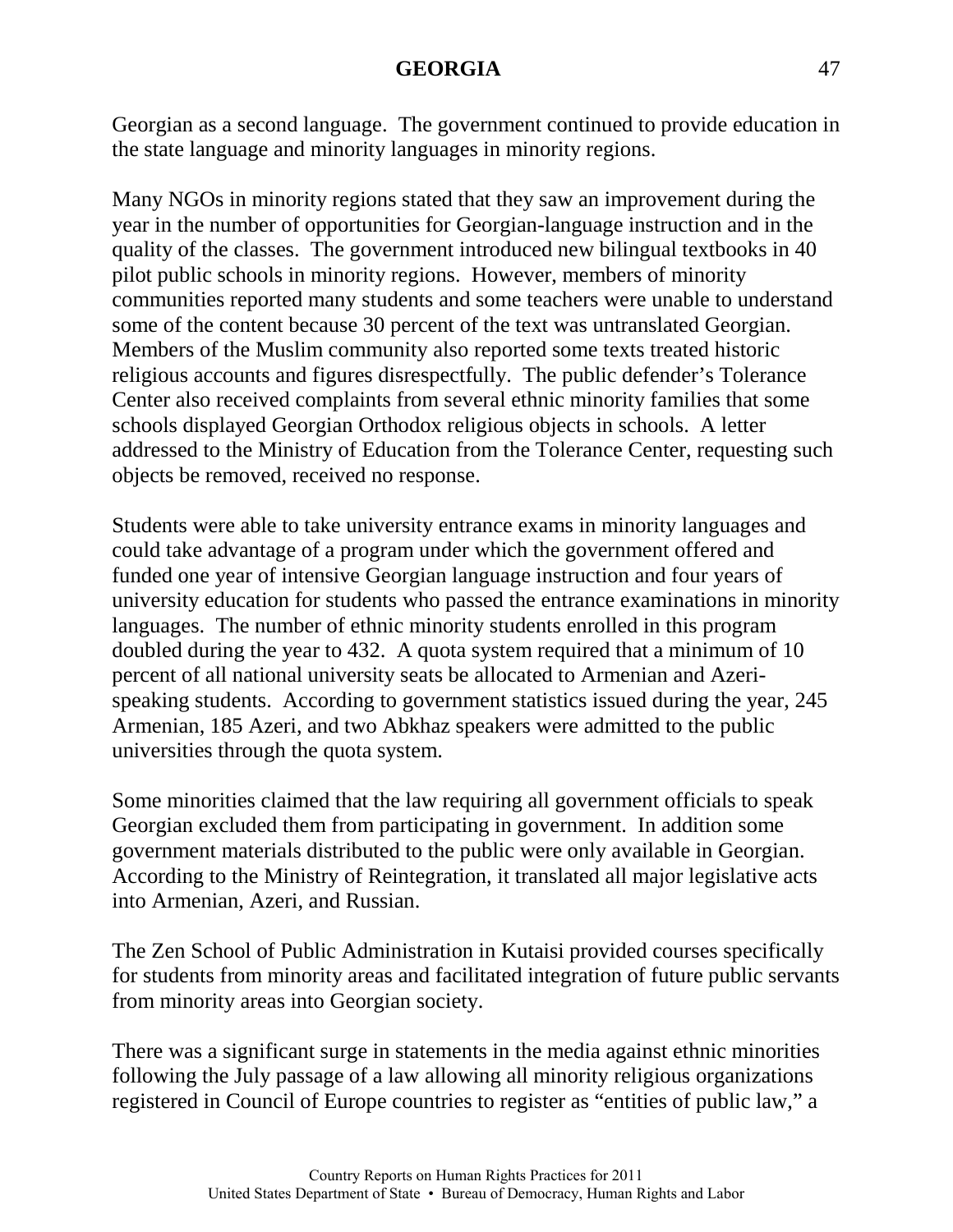Georgian as a second language. The government continued to provide education in the state language and minority languages in minority regions.

Many NGOs in minority regions stated that they saw an improvement during the year in the number of opportunities for Georgian-language instruction and in the quality of the classes. The government introduced new bilingual textbooks in 40 pilot public schools in minority regions. However, members of minority communities reported many students and some teachers were unable to understand some of the content because 30 percent of the text was untranslated Georgian. Members of the Muslim community also reported some texts treated historic religious accounts and figures disrespectfully. The public defender's Tolerance Center also received complaints from several ethnic minority families that some schools displayed Georgian Orthodox religious objects in schools. A letter addressed to the Ministry of Education from the Tolerance Center, requesting such objects be removed, received no response.

Students were able to take university entrance exams in minority languages and could take advantage of a program under which the government offered and funded one year of intensive Georgian language instruction and four years of university education for students who passed the entrance examinations in minority languages. The number of ethnic minority students enrolled in this program doubled during the year to 432. A quota system required that a minimum of 10 percent of all national university seats be allocated to Armenian and Azeri-speaking students. According to government statistics issued during the year, 245 Armenian, 185 Azeri, and two Abkhaz speakers were admitted to the public universities through the quota system.

Some minorities claimed that the law requiring all government officials to speak Georgian excluded them from participating in government. In addition some government materials distributed to the public were only available in Georgian. According to the Ministry of Reintegration, it translated all major legislative acts into Armenian, Azeri, and Russian.

The Zen School of Public Administration in Kutaisi provided courses specifically for students from minority areas and facilitated integration of future public servants from minority areas into Georgian society.

There was a significant surge in statements in the media against ethnic minorities following the July passage of a law allowing all minority religious organizations registered in Council of Europe countries to register as "entities of public law," a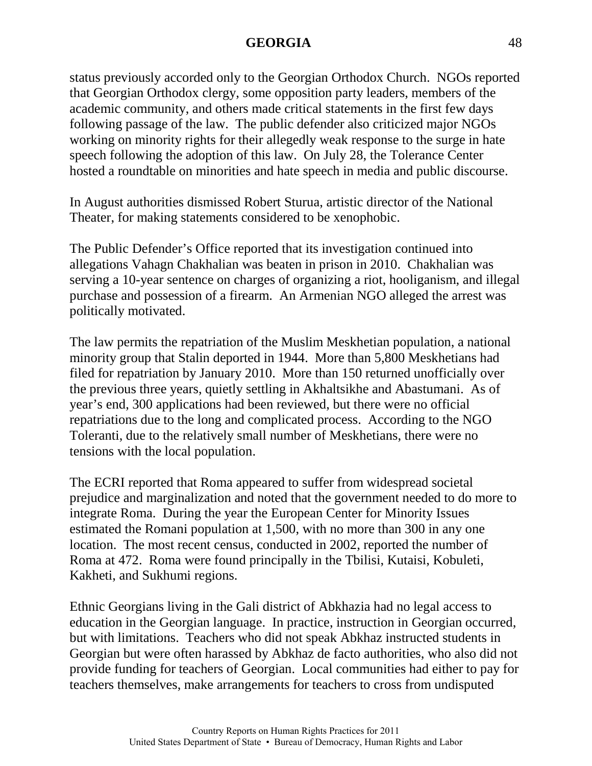status previously accorded only to the Georgian Orthodox Church. NGOs reported that Georgian Orthodox clergy, some opposition party leaders, members of the academic community, and others made critical statements in the first few days following passage of the law. The public defender also criticized major NGOs working on minority rights for their allegedly weak response to the surge in hate speech following the adoption of this law. On July 28, the Tolerance Center hosted a roundtable on minorities and hate speech in media and public discourse.

In August authorities dismissed Robert Sturua, artistic director of the National Theater, for making statements considered to be xenophobic.

The Public Defender's Office reported that its investigation continued into allegations Vahagn Chakhalian was beaten in prison in 2010. Chakhalian was serving a 10-year sentence on charges of organizing a riot, hooliganism, and illegal purchase and possession of a firearm. An Armenian NGO alleged the arrest was politically motivated.

The law permits the repatriation of the Muslim Meskhetian population, a national minority group that Stalin deported in 1944. More than 5,800 Meskhetians had filed for repatriation by January 2010. More than 150 returned unofficially over the previous three years, quietly settling in Akhaltsikhe and Abastumani. As of year's end, 300 applications had been reviewed, but there were no official repatriations due to the long and complicated process. According to the NGO Toleranti, due to the relatively small number of Meskhetians, there were no tensions with the local population.

The ECRI reported that Roma appeared to suffer from widespread societal prejudice and marginalization and noted that the government needed to do more to integrate Roma. During the year the European Center for Minority Issues estimated the Romani population at 1,500, with no more than 300 in any one location. The most recent census, conducted in 2002, reported the number of Roma at 472. Roma were found principally in the Tbilisi, Kutaisi, Kobuleti, Kakheti, and Sukhumi regions.

Ethnic Georgians living in the Gali district of Abkhazia had no legal access to education in the Georgian language. In practice, instruction in Georgian occurred, but with limitations. Teachers who did not speak Abkhaz instructed students in Georgian but were often harassed by Abkhaz de facto authorities, who also did not provide funding for teachers of Georgian. Local communities had either to pay for teachers themselves, make arrangements for teachers to cross from undisputed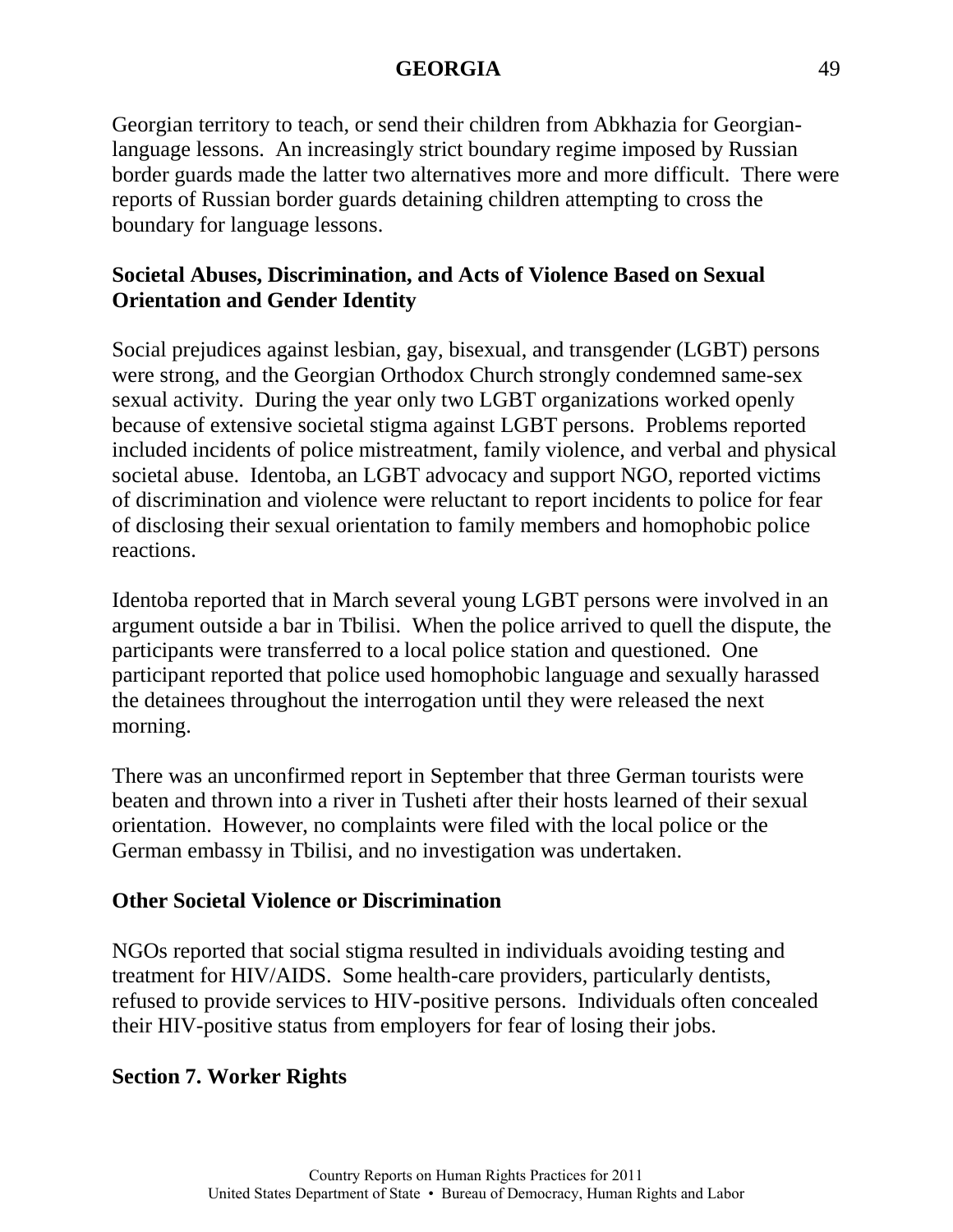Georgian territory to teach, or send their children from Abkhazia for Georgian-language lessons. An increasingly strict boundary regime imposed by Russian border guards made the latter two alternatives more and more difficult. There were reports of Russian border guards detaining children attempting to cross the boundary for language lessons.

**Societal Abuses, Discrimination, and Acts of Violence Based on Sexual Orientation and Gender Identity**

Social prejudices against lesbian, gay, bisexual, and transgender (LGBT) persons were strong, and the Georgian Orthodox Church strongly condemned same-sex sexual activity. During the year only two LGBT organizations worked openly because of extensive societal stigma against LGBT persons. Problems reported included incidents of police mistreatment, family violence, and verbal and physical societal abuse. Identoba, an LGBT advocacy and support NGO, reported victims of discrimination and violence were reluctant to report incidents to police for fear of disclosing their sexual orientation to family members and homophobic police reactions.

Identoba reported that in March several young LGBT persons were involved in an argument outside a bar in Tbilisi. When the police arrived to quell the dispute, the participants were transferred to a local police station and questioned. One participant reported that police used homophobic language and sexually harassed the detainees throughout the interrogation until they were released the next morning.

There was an unconfirmed report in September that three German tourists were beaten and thrown into a river in Tusheti after their hosts learned of their sexual orientation. However, no complaints were filed with the local police or the German embassy in Tbilisi, and no investigation was undertaken.

**Other Societal Violence or Discrimination**

NGOs reported that social stigma resulted in individuals avoiding testing and treatment for HIV/AIDS. Some health-care providers, particularly dentists, refused to provide services to HIV-positive persons. Individuals often concealed their HIV-positive status from employers for fear of losing their jobs.

**Section 7. Worker Rights**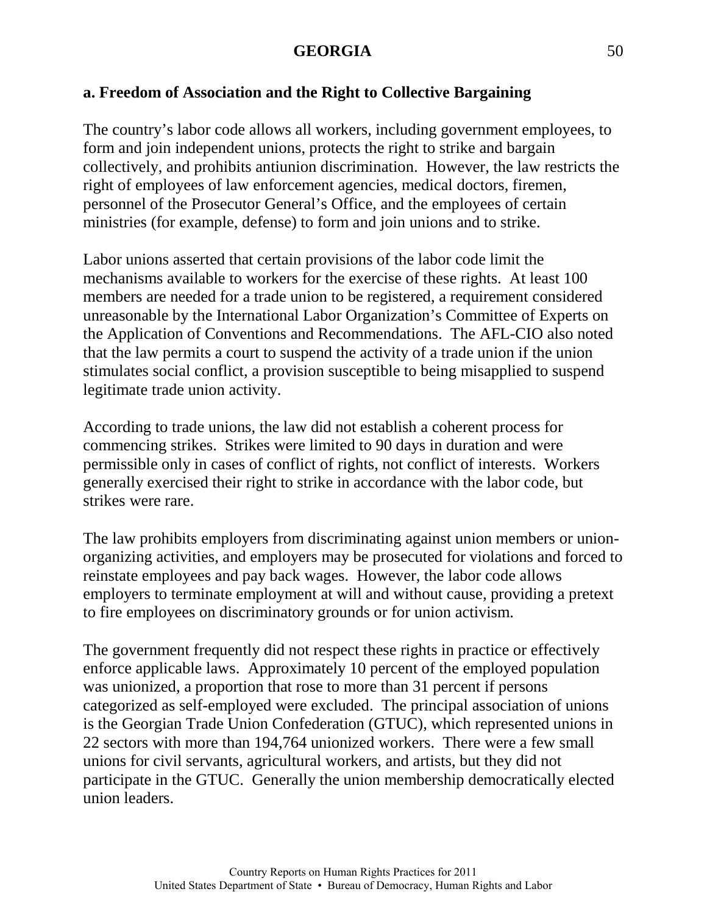### a. Freedom of Association and the Right to Collective Bargaining

The country's labor code allows all workers, including government employees, to form and join independent unions, protects the right to strike and bargain collectively, and prohibits antiunion discrimination. However, the law restricts the right of employees of law enforcement agencies, medical doctors, firemen, personnel of the Prosecutor General's Office, and the employees of certain ministries (for example, defense) to form and join unions and to strike.

Labor unions asserted that certain provisions of the labor code limit the mechanisms available to workers for the exercise of these rights. At least 100 members are needed for a trade union to be registered, a requirement considered unreasonable by the International Labor Organization's Committee of Experts on the Application of Conventions and Recommendations. The AFL-CIO also noted that the law permits a court to suspend the activity of a trade union if the union stimulates social conflict, a provision susceptible to being misapplied to suspend legitimate trade union activity.

According to trade unions, the law did not establish a coherent process for commencing strikes. Strikes were limited to 90 days in duration and were permissible only in cases of conflict of rights, not conflict of interests. Workers generally exercised their right to strike in accordance with the labor code, but strikes were rare.

The law prohibits employers from discriminating against union members or union-organizing activities, and employers may be prosecuted for violations and forced to reinstate employees and pay back wages. However, the labor code allows employers to terminate employment at will and without cause, providing a pretext to fire employees on discriminatory grounds or for union activism.

The government frequently did not respect these rights in practice or effectively enforce applicable laws. Approximately 10 percent of the employed population was unionized, a proportion that rose to more than 31 percent if persons categorized as self-employed were excluded. The principal association of unions is the Georgian Trade Union Confederation (GTUC), which represented unions in 22 sectors with more than 194,764 unionized workers. There were a few small unions for civil servants, agricultural workers, and artists, but they did not participate in the GTUC. Generally the union membership democratically elected union leaders.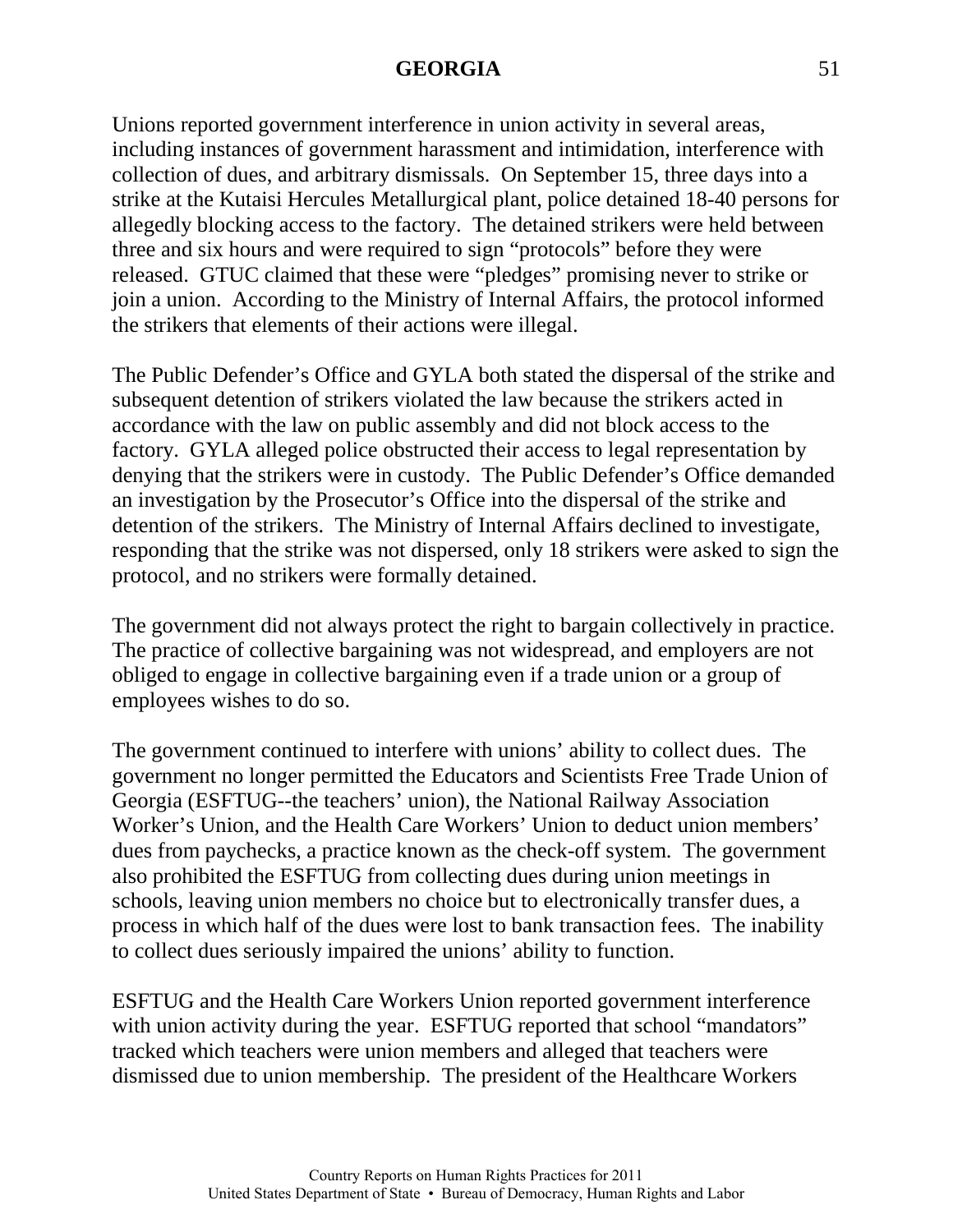Unions reported government interference in union activity in several areas, including instances of government harassment and intimidation, interference with collection of dues, and arbitrary dismissals. On September 15, three days into a strike at the Kutaisi Hercules Metallurgical plant, police detained 18-40 persons for allegedly blocking access to the factory. The detained strikers were held between three and six hours and were required to sign "protocols" before they were released. GTUC claimed that these were "pledges" promising never to strike or join a union. According to the Ministry of Internal Affairs, the protocol informed the strikers that elements of their actions were illegal.

The Public Defender's Office and GYLA both stated the dispersal of the strike and subsequent detention of strikers violated the law because the strikers acted in accordance with the law on public assembly and did not block access to the factory. GYLA alleged police obstructed their access to legal representation by denying that the strikers were in custody. The Public Defender's Office demanded an investigation by the Prosecutor's Office into the dispersal of the strike and detention of the strikers. The Ministry of Internal Affairs declined to investigate, responding that the strike was not dispersed, only 18 strikers were asked to sign the protocol, and no strikers were formally detained.

The government did not always protect the right to bargain collectively in practice. The practice of collective bargaining was not widespread, and employers are not obliged to engage in collective bargaining even if a trade union or a group of employees wishes to do so.

The government continued to interfere with unions' ability to collect dues. The government no longer permitted the Educators and Scientists Free Trade Union of Georgia (ESFTUG--the teachers' union), the National Railway Association Worker's Union, and the Health Care Workers' Union to deduct union members' dues from paychecks, a practice known as the check-off system. The government also prohibited the ESFTUG from collecting dues during union meetings in schools, leaving union members no choice but to electronically transfer dues, a process in which half of the dues were lost to bank transaction fees. The inability to collect dues seriously impaired the unions' ability to function.

ESFTUG and the Health Care Workers Union reported government interference with union activity during the year. ESFTUG reported that school "mandators" tracked which teachers were union members and alleged that teachers were dismissed due to union membership. The president of the Healthcare Workers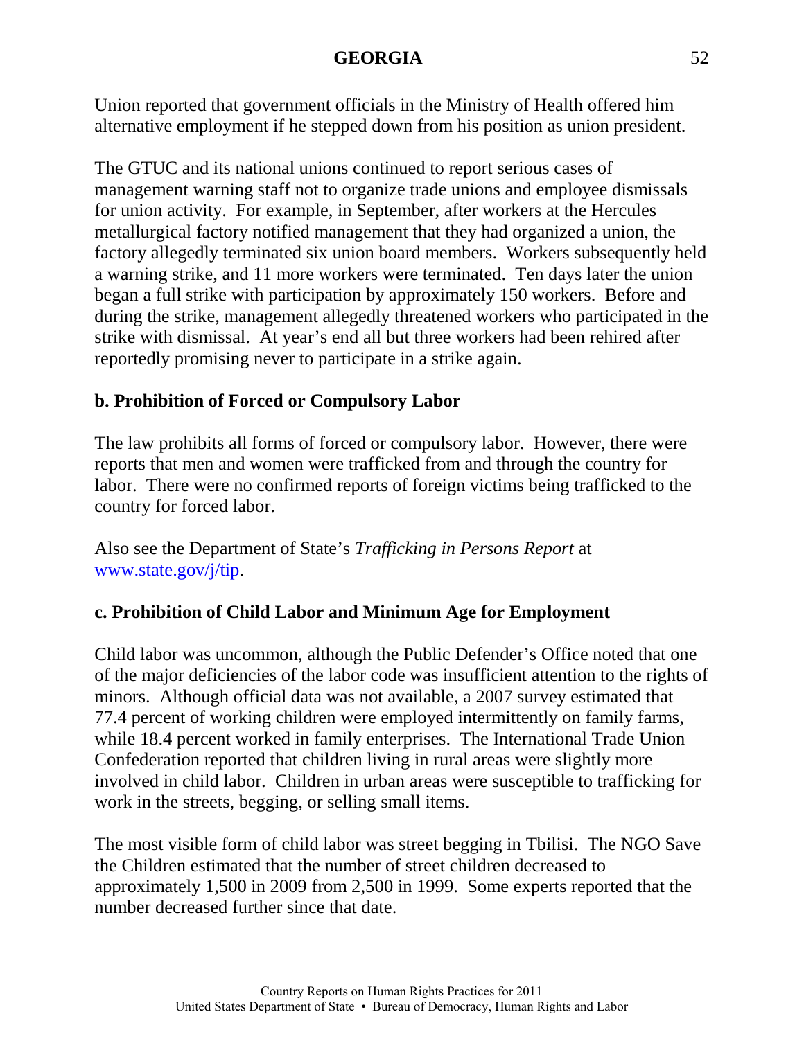Union reported that government officials in the Ministry of Health offered him alternative employment if he stepped down from his position as union president.

The GTUC and its national unions continued to report serious cases of management warning staff not to organize trade unions and employee dismissals for union activity. For example, in September, after workers at the Hercules metallurgical factory notified management that they had organized a union, the factory allegedly terminated six union board members. Workers subsequently held a warning strike, and 11 more workers were terminated. Ten days later the union began a full strike with participation by approximately 150 workers. Before and during the strike, management allegedly threatened workers who participated in the strike with dismissal. At year's end all but three workers had been rehired after reportedly promising never to participate in a strike again.

### b. Prohibition of Forced or Compulsory Labor

The law prohibits all forms of forced or compulsory labor. However, there were reports that men and women were trafficked from and through the country for labor. There were no confirmed reports of foreign victims being trafficked to the country for forced labor.

Also see the Department of State's *Trafficking in Persons Report* at [www.state.gov/j/tip](http://www.state.gov/j/tip).

### c. Prohibition of Child Labor and Minimum Age for Employment

Child labor was uncommon, although the Public Defender's Office noted that one of the major deficiencies of the labor code was insufficient attention to the rights of minors. Although official data was not available, a 2007 survey estimated that 77.4 percent of working children were employed intermittently on family farms, while 18.4 percent worked in family enterprises. The International Trade Union Confederation reported that children living in rural areas were slightly more involved in child labor. Children in urban areas were susceptible to trafficking for work in the streets, begging, or selling small items.

The most visible form of child labor was street begging in Tbilisi. The NGO Save the Children estimated that the number of street children decreased to approximately 1,500 in 2009 from 2,500 in 1999. Some experts reported that the number decreased further since that date.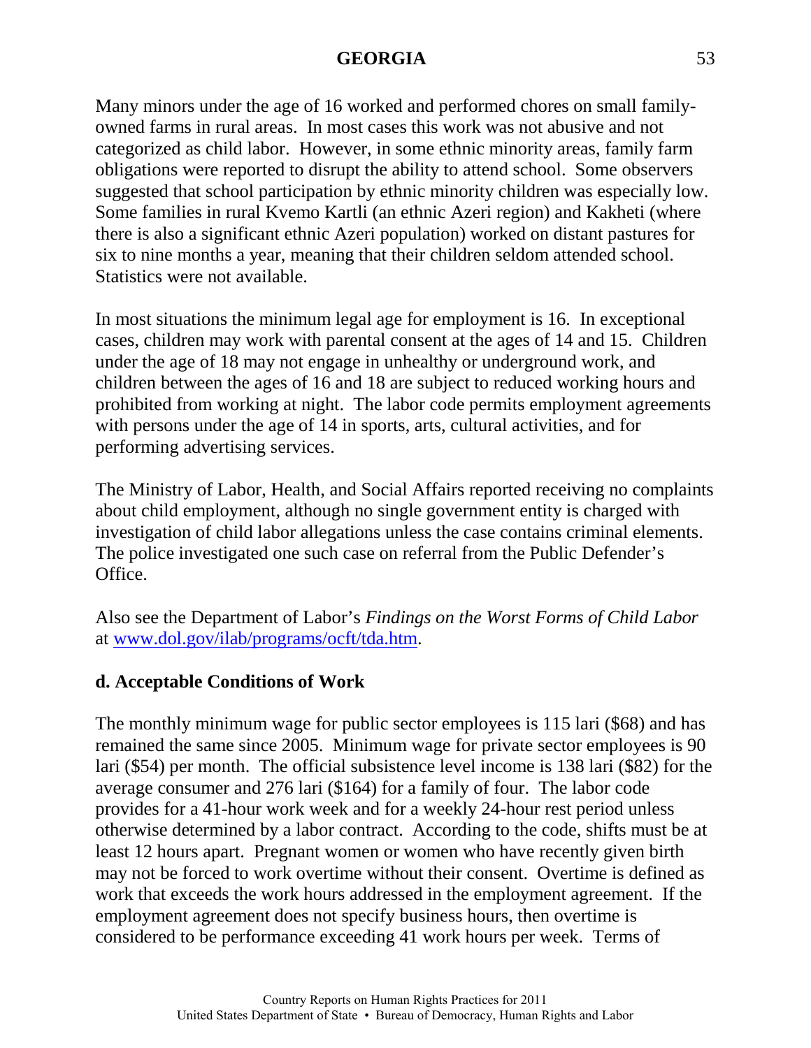Many minors under the age of 16 worked and performed chores on small family-owned farms in rural areas. In most cases this work was not abusive and not categorized as child labor. However, in some ethnic minority areas, family farm obligations were reported to disrupt the ability to attend school. Some observers suggested that school participation by ethnic minority children was especially low. Some families in rural Kvemo Kartli (an ethnic Azeri region) and Kakheti (where there is also a significant ethnic Azeri population) worked on distant pastures for six to nine months a year, meaning that their children seldom attended school. Statistics were not available.

In most situations the minimum legal age for employment is 16. In exceptional cases, children may work with parental consent at the ages of 14 and 15. Children under the age of 18 may not engage in unhealthy or underground work, and children between the ages of 16 and 18 are subject to reduced working hours and prohibited from working at night. The labor code permits employment agreements with persons under the age of 14 in sports, arts, cultural activities, and for performing advertising services.

The Ministry of Labor, Health, and Social Affairs reported receiving no complaints about child employment, although no single government entity is charged with investigation of child labor allegations unless the case contains criminal elements. The police investigated one such case on referral from the Public Defender's Office.

Also see the Department of Labor's *Findings on the Worst Forms of Child Labor* at [www.dol.gov/ilab/programs/ocft/tda.htm](http://www.dol.gov/ilab/programs/ocft/tda.htm).

**d. Acceptable Conditions of Work**

The monthly minimum wage for public sector employees is 115 lari ($68) and has remained the same since 2005. Minimum wage for private sector employees is 90 lari ($54) per month. The official subsistence level income is 138 lari ($82) for the average consumer and 276 lari ($164) for a family of four. The labor code provides for a 41-hour work week and for a weekly 24-hour rest period unless otherwise determined by a labor contract. According to the code, shifts must be at least 12 hours apart. Pregnant women or women who have recently given birth may not be forced to work overtime without their consent. Overtime is defined as work that exceeds the work hours addressed in the employment agreement. If the employment agreement does not specify business hours, then overtime is considered to be performance exceeding 41 work hours per week. Terms of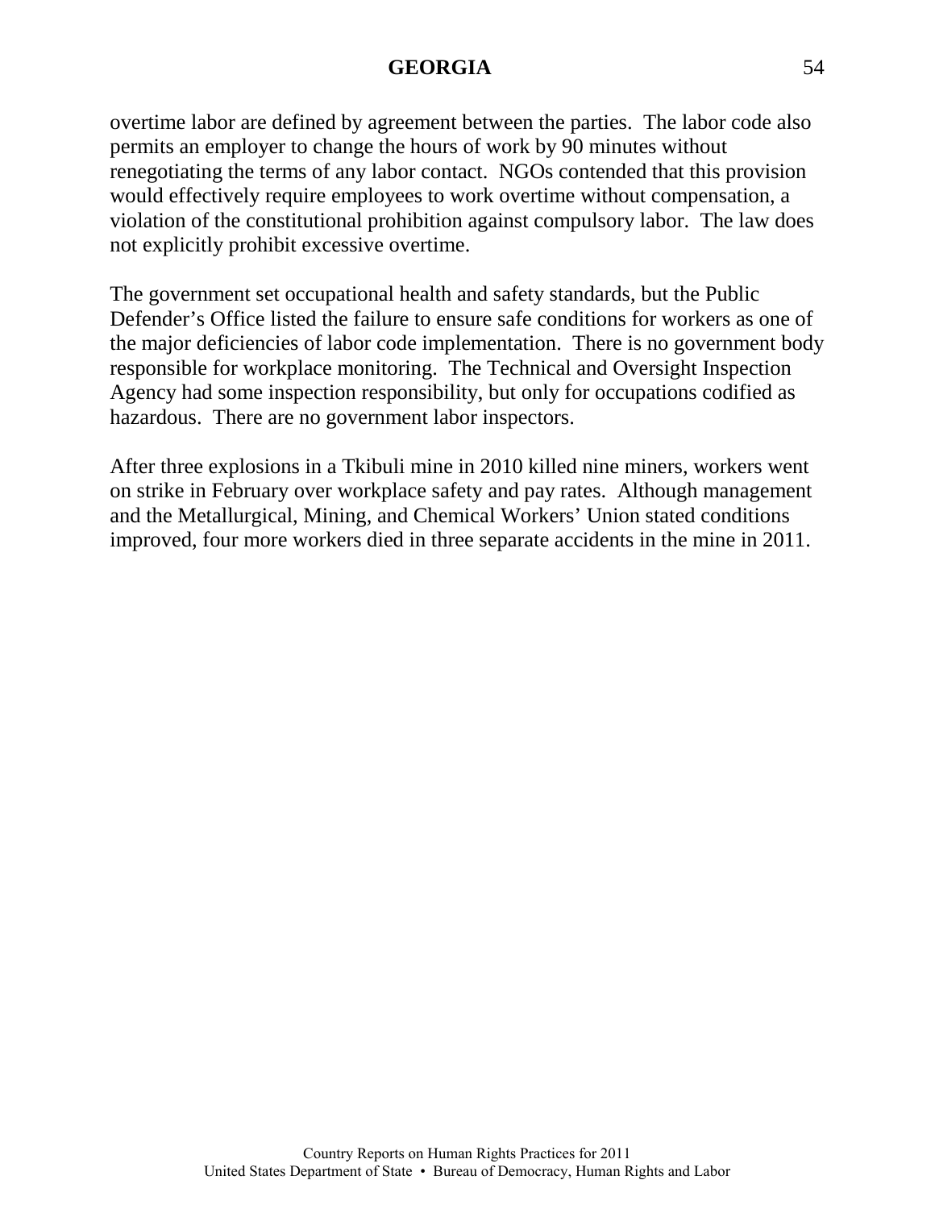overtime labor are defined by agreement between the parties. The labor code also permits an employer to change the hours of work by 90 minutes without renegotiating the terms of any labor contact. NGOs contended that this provision would effectively require employees to work overtime without compensation, a violation of the constitutional prohibition against compulsory labor. The law does not explicitly prohibit excessive overtime.

The government set occupational health and safety standards, but the Public Defender's Office listed the failure to ensure safe conditions for workers as one of the major deficiencies of labor code implementation. There is no government body responsible for workplace monitoring. The Technical and Oversight Inspection Agency had some inspection responsibility, but only for occupations codified as hazardous. There are no government labor inspectors.

After three explosions in a Tkibuli mine in 2010 killed nine miners, workers went on strike in February over workplace safety and pay rates. Although management and the Metallurgical, Mining, and Chemical Workers' Union stated conditions improved, four more workers died in three separate accidents in the mine in 2011.